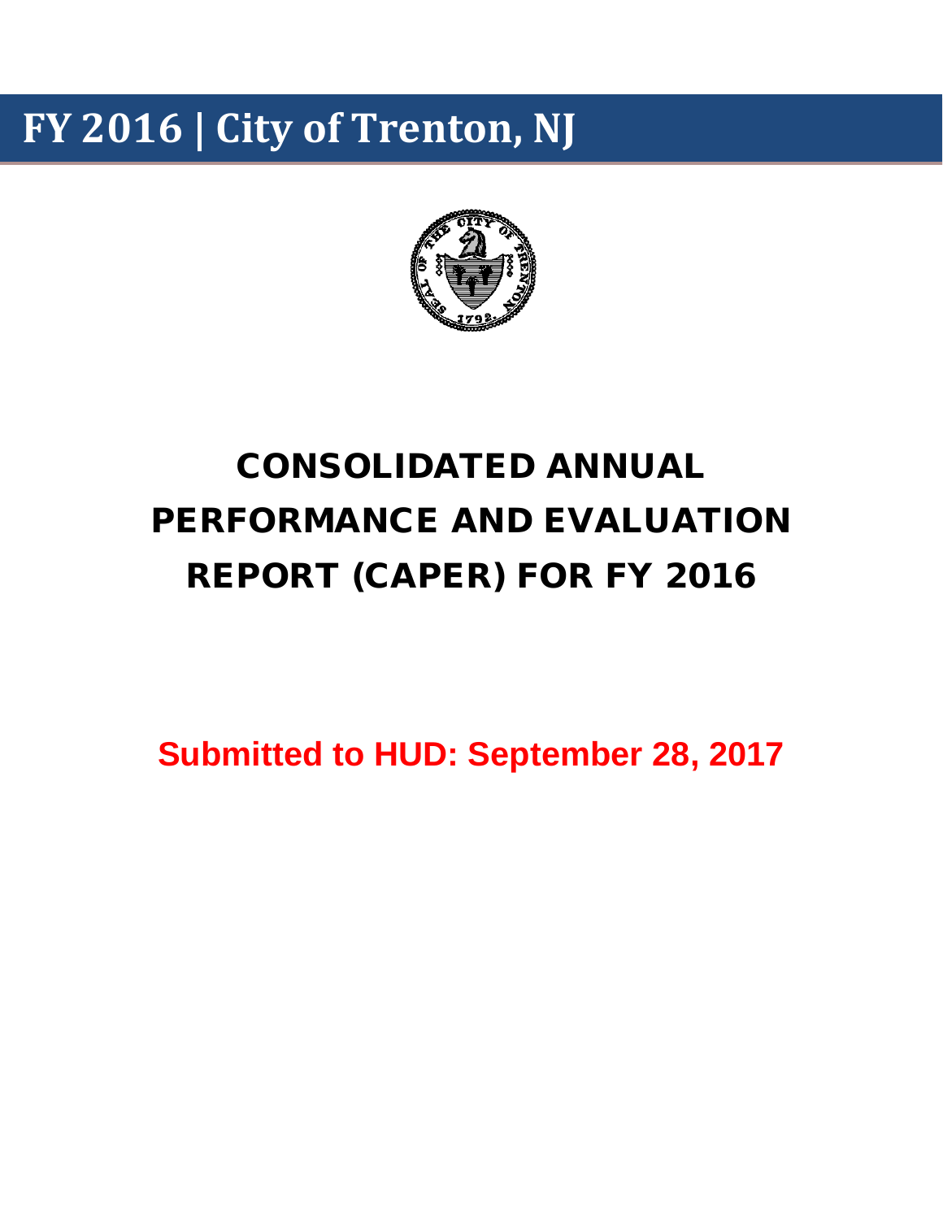# FY 2016 | City of Trenton, NJ

# CONSOLIDATED ANNUAL PERFORMANCE AND EVALUATION REPORT (CAPER) FOR FY 2016

**Submitted to HUD: September 28, 2017**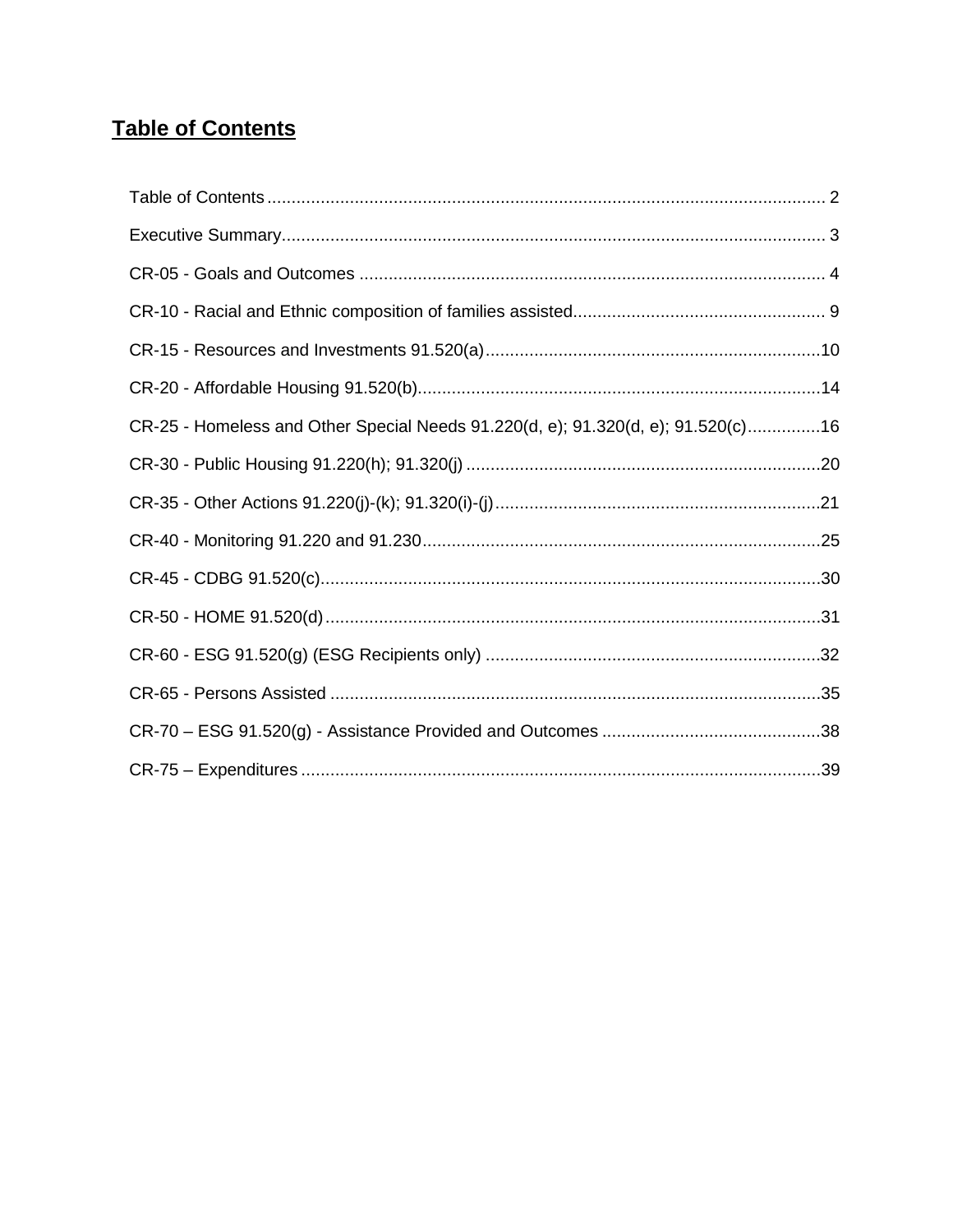# Table of Contents

Table of Contents .................................................................................................................. 2

Executive Summary................................................................................................................ 3

CR-05 - Goals and Outcomes ................................................................................................ 4

CR-10 - Racial and Ethnic composition of families assisted.................................................... 9

CR-15 - Resources and Investments 91.520(a).....................................................................10

CR-20 - Affordable Housing 91.520(b)...................................................................................14

CR-25 - Homeless and Other Special Needs 91.220(d, e); 91.320(d, e); 91.520(c)...............16

CR-30 - Public Housing 91.220(h); 91.320(j) .........................................................................20

CR-35 - Other Actions 91.220(j)-(k); 91.320(i)-(j)...................................................................21

CR-40 - Monitoring 91.220 and 91.230..................................................................................25

CR-45 - CDBG 91.520(c).......................................................................................................30

CR-50 - HOME 91.520(d)......................................................................................................31

CR-60 - ESG 91.520(g) (ESG Recipients only) .....................................................................32

CR-65 - Persons Assisted .....................................................................................................35

CR-70 – ESG 91.520(g) - Assistance Provided and Outcomes .............................................38

CR-75 – Expenditures ...........................................................................................................39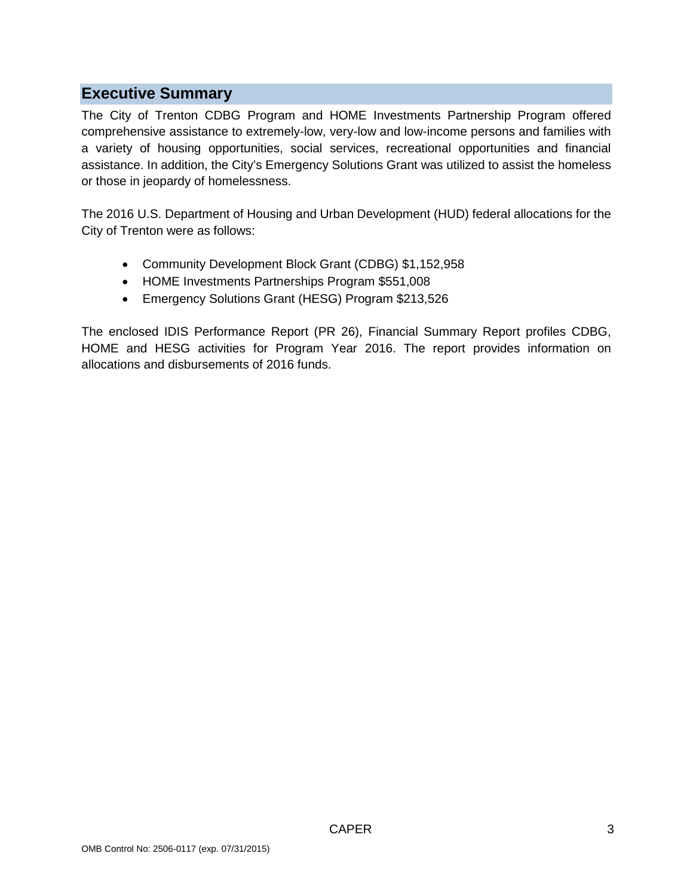## Executive Summary

The City of Trenton CDBG Program and HOME Investments Partnership Program offered comprehensive assistance to extremely-low, very-low and low-income persons and families with a variety of housing opportunities, social services, recreational opportunities and financial assistance. In addition, the City's Emergency Solutions Grant was utilized to assist the homeless or those in jeopardy of homelessness.

The 2016 U.S. Department of Housing and Urban Development (HUD) federal allocations for the City of Trenton were as follows:

- Community Development Block Grant (CDBG) $1,152,958
- HOME Investments Partnerships Program $551,008
- Emergency Solutions Grant (HESG) Program $213,526

The enclosed IDIS Performance Report (PR 26), Financial Summary Report profiles CDBG, HOME and HESG activities for Program Year 2016. The report provides information on allocations and disbursements of 2016 funds.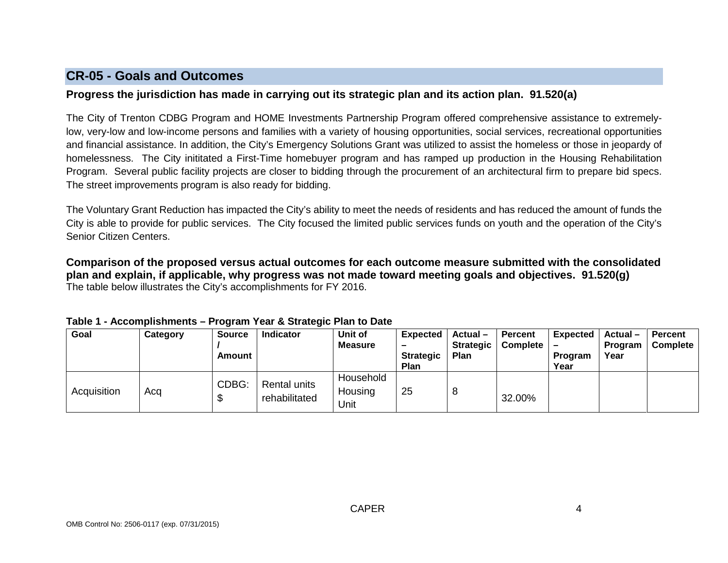## CR-05 - Goals and Outcomes

### Progress the jurisdiction has made in carrying out its strategic plan and its action plan. 91.520(a)

The City of Trenton CDBG Program and HOME Investments Partnership Program offered comprehensive assistance to extremely-low, very-low and low-income persons and families with a variety of housing opportunities, social services, recreational opportunities and financial assistance. In addition, the City's Emergency Solutions Grant was utilized to assist the homeless or those in jeopardy of homelessness. The City inititated a First-Time homebuyer program and has ramped up production in the Housing Rehabilitation Program. Several public facility projects are closer to bidding through the procurement of an architectural firm to prepare bid specs. The street improvements program is also ready for bidding.

The Voluntary Grant Reduction has impacted the City's ability to meet the needs of residents and has reduced the amount of funds the City is able to provide for public services. The City focused the limited public services funds on youth and the operation of the City's Senior Citizen Centers.

### Comparison of the proposed versus actual outcomes for each outcome measure submitted with the consolidated plan and explain, if applicable, why progress was not made toward meeting goals and objectives. 91.520(g)

The table below illustrates the City's accomplishments for FY 2016.

**Table 1 - Accomplishments – Program Year & Strategic Plan to Date**

| Goal | Category | Source / Amount | Indicator | Unit of Measure | Expected – Strategic Plan | Actual – Strategic Plan | Percent Complete | Expected – Program Year | Actual – Program Year | Percent Complete |
|---|---|---|---|---|---|---|---|---|---|---|
| Acquisition | Acq | CDBG: $ | Rental units rehabilitated | Household Housing Unit | 25 | 8 | 32.00% | | | |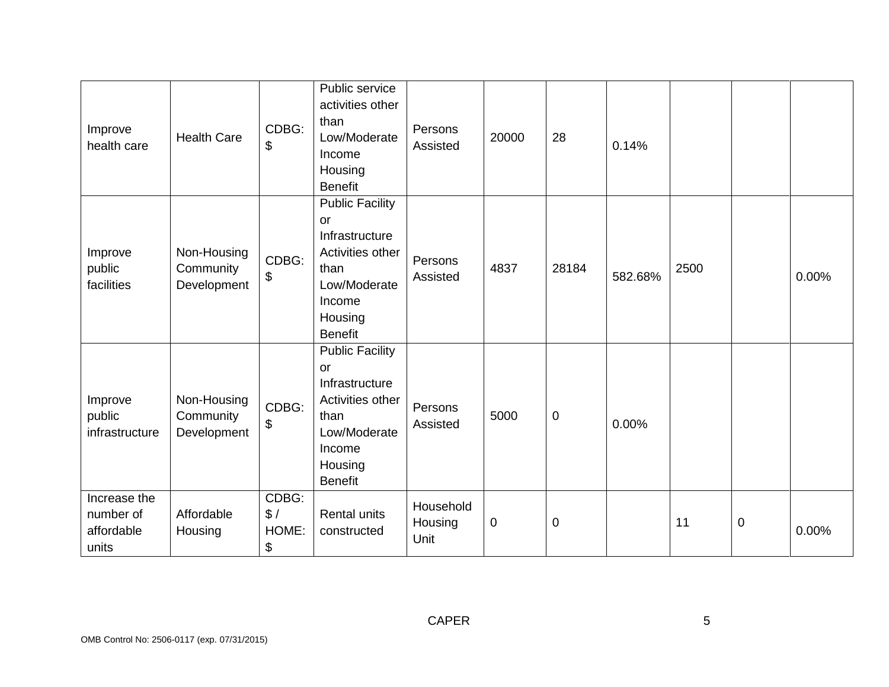| | | | | | | | | | | |
|---|---|---|---|---|---|---|---|---|---|---|
| Improve health care | Health Care | CDBG: $ | Public service activities other than Low/Moderate Income Housing Benefit | Persons Assisted | 20000 | 28 | 0.14% | | | |
| Improve public facilities | Non-Housing Community Development | CDBG: $ | Public Facility or Infrastructure Activities other than Low/Moderate Income Housing Benefit | Persons Assisted | 4837 | 28184 | 582.68% | 2500 | | 0.00% |
| Improve public infrastructure | Non-Housing Community Development | CDBG: $ | Public Facility or Infrastructure Activities other than Low/Moderate Income Housing Benefit | Persons Assisted | 5000 | 0 | 0.00% | | | |
| Increase the number of affordable units | Affordable Housing | CDBG: $ / HOME: $ | Rental units constructed | Household Housing Unit | 0 | 0 | | 11 | 0 | 0.00% |

OMB Control No: 2506-0117 (exp. 07/31/2015)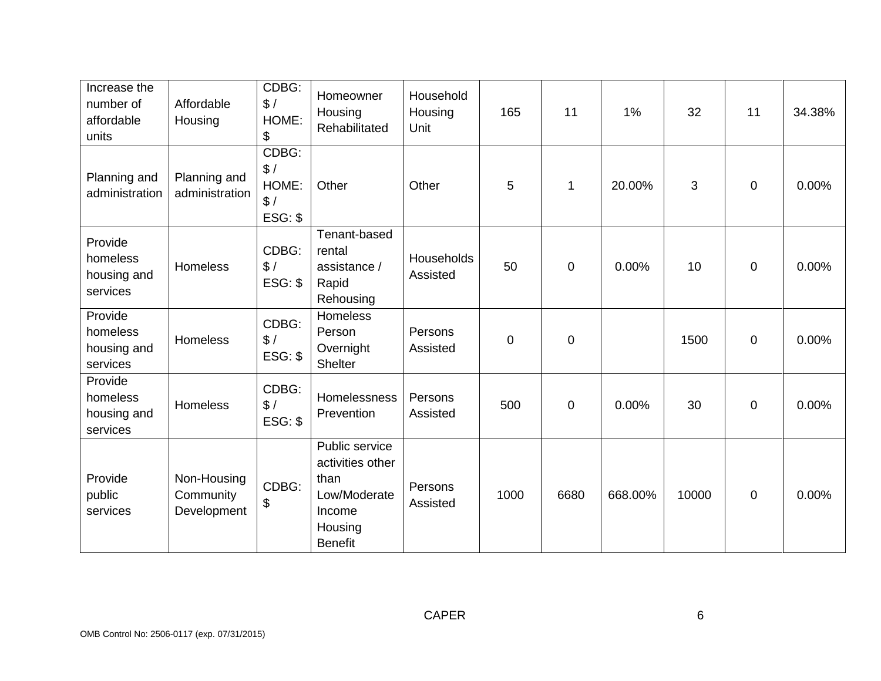| Increase the number of affordable units | Affordable Housing | CDBG: $ / HOME: $ | Homeowner Housing Rehabilitated | Household Housing Unit | 165 | 11 | 1% | 32 | 11 | 34.38% |
|---|---|---|---|---|---|---|---|---|---|---|
| Planning and administration | Planning and administration | CDBG: $ / HOME: $ / ESG: $ | Other | Other | 5 | 1 | 20.00% | 3 | 0 | 0.00% |
| Provide homeless housing and services | Homeless | CDBG: $ / ESG: $ | Tenant-based rental assistance / Rapid Rehousing | Households Assisted | 50 | 0 | 0.00% | 10 | 0 | 0.00% |
| Provide homeless housing and services | Homeless | CDBG: $ / ESG: $ | Homeless Person Overnight Shelter | Persons Assisted | 0 | 0 | | 1500 | 0 | 0.00% |
| Provide homeless housing and services | Homeless | CDBG: $ / ESG: $ | Homelessness Prevention | Persons Assisted | 500 | 0 | 0.00% | 30 | 0 | 0.00% |
| Provide public services | Non-Housing Community Development | CDBG: $ | Public service activities other than Low/Moderate Income Housing Benefit | Persons Assisted | 1000 | 6680 | 668.00% | 10000 | 0 | 0.00% |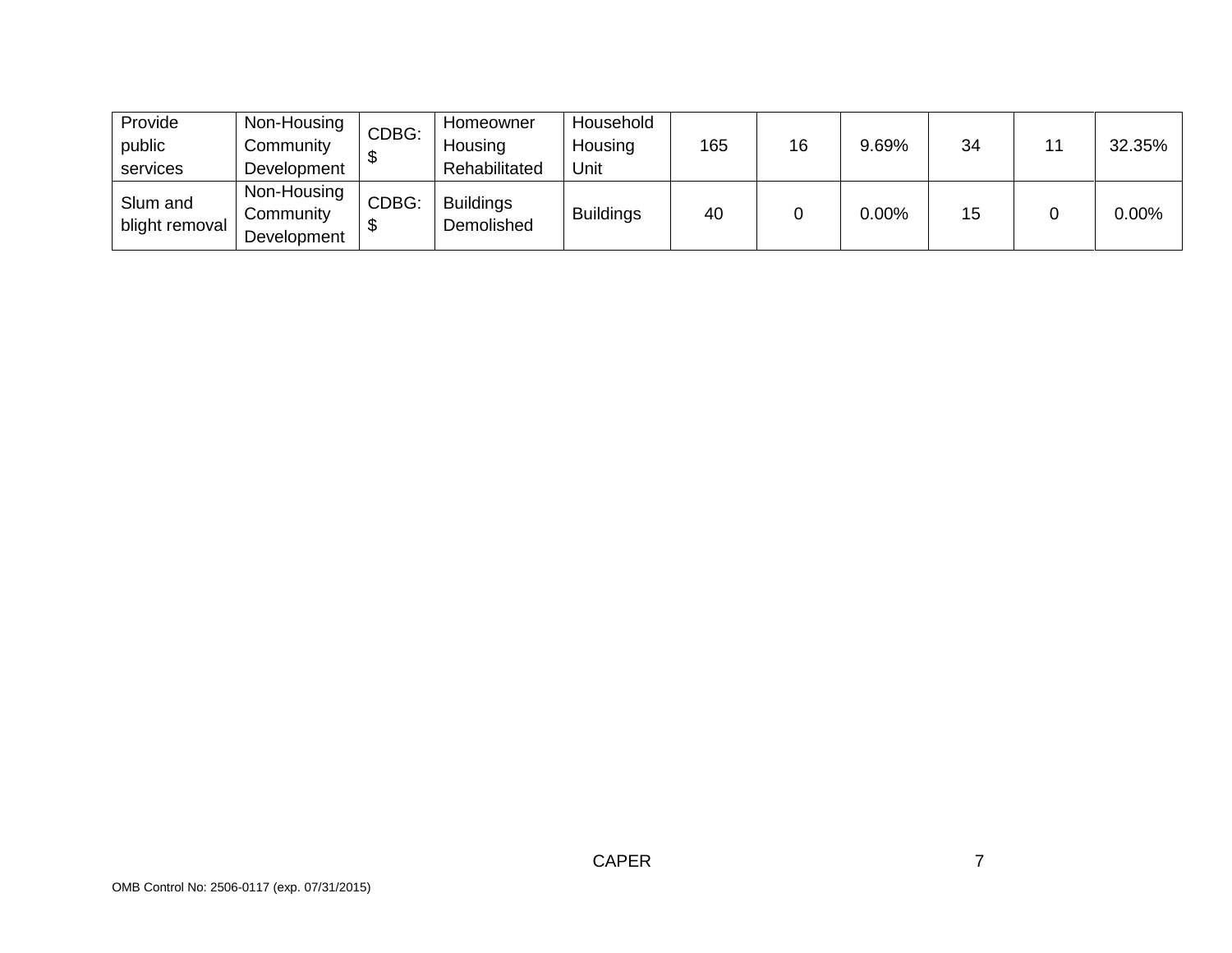| Provide public services | Non-Housing Community Development | CDBG: $ | Homeowner Housing Rehabilitated | Household Housing Unit | 165 | 16 | 9.69% | 34 | 11 | 32.35% |
|---|---|---|---|---|---|---|---|---|---|---|
| Slum and blight removal | Non-Housing Community Development | CDBG: $ | Buildings Demolished | Buildings | 40 | 0 | 0.00% | 15 | 0 | 0.00% |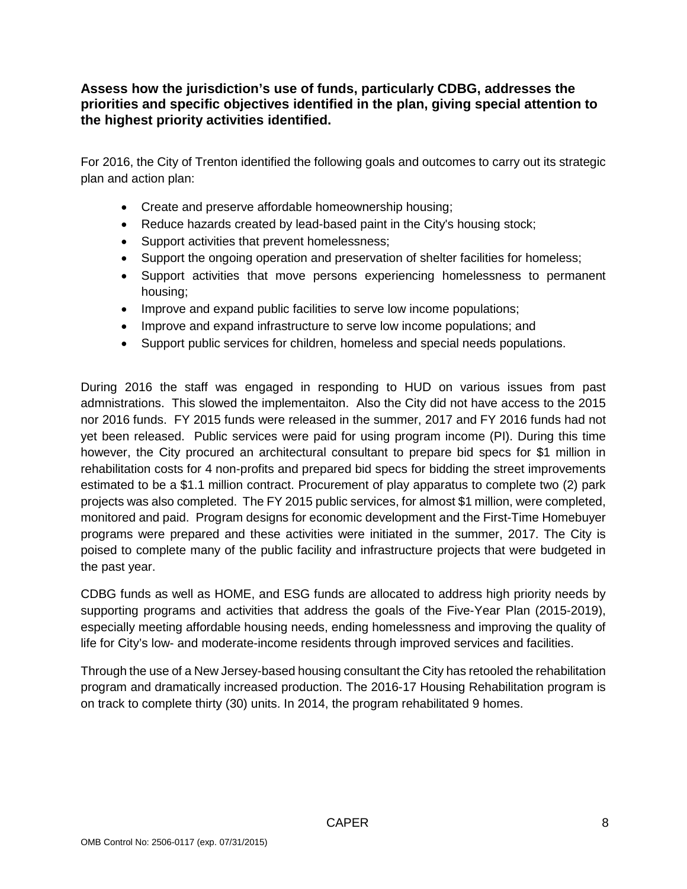**Assess how the jurisdiction's use of funds, particularly CDBG, addresses the priorities and specific objectives identified in the plan, giving special attention to the highest priority activities identified.**

For 2016, the City of Trenton identified the following goals and outcomes to carry out its strategic plan and action plan:

- Create and preserve affordable homeownership housing;
- Reduce hazards created by lead-based paint in the City's housing stock;
- Support activities that prevent homelessness;
- Support the ongoing operation and preservation of shelter facilities for homeless;
- Support activities that move persons experiencing homelessness to permanent housing;
- Improve and expand public facilities to serve low income populations;
- Improve and expand infrastructure to serve low income populations; and
- Support public services for children, homeless and special needs populations.

During 2016 the staff was engaged in responding to HUD on various issues from past admnistrations. This slowed the implementaiton. Also the City did not have access to the 2015 nor 2016 funds. FY 2015 funds were released in the summer, 2017 and FY 2016 funds had not yet been released. Public services were paid for using program income (PI). During this time however, the City procured an architectural consultant to prepare bid specs for $1 million in rehabilitation costs for 4 non-profits and prepared bid specs for bidding the street improvements estimated to be a $1.1 million contract. Procurement of play apparatus to complete two (2) park projects was also completed. The FY 2015 public services, for almost $1 million, were completed, monitored and paid. Program designs for economic development and the First-Time Homebuyer programs were prepared and these activities were initiated in the summer, 2017. The City is poised to complete many of the public facility and infrastructure projects that were budgeted in the past year.

CDBG funds as well as HOME, and ESG funds are allocated to address high priority needs by supporting programs and activities that address the goals of the Five-Year Plan (2015-2019), especially meeting affordable housing needs, ending homelessness and improving the quality of life for City's low- and moderate-income residents through improved services and facilities.

Through the use of a New Jersey-based housing consultant the City has retooled the rehabilitation program and dramatically increased production. The 2016-17 Housing Rehabilitation program is on track to complete thirty (30) units. In 2014, the program rehabilitated 9 homes.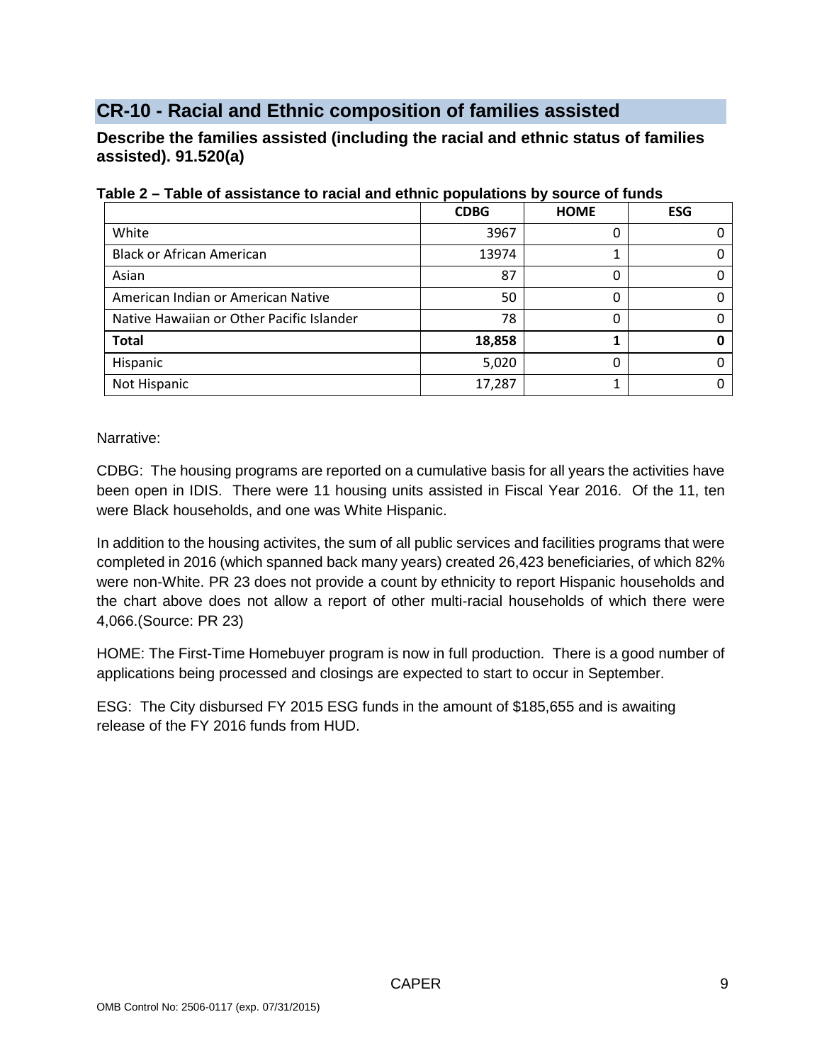## CR-10 - Racial and Ethnic composition of families assisted

### Describe the families assisted (including the racial and ethnic status of families assisted). 91.520(a)

**Table 2 – Table of assistance to racial and ethnic populations by source of funds**

| | CDBG | HOME | ESG |
|---|---|---|---|
| White | 3967 | 0 | 0 |
| Black or African American | 13974 | 1 | 0 |
| Asian | 87 | 0 | 0 |
| American Indian or American Native | 50 | 0 | 0 |
| Native Hawaiian or Other Pacific Islander | 78 | 0 | 0 |
| **Total** | **18,858** | **1** | **0** |
| Hispanic | 5,020 | 0 | 0 |
| Not Hispanic | 17,287 | 1 | 0 |

Narrative:

CDBG: The housing programs are reported on a cumulative basis for all years the activities have been open in IDIS. There were 11 housing units assisted in Fiscal Year 2016. Of the 11, ten were Black households, and one was White Hispanic.

In addition to the housing activites, the sum of all public services and facilities programs that were completed in 2016 (which spanned back many years) created 26,423 beneficiaries, of which 82% were non-White. PR 23 does not provide a count by ethnicity to report Hispanic households and the chart above does not allow a report of other multi-racial households of which there were 4,066.(Source: PR 23)

HOME: The First-Time Homebuyer program is now in full production. There is a good number of applications being processed and closings are expected to start to occur in September.

ESG: The City disbursed FY 2015 ESG funds in the amount of $185,655 and is awaiting release of the FY 2016 funds from HUD.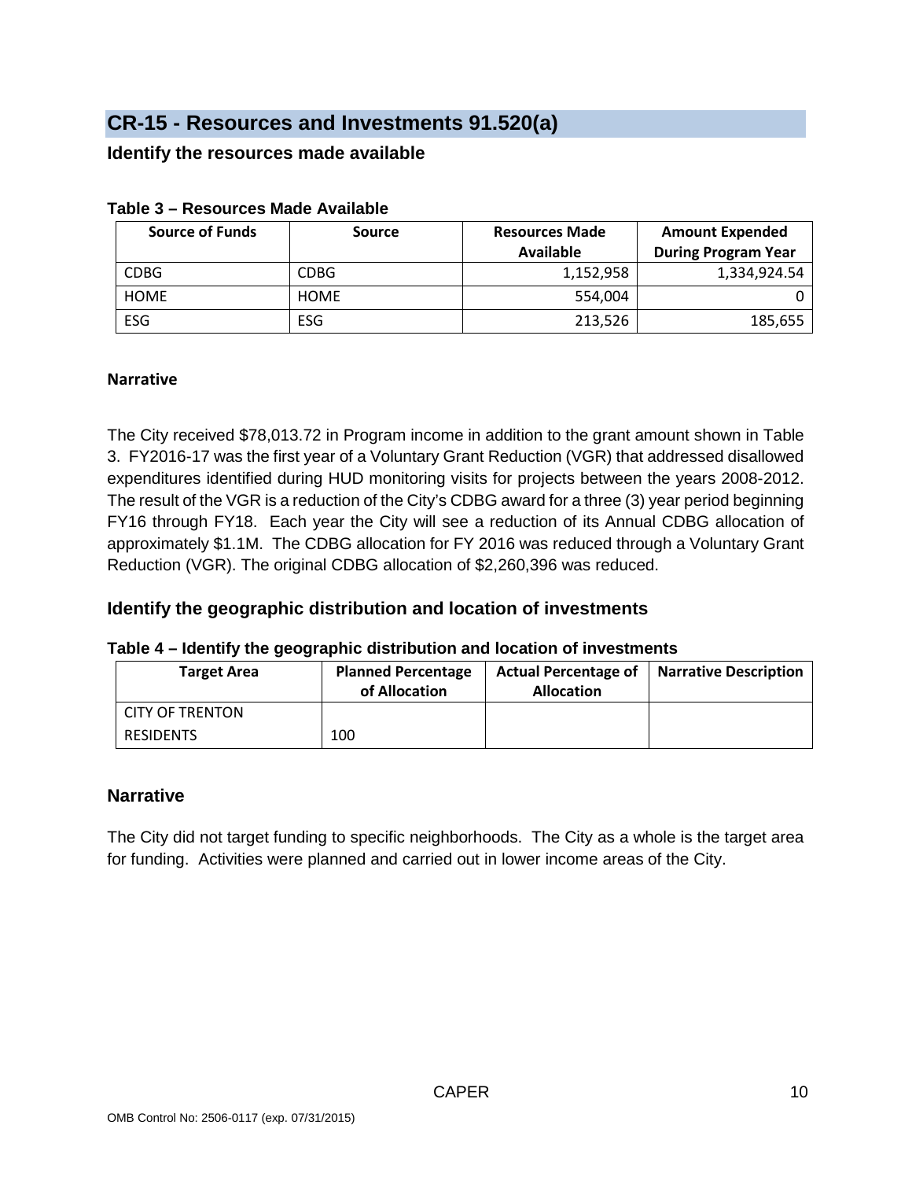## CR-15 - Resources and Investments 91.520(a)

### Identify the resources made available

**Table 3 – Resources Made Available**

| Source of Funds | Source | Resources Made Available | Amount Expended During Program Year |
|---|---|---|---|
| CDBG | CDBG | 1,152,958 | 1,334,924.54 |
| HOME | HOME | 554,004 | 0 |
| ESG | ESG | 213,526 | 185,655 |

**Narrative**

The City received $78,013.72 in Program income in addition to the grant amount shown in Table 3. FY2016-17 was the first year of a Voluntary Grant Reduction (VGR) that addressed disallowed expenditures identified during HUD monitoring visits for projects between the years 2008-2012. The result of the VGR is a reduction of the City's CDBG award for a three (3) year period beginning FY16 through FY18. Each year the City will see a reduction of its Annual CDBG allocation of approximately $1.1M. The CDBG allocation for FY 2016 was reduced through a Voluntary Grant Reduction (VGR). The original CDBG allocation of $2,260,396 was reduced.

### Identify the geographic distribution and location of investments

**Table 4 – Identify the geographic distribution and location of investments**

| Target Area | Planned Percentage of Allocation | Actual Percentage of Allocation | Narrative Description |
|---|---|---|---|
| CITY OF TRENTON RESIDENTS | 100 | | |

### Narrative

The City did not target funding to specific neighborhoods. The City as a whole is the target area for funding. Activities were planned and carried out in lower income areas of the City.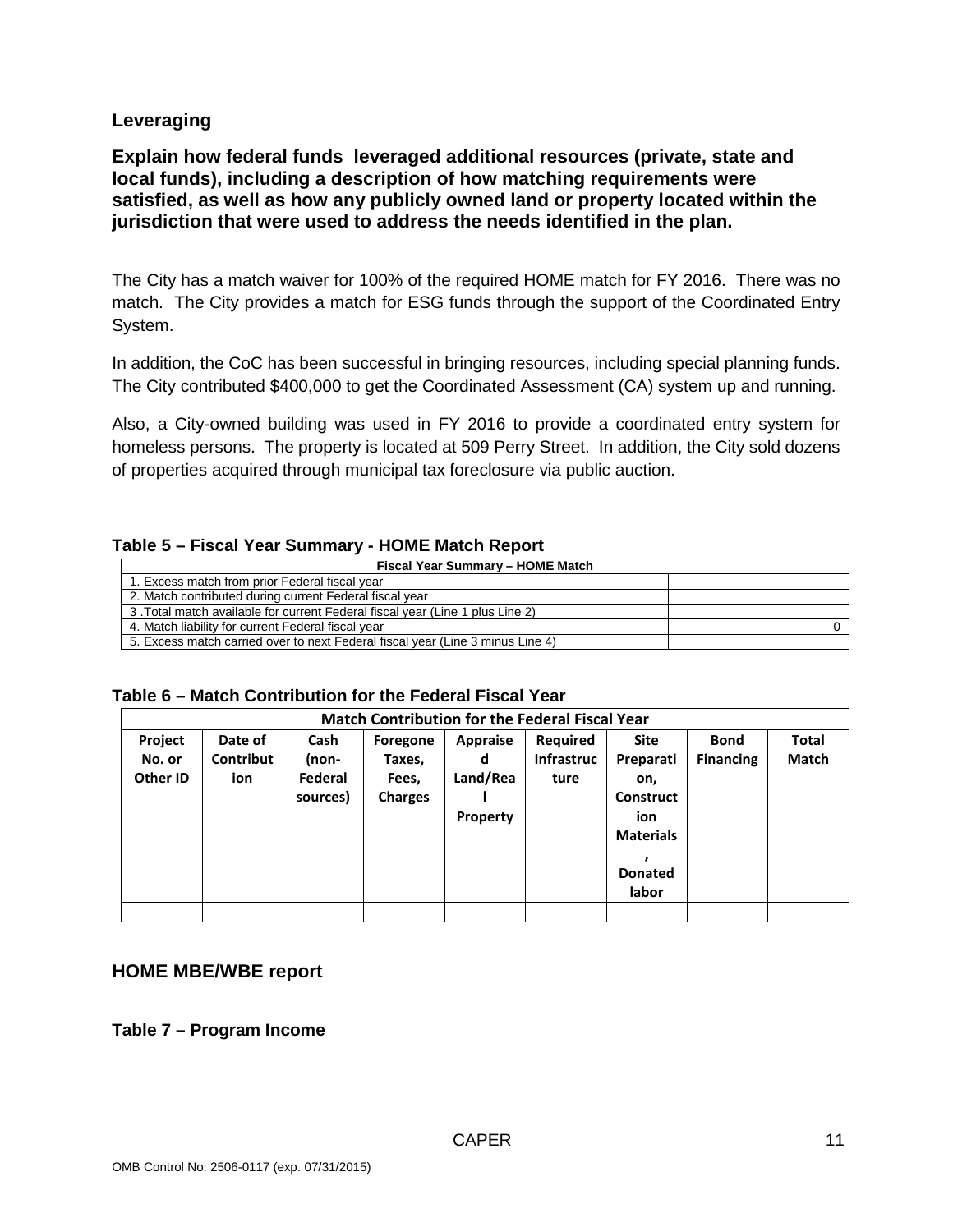## Leveraging

**Explain how federal funds leveraged additional resources (private, state and local funds), including a description of how matching requirements were satisfied, as well as how any publicly owned land or property located within the jurisdiction that were used to address the needs identified in the plan.**

The City has a match waiver for 100% of the required HOME match for FY 2016. There was no match. The City provides a match for ESG funds through the support of the Coordinated Entry System.

In addition, the CoC has been successful in bringing resources, including special planning funds. The City contributed $400,000 to get the Coordinated Assessment (CA) system up and running.

Also, a City-owned building was used in FY 2016 to provide a coordinated entry system for homeless persons. The property is located at 509 Perry Street. In addition, the City sold dozens of properties acquired through municipal tax foreclosure via public auction.

**Table 5 – Fiscal Year Summary - HOME Match Report**

| Fiscal Year Summary – HOME Match | |
|---|---|
| 1. Excess match from prior Federal fiscal year | |
| 2. Match contributed during current Federal fiscal year | |
| 3 .Total match available for current Federal fiscal year (Line 1 plus Line 2) | |
| 4. Match liability for current Federal fiscal year | 0 |
| 5. Excess match carried over to next Federal fiscal year (Line 3 minus Line 4) | |

**Table 6 – Match Contribution for the Federal Fiscal Year**

| Match Contribution for the Federal Fiscal Year | | | | | | | | |
|---|---|---|---|---|---|---|---|---|
| Project No. or Other ID | Date of Contribution | Cash (non-Federal sources) | Foregone Taxes, Fees, Charges | Appraised Land/Real Property | Required Infrastructure | Site Preparation, Construction Materials, Donated labor | Bond Financing | Total Match |
| | | | | | | | | |

## HOME MBE/WBE report

**Table 7 – Program Income**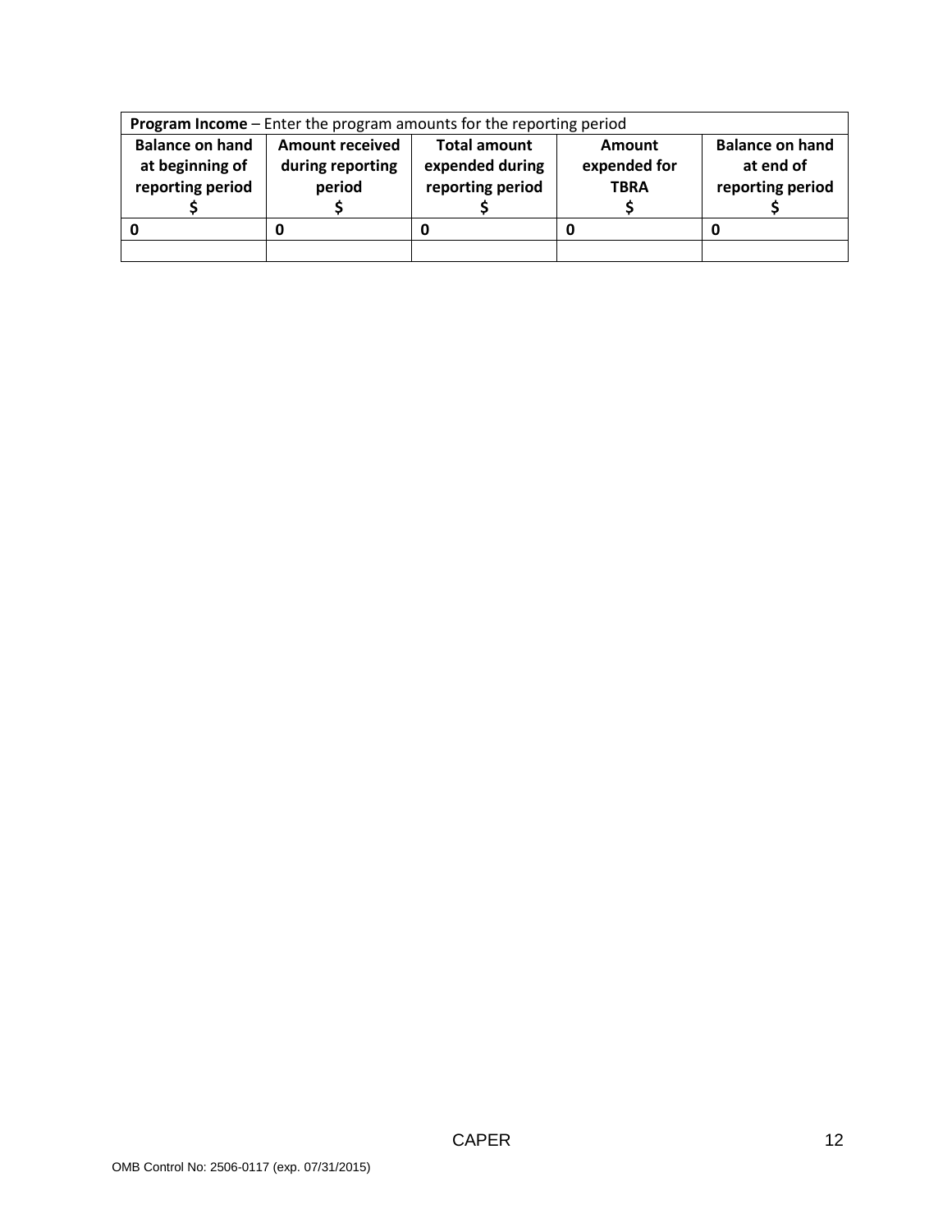| **Program Income** – Enter the program amounts for the reporting period | | | | |
|---|---|---|---|---|
| **Balance on hand at beginning of reporting period $** | **Amount received during reporting period $** | **Total amount expended during reporting period $** | **Amount expended for TBRA $** | **Balance on hand at end of reporting period $** |
| **0** | **0** | **0** | **0** | **0** |
| | | | | |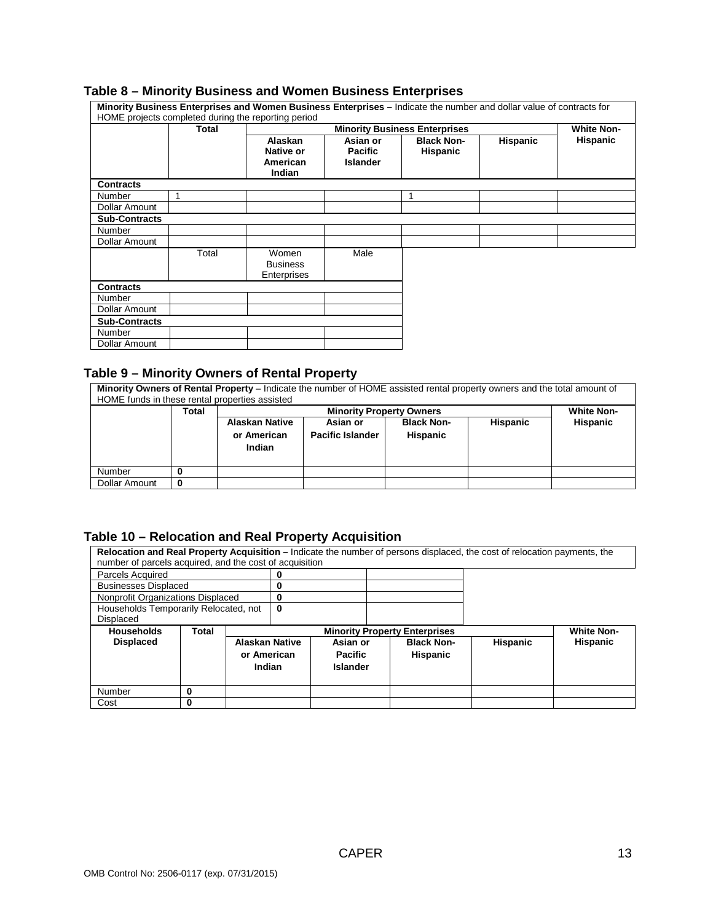## Table 8 – Minority Business and Women Business Enterprises

**Minority Business Enterprises and Women Business Enterprises –** Indicate the number and dollar value of contracts for HOME projects completed during the reporting period

| | Total | Minority Business Enterprises | | | | White Non-Hispanic |
|---|---|---|---|---|---|---|
| | | Alaskan Native or American Indian | Asian or Pacific Islander | Black Non-Hispanic | Hispanic | |
| **Contracts** | | | | | | |
| Number | 1 | | | 1 | | |
| Dollar Amount | | | | | | |
| **Sub-Contracts** | | | | | | |
| Number | | | | | | |
| Dollar Amount | | | | | | |

| | Total | Women Business Enterprises | Male |
|---|---|---|---|
| **Contracts** | | | |
| Number | | | |
| Dollar Amount | | | |
| **Sub-Contracts** | | | |
| Number | | | |
| Dollar Amount | | | |

## Table 9 – Minority Owners of Rental Property

**Minority Owners of Rental Property** – Indicate the number of HOME assisted rental property owners and the total amount of HOME funds in these rental properties assisted

| | Total | Minority Property Owners | | | | White Non-Hispanic |
|---|---|---|---|---|---|---|
| | | Alaskan Native or American Indian | Asian or Pacific Islander | Black Non-Hispanic | Hispanic | |
| Number | 0 | | | | | |
| Dollar Amount | 0 | | | | | |

## Table 10 – Relocation and Real Property Acquisition

**Relocation and Real Property Acquisition –** Indicate the number of persons displaced, the cost of relocation payments, the number of parcels acquired, and the cost of acquisition

| | | | |
|---|---|---|---|
| Parcels Acquired | 0 | | |
| Businesses Displaced | 0 | | |
| Nonprofit Organizations Displaced | 0 | | |
| Households Temporarily Relocated, not Displaced | 0 | | |

| Households Displaced | Total | Minority Property Enterprises | | | | White Non-Hispanic |
|---|---|---|---|---|---|---|
| | | Alaskan Native or American Indian | Asian or Pacific Islander | Black Non-Hispanic | Hispanic | |
| Number | 0 | | | | | |
| Cost | 0 | | | | | |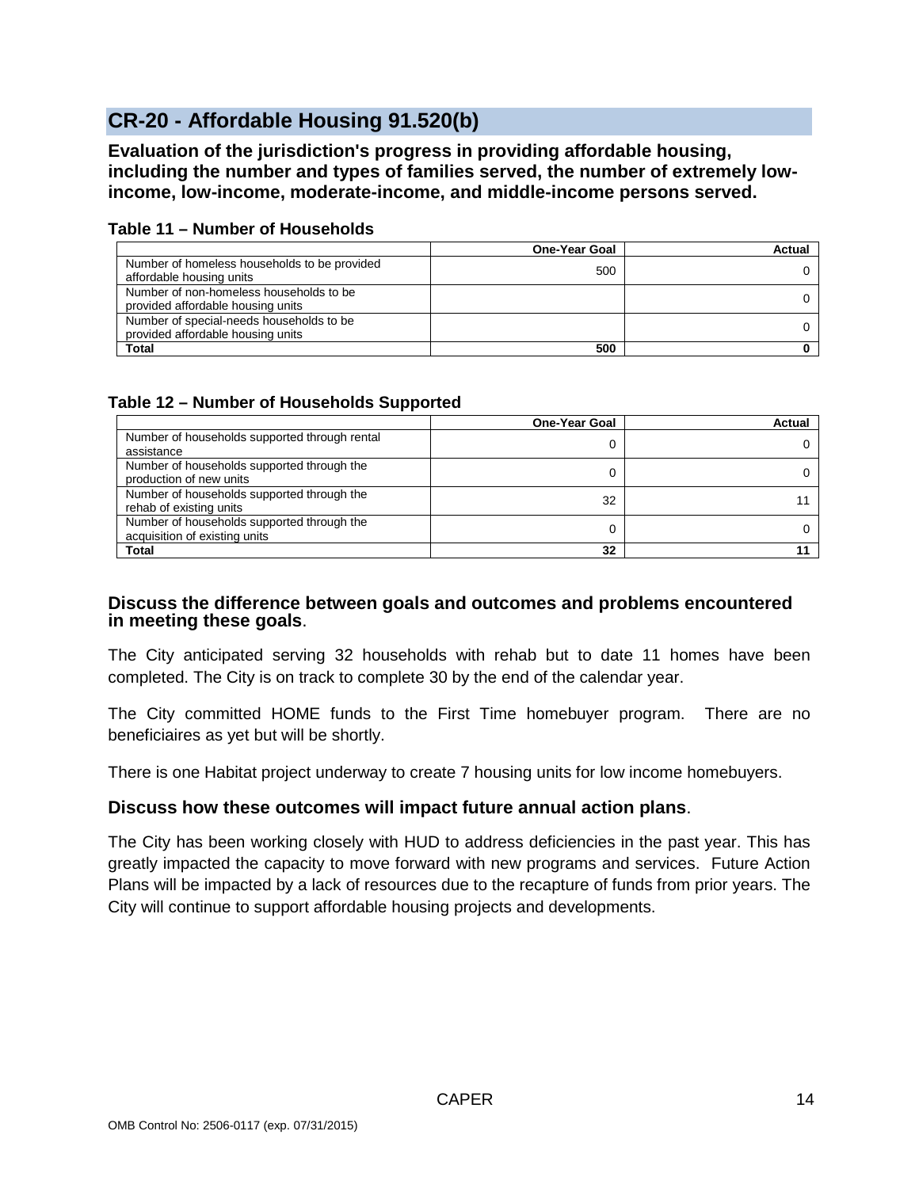## CR-20 - Affordable Housing 91.520(b)

**Evaluation of the jurisdiction's progress in providing affordable housing, including the number and types of families served, the number of extremely low-income, low-income, moderate-income, and middle-income persons served.**

**Table 11 – Number of Households**

| | One-Year Goal | Actual |
|---|---|---|
| Number of homeless households to be provided affordable housing units | 500 | 0 |
| Number of non-homeless households to be provided affordable housing units | | 0 |
| Number of special-needs households to be provided affordable housing units | | 0 |
| **Total** | **500** | **0** |

**Table 12 – Number of Households Supported**

| | One-Year Goal | Actual |
|---|---|---|
| Number of households supported through rental assistance | 0 | 0 |
| Number of households supported through the production of new units | 0 | 0 |
| Number of households supported through the rehab of existing units | 32 | 11 |
| Number of households supported through the acquisition of existing units | 0 | 0 |
| **Total** | **32** | **11** |

### Discuss the difference between goals and outcomes and problems encountered in meeting these goals.

The City anticipated serving 32 households with rehab but to date 11 homes have been completed. The City is on track to complete 30 by the end of the calendar year.

The City committed HOME funds to the First Time homebuyer program. There are no beneficiaires as yet but will be shortly.

There is one Habitat project underway to create 7 housing units for low income homebuyers.

### Discuss how these outcomes will impact future annual action plans.

The City has been working closely with HUD to address deficiencies in the past year. This has greatly impacted the capacity to move forward with new programs and services. Future Action Plans will be impacted by a lack of resources due to the recapture of funds from prior years. The City will continue to support affordable housing projects and developments.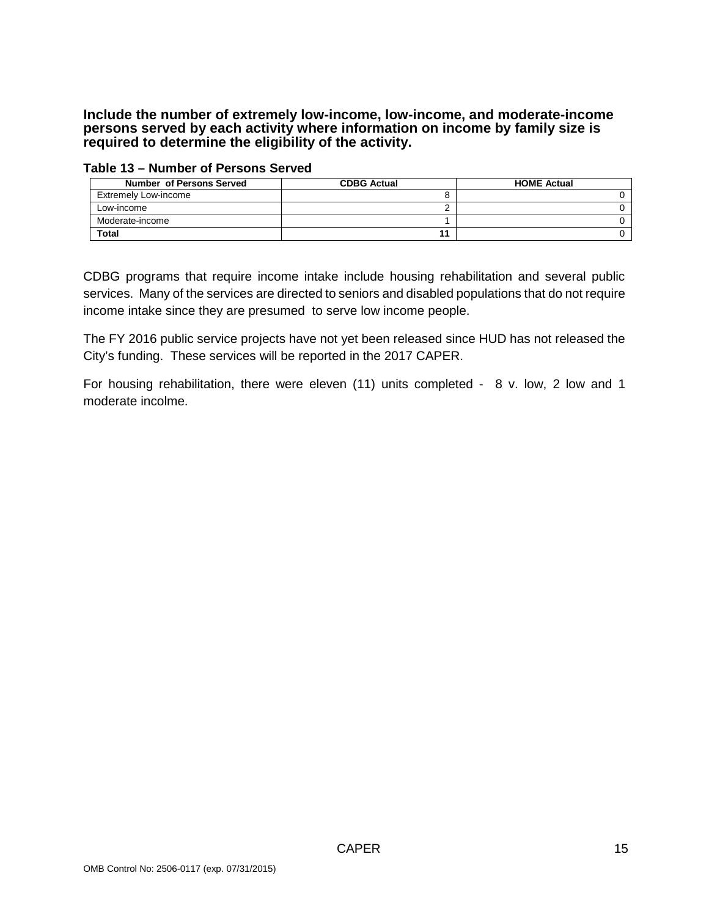**Include the number of extremely low-income, low-income, and moderate-income persons served by each activity where information on income by family size is required to determine the eligibility of the activity.**

**Table 13 – Number of Persons Served**

| Number of Persons Served | CDBG Actual | HOME Actual |
|---|---|---|
| Extremely Low-income | 8 | 0 |
| Low-income | 2 | 0 |
| Moderate-income | 1 | 0 |
| **Total** | **11** | 0 |

CDBG programs that require income intake include housing rehabilitation and several public services. Many of the services are directed to seniors and disabled populations that do not require income intake since they are presumed to serve low income people.

The FY 2016 public service projects have not yet been released since HUD has not released the City's funding. These services will be reported in the 2017 CAPER.

For housing rehabilitation, there were eleven (11) units completed - 8 v. low, 2 low and 1 moderate incolme.

OMB Control No: 2506-0117 (exp. 07/31/2015)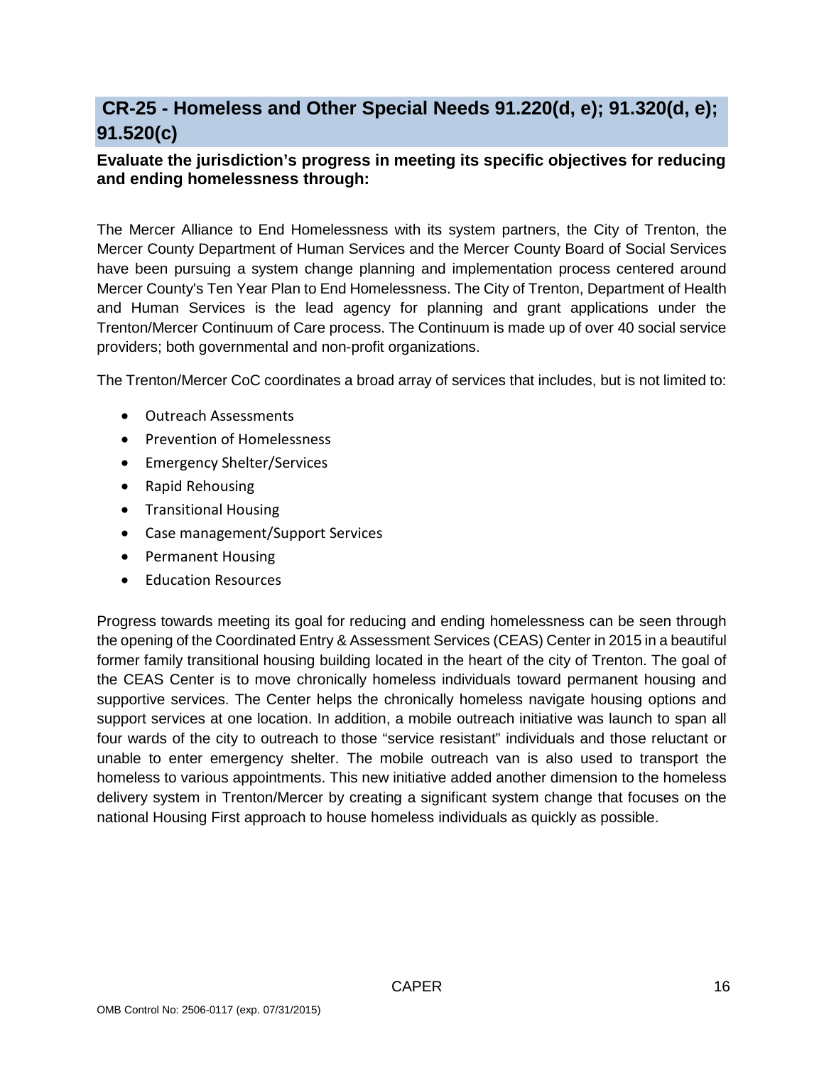## CR-25 - Homeless and Other Special Needs 91.220(d, e); 91.320(d, e); 91.520(c)

**Evaluate the jurisdiction's progress in meeting its specific objectives for reducing and ending homelessness through:**

The Mercer Alliance to End Homelessness with its system partners, the City of Trenton, the Mercer County Department of Human Services and the Mercer County Board of Social Services have been pursuing a system change planning and implementation process centered around Mercer County's Ten Year Plan to End Homelessness. The City of Trenton, Department of Health and Human Services is the lead agency for planning and grant applications under the Trenton/Mercer Continuum of Care process. The Continuum is made up of over 40 social service providers; both governmental and non-profit organizations.

The Trenton/Mercer CoC coordinates a broad array of services that includes, but is not limited to:

- Outreach Assessments
- Prevention of Homelessness
- Emergency Shelter/Services
- Rapid Rehousing
- Transitional Housing
- Case management/Support Services
- Permanent Housing
- Education Resources

Progress towards meeting its goal for reducing and ending homelessness can be seen through the opening of the Coordinated Entry & Assessment Services (CEAS) Center in 2015 in a beautiful former family transitional housing building located in the heart of the city of Trenton. The goal of the CEAS Center is to move chronically homeless individuals toward permanent housing and supportive services. The Center helps the chronically homeless navigate housing options and support services at one location. In addition, a mobile outreach initiative was launch to span all four wards of the city to outreach to those "service resistant" individuals and those reluctant or unable to enter emergency shelter. The mobile outreach van is also used to transport the homeless to various appointments. This new initiative added another dimension to the homeless delivery system in Trenton/Mercer by creating a significant system change that focuses on the national Housing First approach to house homeless individuals as quickly as possible.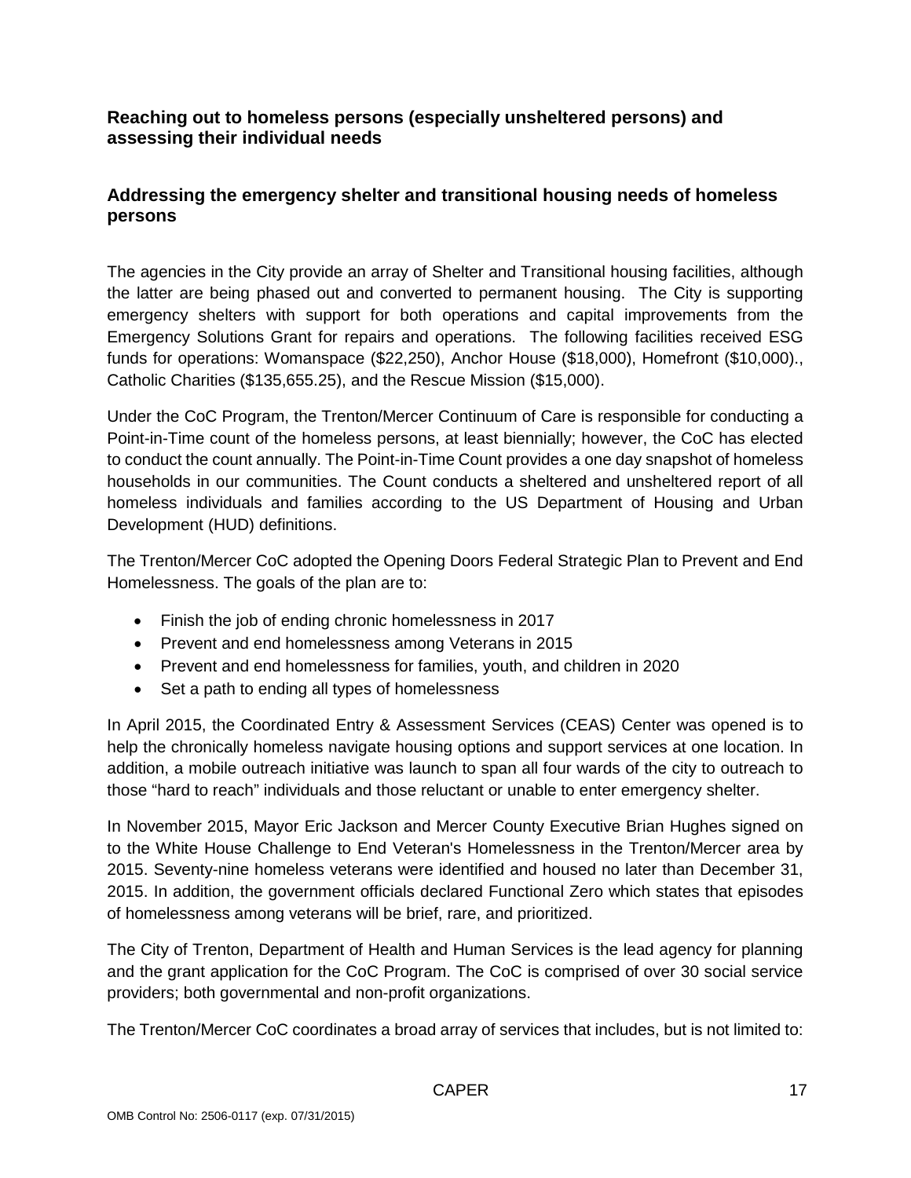### Reaching out to homeless persons (especially unsheltered persons) and assessing their individual needs

### Addressing the emergency shelter and transitional housing needs of homeless persons

The agencies in the City provide an array of Shelter and Transitional housing facilities, although the latter are being phased out and converted to permanent housing. The City is supporting emergency shelters with support for both operations and capital improvements from the Emergency Solutions Grant for repairs and operations. The following facilities received ESG funds for operations: Womanspace ($22,250), Anchor House ($18,000), Homefront ($10,000)., Catholic Charities ($135,655.25), and the Rescue Mission ($15,000).

Under the CoC Program, the Trenton/Mercer Continuum of Care is responsible for conducting a Point-in-Time count of the homeless persons, at least biennially; however, the CoC has elected to conduct the count annually. The Point-in-Time Count provides a one day snapshot of homeless households in our communities. The Count conducts a sheltered and unsheltered report of all homeless individuals and families according to the US Department of Housing and Urban Development (HUD) definitions.

The Trenton/Mercer CoC adopted the Opening Doors Federal Strategic Plan to Prevent and End Homelessness. The goals of the plan are to:

- Finish the job of ending chronic homelessness in 2017
- Prevent and end homelessness among Veterans in 2015
- Prevent and end homelessness for families, youth, and children in 2020
- Set a path to ending all types of homelessness

In April 2015, the Coordinated Entry & Assessment Services (CEAS) Center was opened is to help the chronically homeless navigate housing options and support services at one location. In addition, a mobile outreach initiative was launch to span all four wards of the city to outreach to those "hard to reach" individuals and those reluctant or unable to enter emergency shelter.

In November 2015, Mayor Eric Jackson and Mercer County Executive Brian Hughes signed on to the White House Challenge to End Veteran's Homelessness in the Trenton/Mercer area by 2015. Seventy-nine homeless veterans were identified and housed no later than December 31, 2015. In addition, the government officials declared Functional Zero which states that episodes of homelessness among veterans will be brief, rare, and prioritized.

The City of Trenton, Department of Health and Human Services is the lead agency for planning and the grant application for the CoC Program. The CoC is comprised of over 30 social service providers; both governmental and non-profit organizations.

The Trenton/Mercer CoC coordinates a broad array of services that includes, but is not limited to: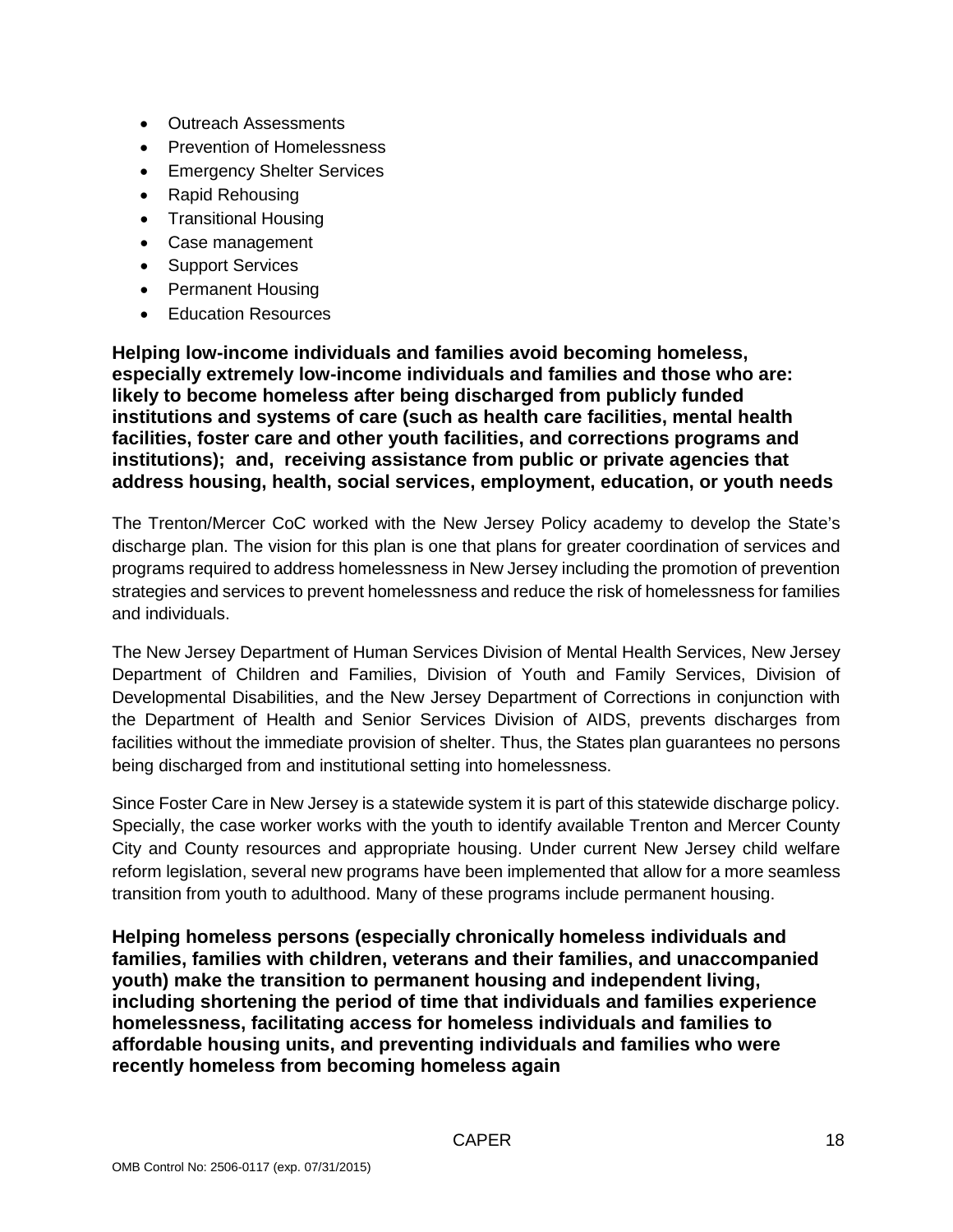- Outreach Assessments
- Prevention of Homelessness
- Emergency Shelter Services
- Rapid Rehousing
- Transitional Housing
- Case management
- Support Services
- Permanent Housing
- Education Resources

**Helping low-income individuals and families avoid becoming homeless, especially extremely low-income individuals and families and those who are: likely to become homeless after being discharged from publicly funded institutions and systems of care (such as health care facilities, mental health facilities, foster care and other youth facilities, and corrections programs and institutions); and, receiving assistance from public or private agencies that address housing, health, social services, employment, education, or youth needs**

The Trenton/Mercer CoC worked with the New Jersey Policy academy to develop the State's discharge plan. The vision for this plan is one that plans for greater coordination of services and programs required to address homelessness in New Jersey including the promotion of prevention strategies and services to prevent homelessness and reduce the risk of homelessness for families and individuals.

The New Jersey Department of Human Services Division of Mental Health Services, New Jersey Department of Children and Families, Division of Youth and Family Services, Division of Developmental Disabilities, and the New Jersey Department of Corrections in conjunction with the Department of Health and Senior Services Division of AIDS, prevents discharges from facilities without the immediate provision of shelter. Thus, the States plan guarantees no persons being discharged from and institutional setting into homelessness.

Since Foster Care in New Jersey is a statewide system it is part of this statewide discharge policy. Specially, the case worker works with the youth to identify available Trenton and Mercer County City and County resources and appropriate housing. Under current New Jersey child welfare reform legislation, several new programs have been implemented that allow for a more seamless transition from youth to adulthood. Many of these programs include permanent housing.

**Helping homeless persons (especially chronically homeless individuals and families, families with children, veterans and their families, and unaccompanied youth) make the transition to permanent housing and independent living, including shortening the period of time that individuals and families experience homelessness, facilitating access for homeless individuals and families to affordable housing units, and preventing individuals and families who were recently homeless from becoming homeless again**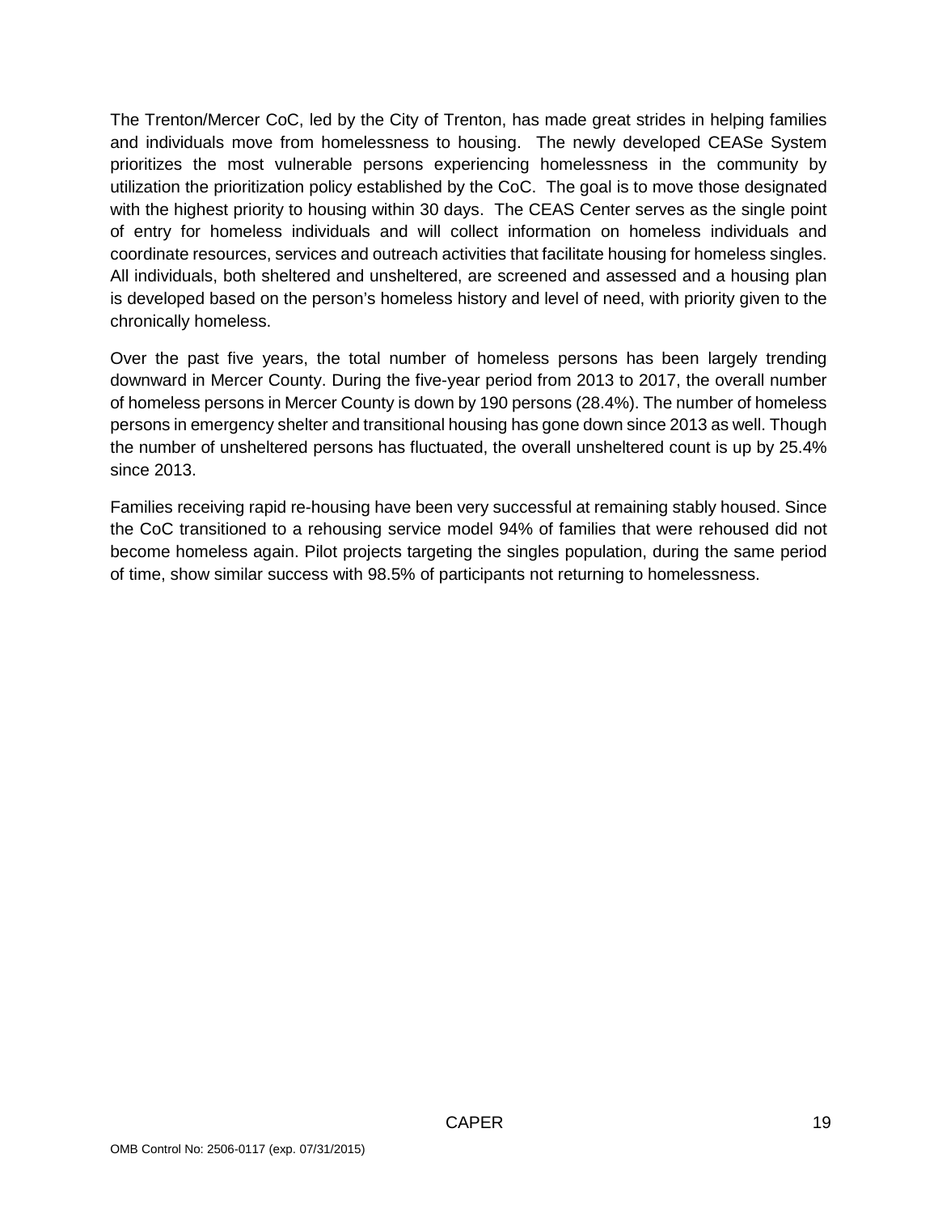The Trenton/Mercer CoC, led by the City of Trenton, has made great strides in helping families and individuals move from homelessness to housing. The newly developed CEASe System prioritizes the most vulnerable persons experiencing homelessness in the community by utilization the prioritization policy established by the CoC. The goal is to move those designated with the highest priority to housing within 30 days. The CEAS Center serves as the single point of entry for homeless individuals and will collect information on homeless individuals and coordinate resources, services and outreach activities that facilitate housing for homeless singles. All individuals, both sheltered and unsheltered, are screened and assessed and a housing plan is developed based on the person's homeless history and level of need, with priority given to the chronically homeless.

Over the past five years, the total number of homeless persons has been largely trending downward in Mercer County. During the five-year period from 2013 to 2017, the overall number of homeless persons in Mercer County is down by 190 persons (28.4%). The number of homeless persons in emergency shelter and transitional housing has gone down since 2013 as well. Though the number of unsheltered persons has fluctuated, the overall unsheltered count is up by 25.4% since 2013.

Families receiving rapid re-housing have been very successful at remaining stably housed. Since the CoC transitioned to a rehousing service model 94% of families that were rehoused did not become homeless again. Pilot projects targeting the singles population, during the same period of time, show similar success with 98.5% of participants not returning to homelessness.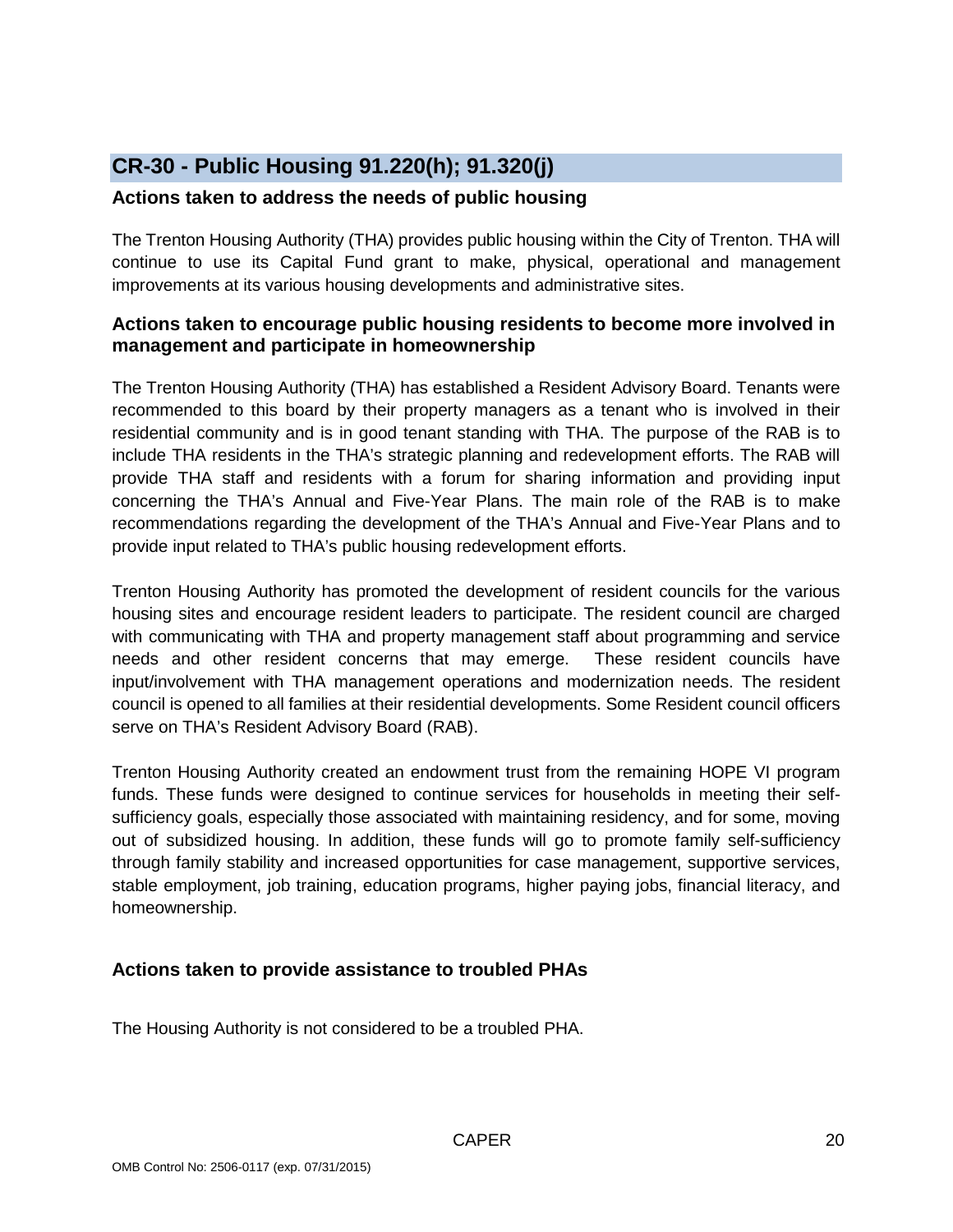## CR-30 - Public Housing 91.220(h); 91.320(j)

### Actions taken to address the needs of public housing

The Trenton Housing Authority (THA) provides public housing within the City of Trenton. THA will continue to use its Capital Fund grant to make, physical, operational and management improvements at its various housing developments and administrative sites.

### Actions taken to encourage public housing residents to become more involved in management and participate in homeownership

The Trenton Housing Authority (THA) has established a Resident Advisory Board. Tenants were recommended to this board by their property managers as a tenant who is involved in their residential community and is in good tenant standing with THA. The purpose of the RAB is to include THA residents in the THA's strategic planning and redevelopment efforts. The RAB will provide THA staff and residents with a forum for sharing information and providing input concerning the THA's Annual and Five-Year Plans. The main role of the RAB is to make recommendations regarding the development of the THA's Annual and Five-Year Plans and to provide input related to THA's public housing redevelopment efforts.

Trenton Housing Authority has promoted the development of resident councils for the various housing sites and encourage resident leaders to participate. The resident council are charged with communicating with THA and property management staff about programming and service needs and other resident concerns that may emerge. These resident councils have input/involvement with THA management operations and modernization needs. The resident council is opened to all families at their residential developments. Some Resident council officers serve on THA's Resident Advisory Board (RAB).

Trenton Housing Authority created an endowment trust from the remaining HOPE VI program funds. These funds were designed to continue services for households in meeting their self-sufficiency goals, especially those associated with maintaining residency, and for some, moving out of subsidized housing. In addition, these funds will go to promote family self-sufficiency through family stability and increased opportunities for case management, supportive services, stable employment, job training, education programs, higher paying jobs, financial literacy, and homeownership.

### Actions taken to provide assistance to troubled PHAs

The Housing Authority is not considered to be a troubled PHA.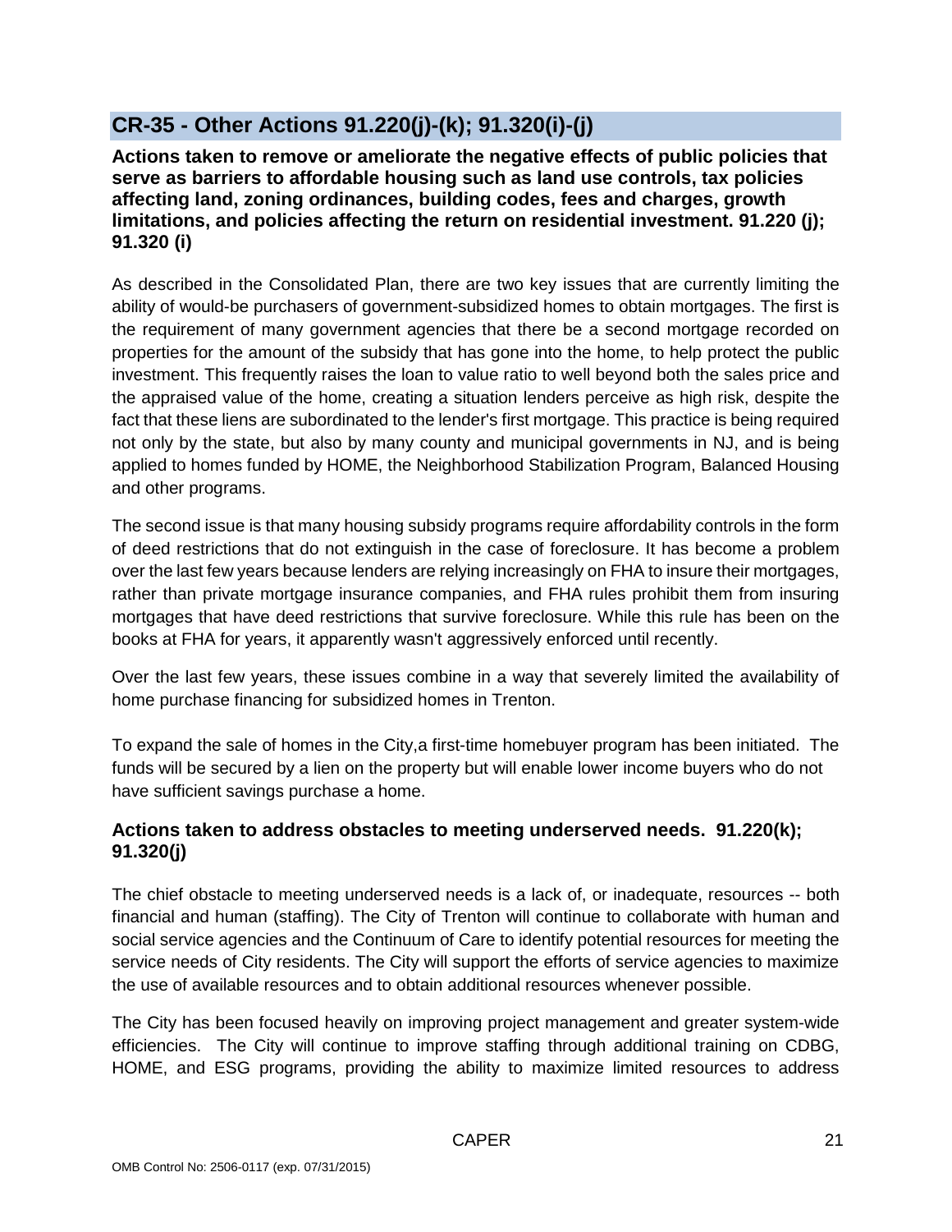## CR-35 - Other Actions 91.220(j)-(k); 91.320(i)-(j)

**Actions taken to remove or ameliorate the negative effects of public policies that serve as barriers to affordable housing such as land use controls, tax policies affecting land, zoning ordinances, building codes, fees and charges, growth limitations, and policies affecting the return on residential investment. 91.220 (j); 91.320 (i)**

As described in the Consolidated Plan, there are two key issues that are currently limiting the ability of would-be purchasers of government-subsidized homes to obtain mortgages. The first is the requirement of many government agencies that there be a second mortgage recorded on properties for the amount of the subsidy that has gone into the home, to help protect the public investment. This frequently raises the loan to value ratio to well beyond both the sales price and the appraised value of the home, creating a situation lenders perceive as high risk, despite the fact that these liens are subordinated to the lender's first mortgage. This practice is being required not only by the state, but also by many county and municipal governments in NJ, and is being applied to homes funded by HOME, the Neighborhood Stabilization Program, Balanced Housing and other programs.

The second issue is that many housing subsidy programs require affordability controls in the form of deed restrictions that do not extinguish in the case of foreclosure. It has become a problem over the last few years because lenders are relying increasingly on FHA to insure their mortgages, rather than private mortgage insurance companies, and FHA rules prohibit them from insuring mortgages that have deed restrictions that survive foreclosure. While this rule has been on the books at FHA for years, it apparently wasn't aggressively enforced until recently.

Over the last few years, these issues combine in a way that severely limited the availability of home purchase financing for subsidized homes in Trenton.

To expand the sale of homes in the City,a first-time homebuyer program has been initiated. The funds will be secured by a lien on the property but will enable lower income buyers who do not have sufficient savings purchase a home.

### Actions taken to address obstacles to meeting underserved needs. 91.220(k); 91.320(j)

The chief obstacle to meeting underserved needs is a lack of, or inadequate, resources -- both financial and human (staffing). The City of Trenton will continue to collaborate with human and social service agencies and the Continuum of Care to identify potential resources for meeting the service needs of City residents. The City will support the efforts of service agencies to maximize the use of available resources and to obtain additional resources whenever possible.

The City has been focused heavily on improving project management and greater system-wide efficiencies. The City will continue to improve staffing through additional training on CDBG, HOME, and ESG programs, providing the ability to maximize limited resources to address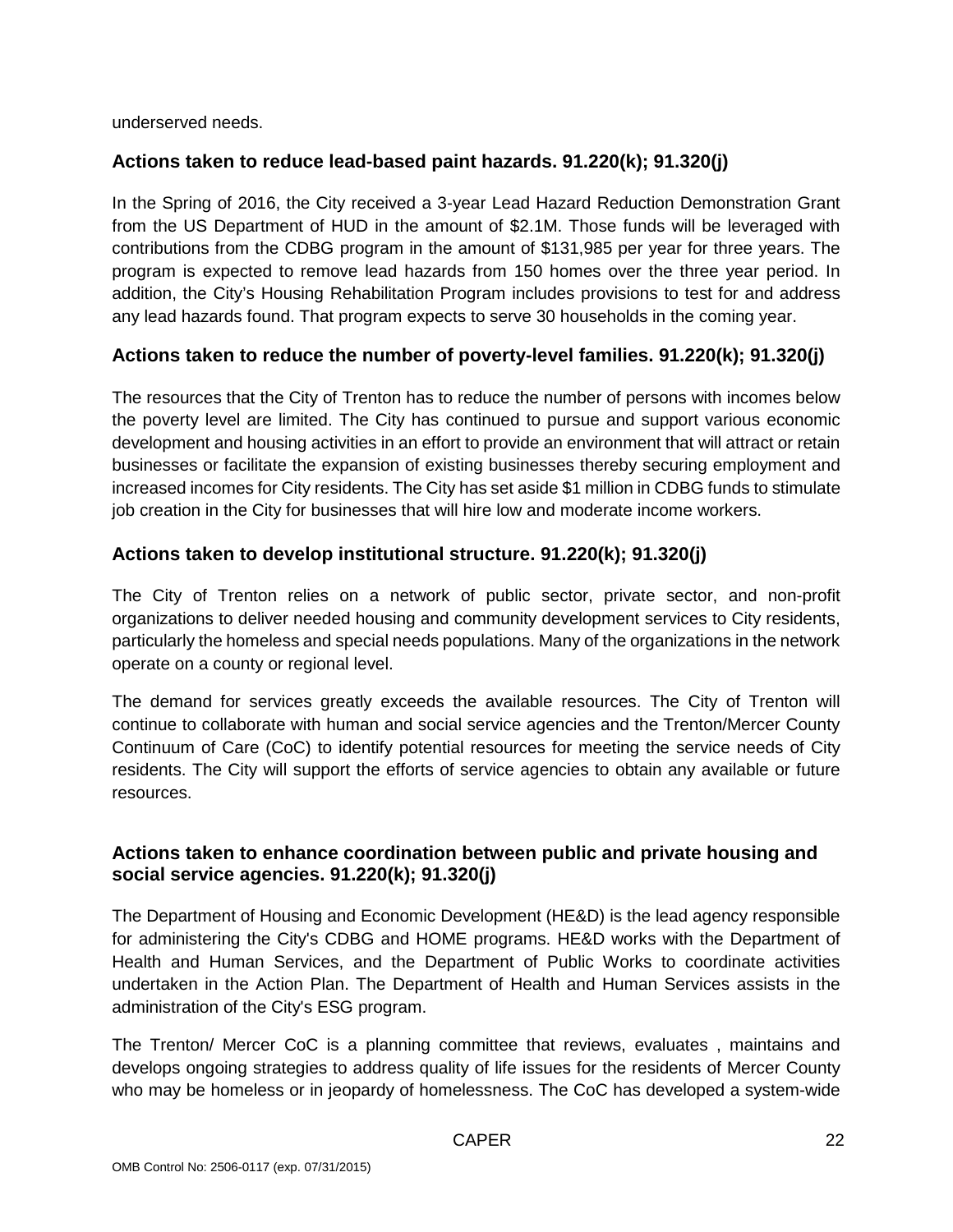underserved needs.

## Actions taken to reduce lead-based paint hazards. 91.220(k); 91.320(j)

In the Spring of 2016, the City received a 3-year Lead Hazard Reduction Demonstration Grant from the US Department of HUD in the amount of $2.1M. Those funds will be leveraged with contributions from the CDBG program in the amount of $131,985 per year for three years. The program is expected to remove lead hazards from 150 homes over the three year period. In addition, the City's Housing Rehabilitation Program includes provisions to test for and address any lead hazards found. That program expects to serve 30 households in the coming year.

## Actions taken to reduce the number of poverty-level families. 91.220(k); 91.320(j)

The resources that the City of Trenton has to reduce the number of persons with incomes below the poverty level are limited. The City has continued to pursue and support various economic development and housing activities in an effort to provide an environment that will attract or retain businesses or facilitate the expansion of existing businesses thereby securing employment and increased incomes for City residents. The City has set aside $1 million in CDBG funds to stimulate job creation in the City for businesses that will hire low and moderate income workers.

## Actions taken to develop institutional structure. 91.220(k); 91.320(j)

The City of Trenton relies on a network of public sector, private sector, and non-profit organizations to deliver needed housing and community development services to City residents, particularly the homeless and special needs populations. Many of the organizations in the network operate on a county or regional level.

The demand for services greatly exceeds the available resources. The City of Trenton will continue to collaborate with human and social service agencies and the Trenton/Mercer County Continuum of Care (CoC) to identify potential resources for meeting the service needs of City residents. The City will support the efforts of service agencies to obtain any available or future resources.

## Actions taken to enhance coordination between public and private housing and social service agencies. 91.220(k); 91.320(j)

The Department of Housing and Economic Development (HE&D) is the lead agency responsible for administering the City's CDBG and HOME programs. HE&D works with the Department of Health and Human Services, and the Department of Public Works to coordinate activities undertaken in the Action Plan. The Department of Health and Human Services assists in the administration of the City's ESG program.

The Trenton/ Mercer CoC is a planning committee that reviews, evaluates , maintains and develops ongoing strategies to address quality of life issues for the residents of Mercer County who may be homeless or in jeopardy of homelessness. The CoC has developed a system-wide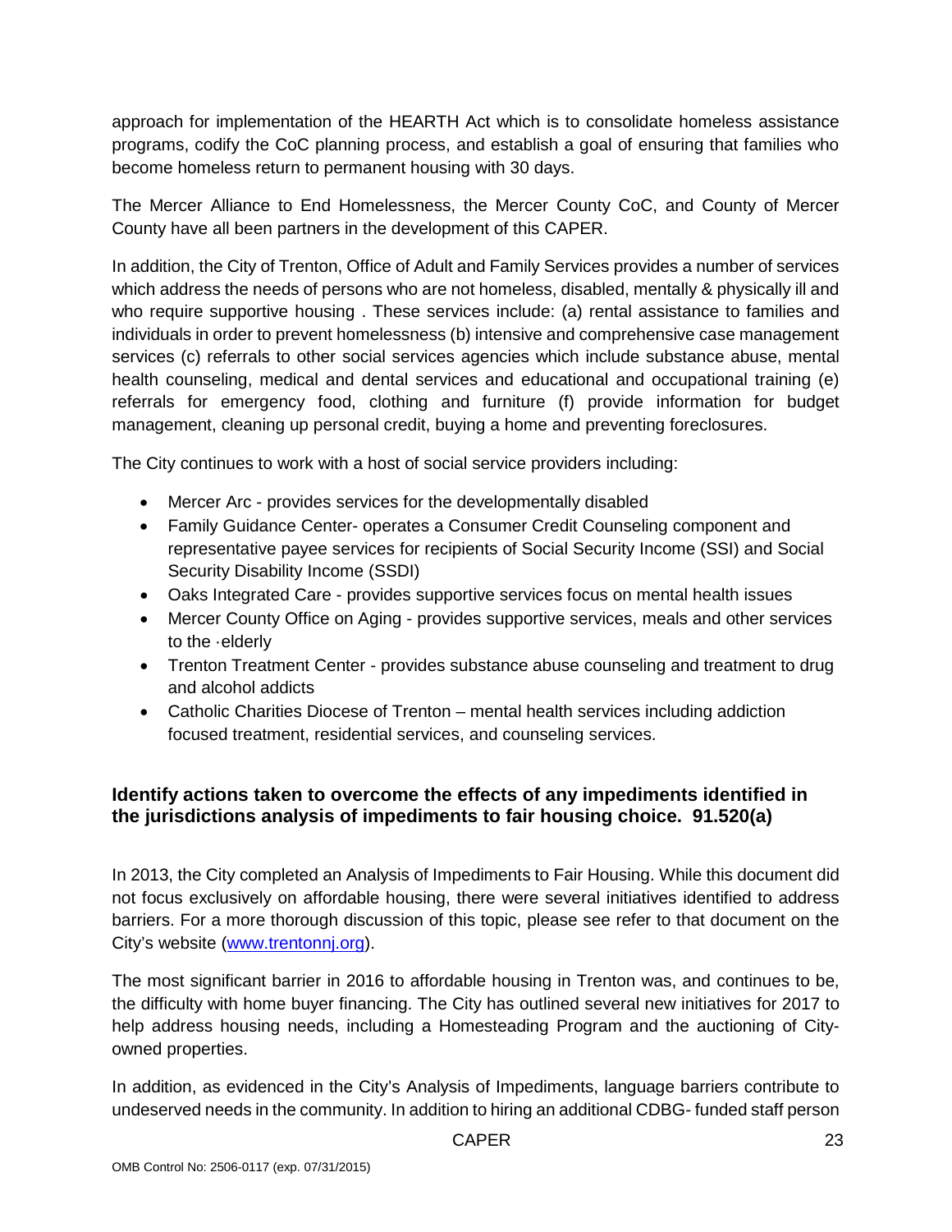approach for implementation of the HEARTH Act which is to consolidate homeless assistance programs, codify the CoC planning process, and establish a goal of ensuring that families who become homeless return to permanent housing with 30 days.

The Mercer Alliance to End Homelessness, the Mercer County CoC, and County of Mercer County have all been partners in the development of this CAPER.

In addition, the City of Trenton, Office of Adult and Family Services provides a number of services which address the needs of persons who are not homeless, disabled, mentally & physically ill and who require supportive housing . These services include: (a) rental assistance to families and individuals in order to prevent homelessness (b) intensive and comprehensive case management services (c) referrals to other social services agencies which include substance abuse, mental health counseling, medical and dental services and educational and occupational training (e) referrals for emergency food, clothing and furniture (f) provide information for budget management, cleaning up personal credit, buying a home and preventing foreclosures.

The City continues to work with a host of social service providers including:

- Mercer Arc - provides services for the developmentally disabled
- Family Guidance Center- operates a Consumer Credit Counseling component and representative payee services for recipients of Social Security Income (SSI) and Social Security Disability Income (SSDI)
- Oaks Integrated Care - provides supportive services focus on mental health issues
- Mercer County Office on Aging - provides supportive services, meals and other services to the ·elderly
- Trenton Treatment Center - provides substance abuse counseling and treatment to drug and alcohol addicts
- Catholic Charities Diocese of Trenton – mental health services including addiction focused treatment, residential services, and counseling services.

### Identify actions taken to overcome the effects of any impediments identified in the jurisdictions analysis of impediments to fair housing choice. 91.520(a)

In 2013, the City completed an Analysis of Impediments to Fair Housing. While this document did not focus exclusively on affordable housing, there were several initiatives identified to address barriers. For a more thorough discussion of this topic, please see refer to that document on the City's website (www.trentonnj.org).

The most significant barrier in 2016 to affordable housing in Trenton was, and continues to be, the difficulty with home buyer financing. The City has outlined several new initiatives for 2017 to help address housing needs, including a Homesteading Program and the auctioning of City-owned properties.

In addition, as evidenced in the City's Analysis of Impediments, language barriers contribute to undeserved needs in the community. In addition to hiring an additional CDBG- funded staff person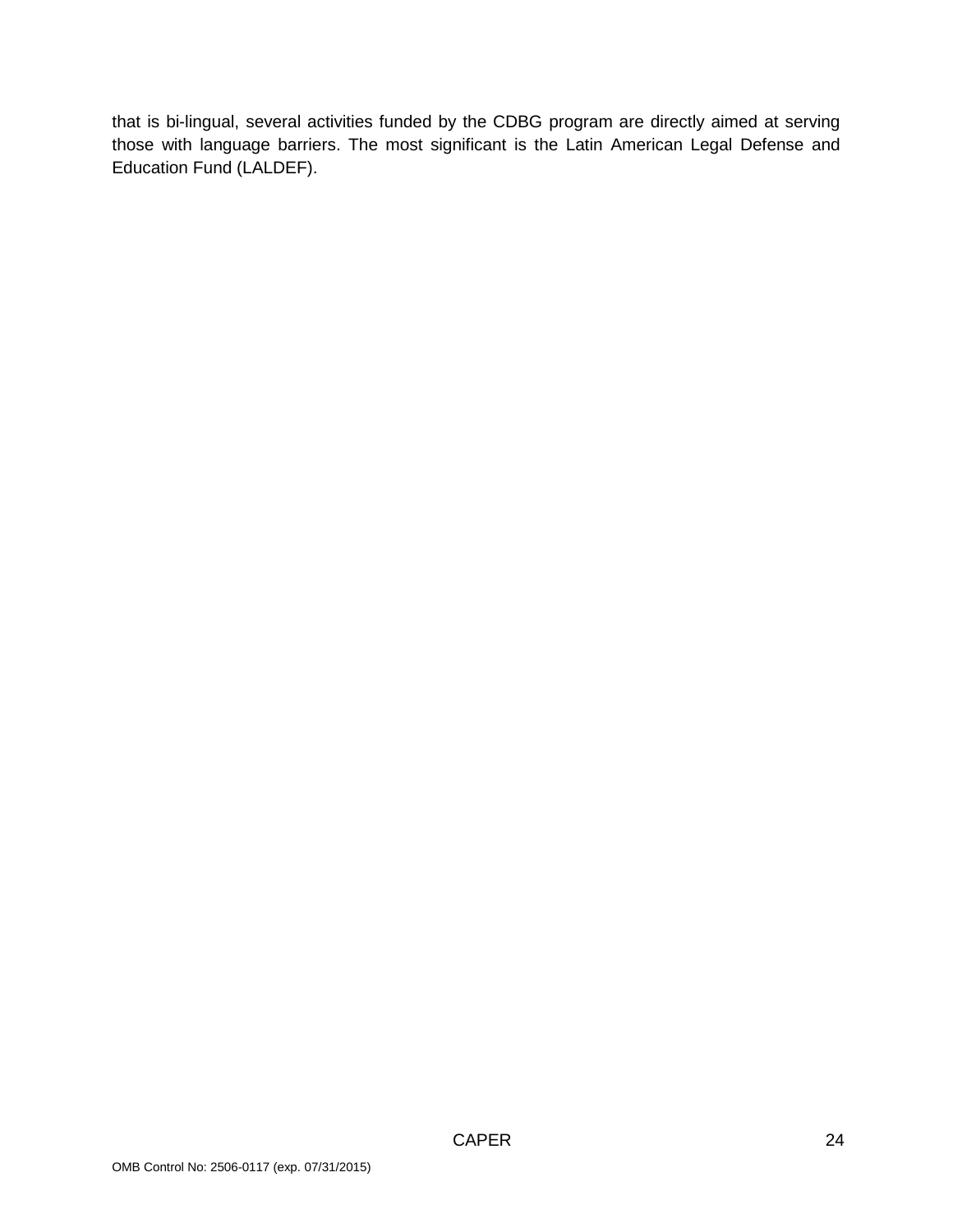that is bi-lingual, several activities funded by the CDBG program are directly aimed at serving those with language barriers. The most significant is the Latin American Legal Defense and Education Fund (LALDEF).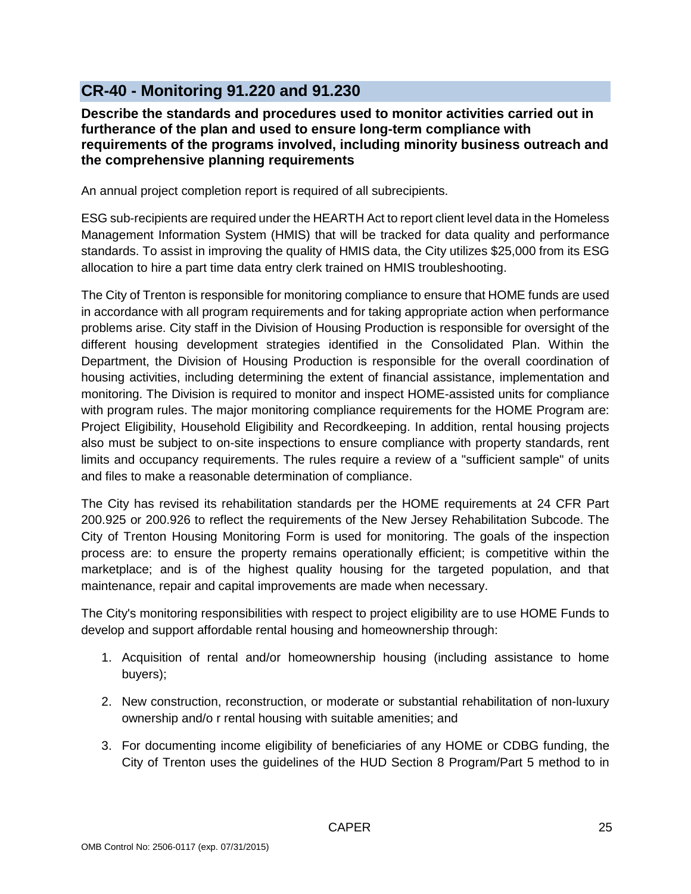## CR-40 - Monitoring 91.220 and 91.230

**Describe the standards and procedures used to monitor activities carried out in furtherance of the plan and used to ensure long-term compliance with requirements of the programs involved, including minority business outreach and the comprehensive planning requirements**

An annual project completion report is required of all subrecipients.

ESG sub-recipients are required under the HEARTH Act to report client level data in the Homeless Management Information System (HMIS) that will be tracked for data quality and performance standards. To assist in improving the quality of HMIS data, the City utilizes $25,000 from its ESG allocation to hire a part time data entry clerk trained on HMIS troubleshooting.

The City of Trenton is responsible for monitoring compliance to ensure that HOME funds are used in accordance with all program requirements and for taking appropriate action when performance problems arise. City staff in the Division of Housing Production is responsible for oversight of the different housing development strategies identified in the Consolidated Plan. Within the Department, the Division of Housing Production is responsible for the overall coordination of housing activities, including determining the extent of financial assistance, implementation and monitoring. The Division is required to monitor and inspect HOME-assisted units for compliance with program rules. The major monitoring compliance requirements for the HOME Program are: Project Eligibility, Household Eligibility and Recordkeeping. In addition, rental housing projects also must be subject to on-site inspections to ensure compliance with property standards, rent limits and occupancy requirements. The rules require a review of a "sufficient sample" of units and files to make a reasonable determination of compliance.

The City has revised its rehabilitation standards per the HOME requirements at 24 CFR Part 200.925 or 200.926 to reflect the requirements of the New Jersey Rehabilitation Subcode. The City of Trenton Housing Monitoring Form is used for monitoring. The goals of the inspection process are: to ensure the property remains operationally efficient; is competitive within the marketplace; and is of the highest quality housing for the targeted population, and that maintenance, repair and capital improvements are made when necessary.

The City's monitoring responsibilities with respect to project eligibility are to use HOME Funds to develop and support affordable rental housing and homeownership through:

1. Acquisition of rental and/or homeownership housing (including assistance to home buyers);
2. New construction, reconstruction, or moderate or substantial rehabilitation of non-luxury ownership and/o r rental housing with suitable amenities; and
3. For documenting income eligibility of beneficiaries of any HOME or CDBG funding, the City of Trenton uses the guidelines of the HUD Section 8 Program/Part 5 method to in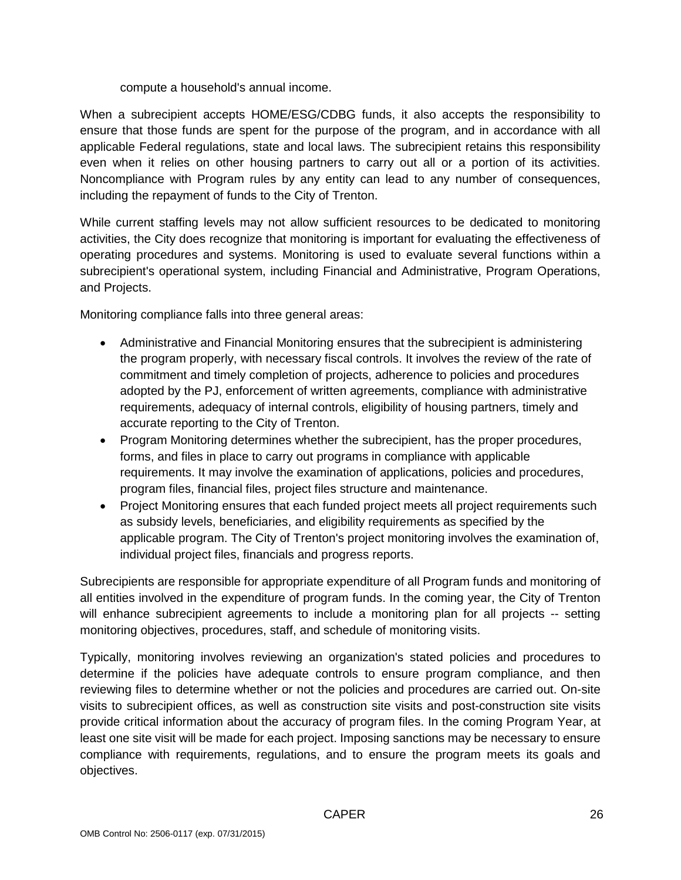compute a household's annual income.

When a subrecipient accepts HOME/ESG/CDBG funds, it also accepts the responsibility to ensure that those funds are spent for the purpose of the program, and in accordance with all applicable Federal regulations, state and local laws. The subrecipient retains this responsibility even when it relies on other housing partners to carry out all or a portion of its activities. Noncompliance with Program rules by any entity can lead to any number of consequences, including the repayment of funds to the City of Trenton.

While current staffing levels may not allow sufficient resources to be dedicated to monitoring activities, the City does recognize that monitoring is important for evaluating the effectiveness of operating procedures and systems. Monitoring is used to evaluate several functions within a subrecipient's operational system, including Financial and Administrative, Program Operations, and Projects.

Monitoring compliance falls into three general areas:

- Administrative and Financial Monitoring ensures that the subrecipient is administering the program properly, with necessary fiscal controls. It involves the review of the rate of commitment and timely completion of projects, adherence to policies and procedures adopted by the PJ, enforcement of written agreements, compliance with administrative requirements, adequacy of internal controls, eligibility of housing partners, timely and accurate reporting to the City of Trenton.
- Program Monitoring determines whether the subrecipient, has the proper procedures, forms, and files in place to carry out programs in compliance with applicable requirements. It may involve the examination of applications, policies and procedures, program files, financial files, project files structure and maintenance.
- Project Monitoring ensures that each funded project meets all project requirements such as subsidy levels, beneficiaries, and eligibility requirements as specified by the applicable program. The City of Trenton's project monitoring involves the examination of, individual project files, financials and progress reports.

Subrecipients are responsible for appropriate expenditure of all Program funds and monitoring of all entities involved in the expenditure of program funds. In the coming year, the City of Trenton will enhance subrecipient agreements to include a monitoring plan for all projects -- setting monitoring objectives, procedures, staff, and schedule of monitoring visits.

Typically, monitoring involves reviewing an organization's stated policies and procedures to determine if the policies have adequate controls to ensure program compliance, and then reviewing files to determine whether or not the policies and procedures are carried out. On-site visits to subrecipient offices, as well as construction site visits and post-construction site visits provide critical information about the accuracy of program files. In the coming Program Year, at least one site visit will be made for each project. Imposing sanctions may be necessary to ensure compliance with requirements, regulations, and to ensure the program meets its goals and objectives.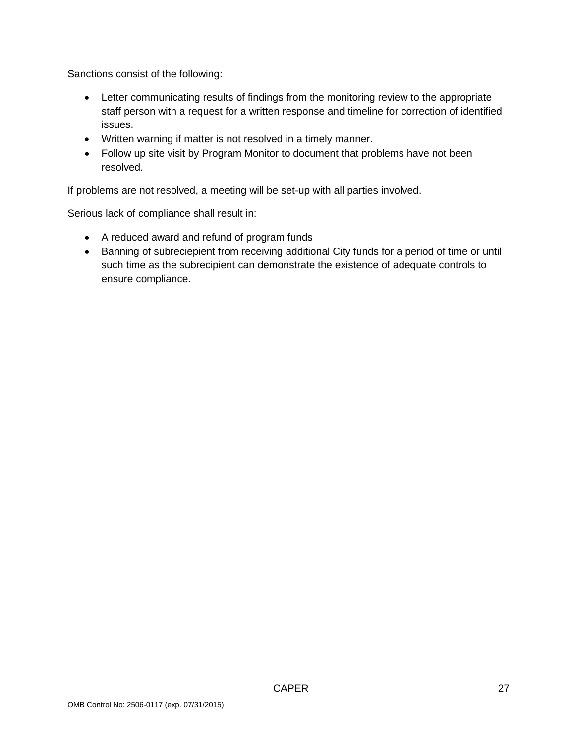Sanctions consist of the following:

- Letter communicating results of findings from the monitoring review to the appropriate staff person with a request for a written response and timeline for correction of identified issues.
- Written warning if matter is not resolved in a timely manner.
- Follow up site visit by Program Monitor to document that problems have not been resolved.

If problems are not resolved, a meeting will be set-up with all parties involved.

Serious lack of compliance shall result in:

- A reduced award and refund of program funds
- Banning of subreciepient from receiving additional City funds for a period of time or until such time as the subrecipient can demonstrate the existence of adequate controls to ensure compliance.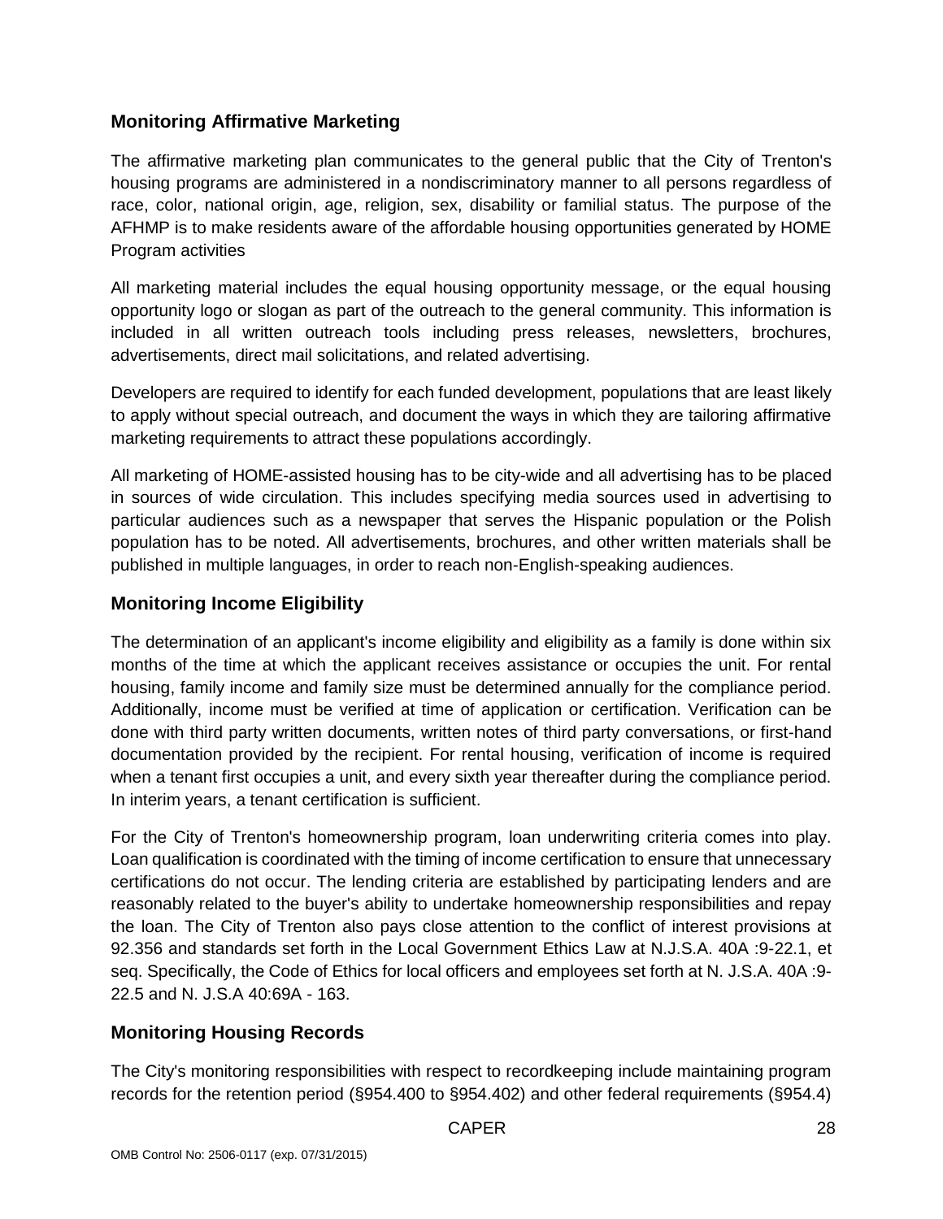## Monitoring Affirmative Marketing

The affirmative marketing plan communicates to the general public that the City of Trenton's housing programs are administered in a nondiscriminatory manner to all persons regardless of race, color, national origin, age, religion, sex, disability or familial status. The purpose of the AFHMP is to make residents aware of the affordable housing opportunities generated by HOME Program activities

All marketing material includes the equal housing opportunity message, or the equal housing opportunity logo or slogan as part of the outreach to the general community. This information is included in all written outreach tools including press releases, newsletters, brochures, advertisements, direct mail solicitations, and related advertising.

Developers are required to identify for each funded development, populations that are least likely to apply without special outreach, and document the ways in which they are tailoring affirmative marketing requirements to attract these populations accordingly.

All marketing of HOME-assisted housing has to be city-wide and all advertising has to be placed in sources of wide circulation. This includes specifying media sources used in advertising to particular audiences such as a newspaper that serves the Hispanic population or the Polish population has to be noted. All advertisements, brochures, and other written materials shall be published in multiple languages, in order to reach non-English-speaking audiences.

## Monitoring Income Eligibility

The determination of an applicant's income eligibility and eligibility as a family is done within six months of the time at which the applicant receives assistance or occupies the unit. For rental housing, family income and family size must be determined annually for the compliance period. Additionally, income must be verified at time of application or certification. Verification can be done with third party written documents, written notes of third party conversations, or first-hand documentation provided by the recipient. For rental housing, verification of income is required when a tenant first occupies a unit, and every sixth year thereafter during the compliance period. In interim years, a tenant certification is sufficient.

For the City of Trenton's homeownership program, loan underwriting criteria comes into play. Loan qualification is coordinated with the timing of income certification to ensure that unnecessary certifications do not occur. The lending criteria are established by participating lenders and are reasonably related to the buyer's ability to undertake homeownership responsibilities and repay the loan. The City of Trenton also pays close attention to the conflict of interest provisions at 92.356 and standards set forth in the Local Government Ethics Law at N.J.S.A. 40A :9-22.1, et seq. Specifically, the Code of Ethics for local officers and employees set forth at N. J.S.A. 40A :9-22.5 and N. J.S.A 40:69A - 163.

## Monitoring Housing Records

The City's monitoring responsibilities with respect to recordkeeping include maintaining program records for the retention period (§954.400 to §954.402) and other federal requirements (§954.4)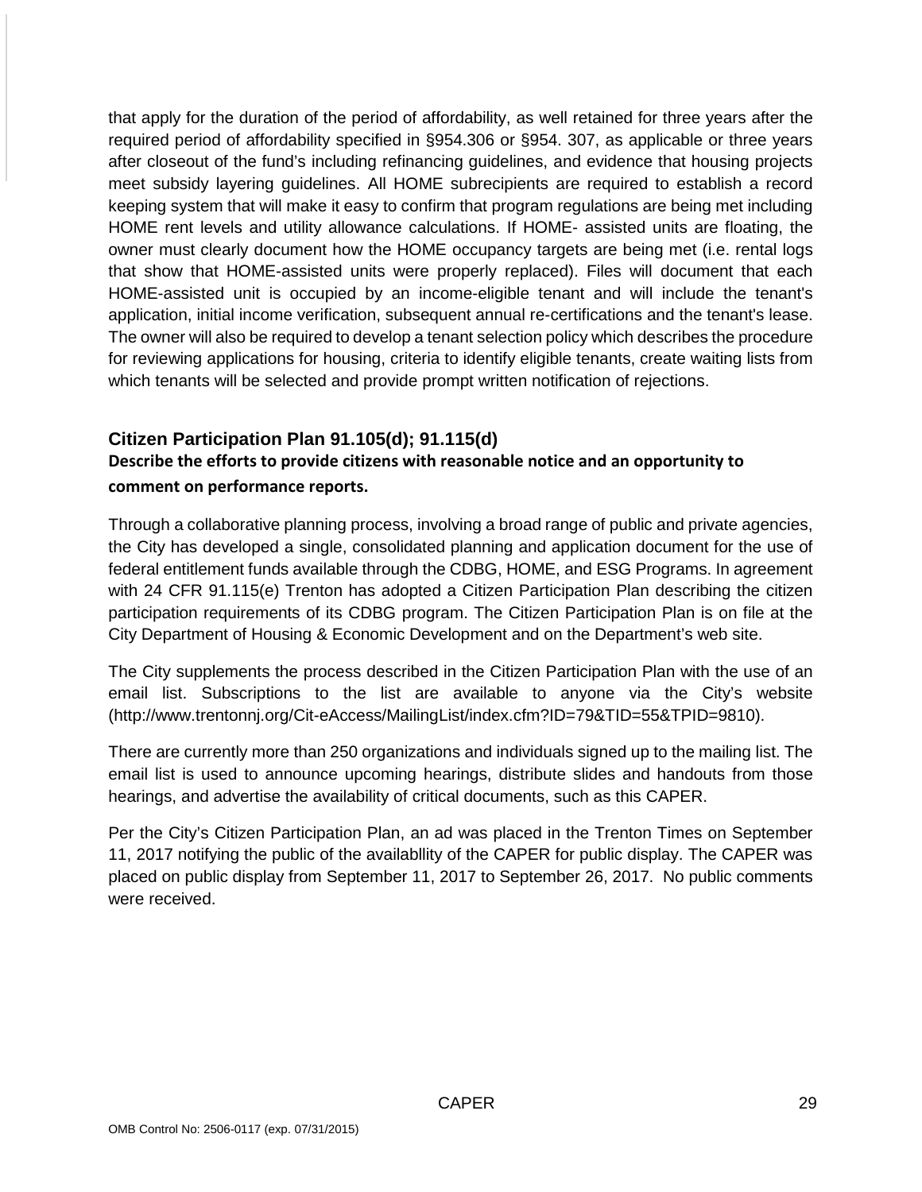that apply for the duration of the period of affordability, as well retained for three years after the required period of affordability specified in §954.306 or §954. 307, as applicable or three years after closeout of the fund's including refinancing guidelines, and evidence that housing projects meet subsidy layering guidelines. All HOME subrecipients are required to establish a record keeping system that will make it easy to confirm that program regulations are being met including HOME rent levels and utility allowance calculations. If HOME- assisted units are floating, the owner must clearly document how the HOME occupancy targets are being met (i.e. rental logs that show that HOME-assisted units were properly replaced). Files will document that each HOME-assisted unit is occupied by an income-eligible tenant and will include the tenant's application, initial income verification, subsequent annual re-certifications and the tenant's lease. The owner will also be required to develop a tenant selection policy which describes the procedure for reviewing applications for housing, criteria to identify eligible tenants, create waiting lists from which tenants will be selected and provide prompt written notification of rejections.

## Citizen Participation Plan 91.105(d); 91.115(d)

**Describe the efforts to provide citizens with reasonable notice and an opportunity to comment on performance reports.**

Through a collaborative planning process, involving a broad range of public and private agencies, the City has developed a single, consolidated planning and application document for the use of federal entitlement funds available through the CDBG, HOME, and ESG Programs. In agreement with 24 CFR 91.115(e) Trenton has adopted a Citizen Participation Plan describing the citizen participation requirements of its CDBG program. The Citizen Participation Plan is on file at the City Department of Housing & Economic Development and on the Department's web site.

The City supplements the process described in the Citizen Participation Plan with the use of an email list. Subscriptions to the list are available to anyone via the City's website (http://www.trentonnj.org/Cit-eAccess/MailingList/index.cfm?ID=79&TID=55&TPID=9810).

There are currently more than 250 organizations and individuals signed up to the mailing list. The email list is used to announce upcoming hearings, distribute slides and handouts from those hearings, and advertise the availability of critical documents, such as this CAPER.

Per the City's Citizen Participation Plan, an ad was placed in the Trenton Times on September 11, 2017 notifying the public of the availabllity of the CAPER for public display. The CAPER was placed on public display from September 11, 2017 to September 26, 2017. No public comments were received.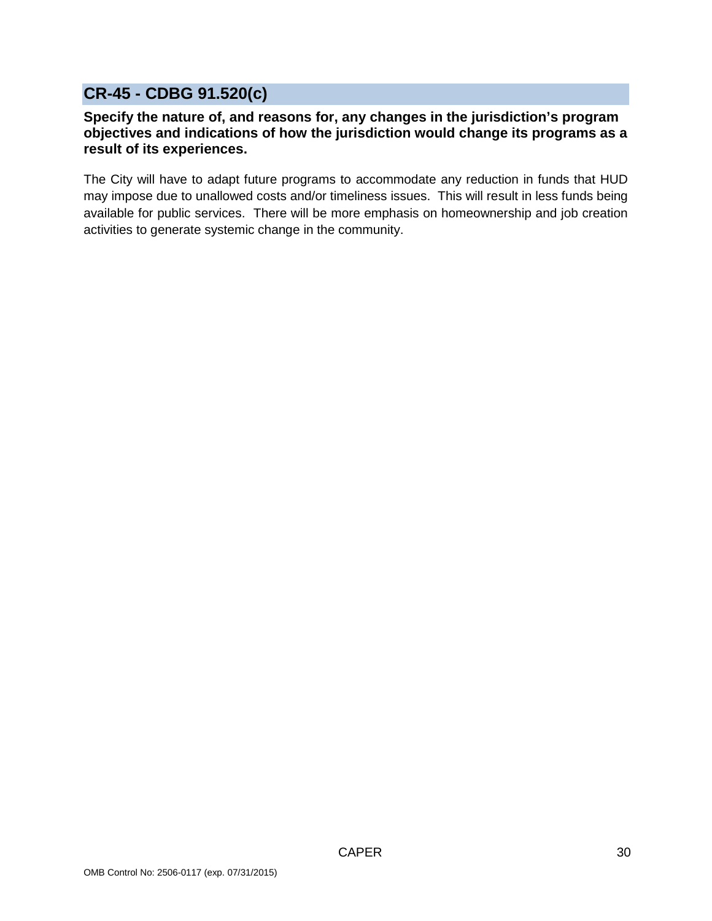## CR-45 - CDBG 91.520(c)

**Specify the nature of, and reasons for, any changes in the jurisdiction's program objectives and indications of how the jurisdiction would change its programs as a result of its experiences.**

The City will have to adapt future programs to accommodate any reduction in funds that HUD may impose due to unallowed costs and/or timeliness issues. This will result in less funds being available for public services. There will be more emphasis on homeownership and job creation activities to generate systemic change in the community.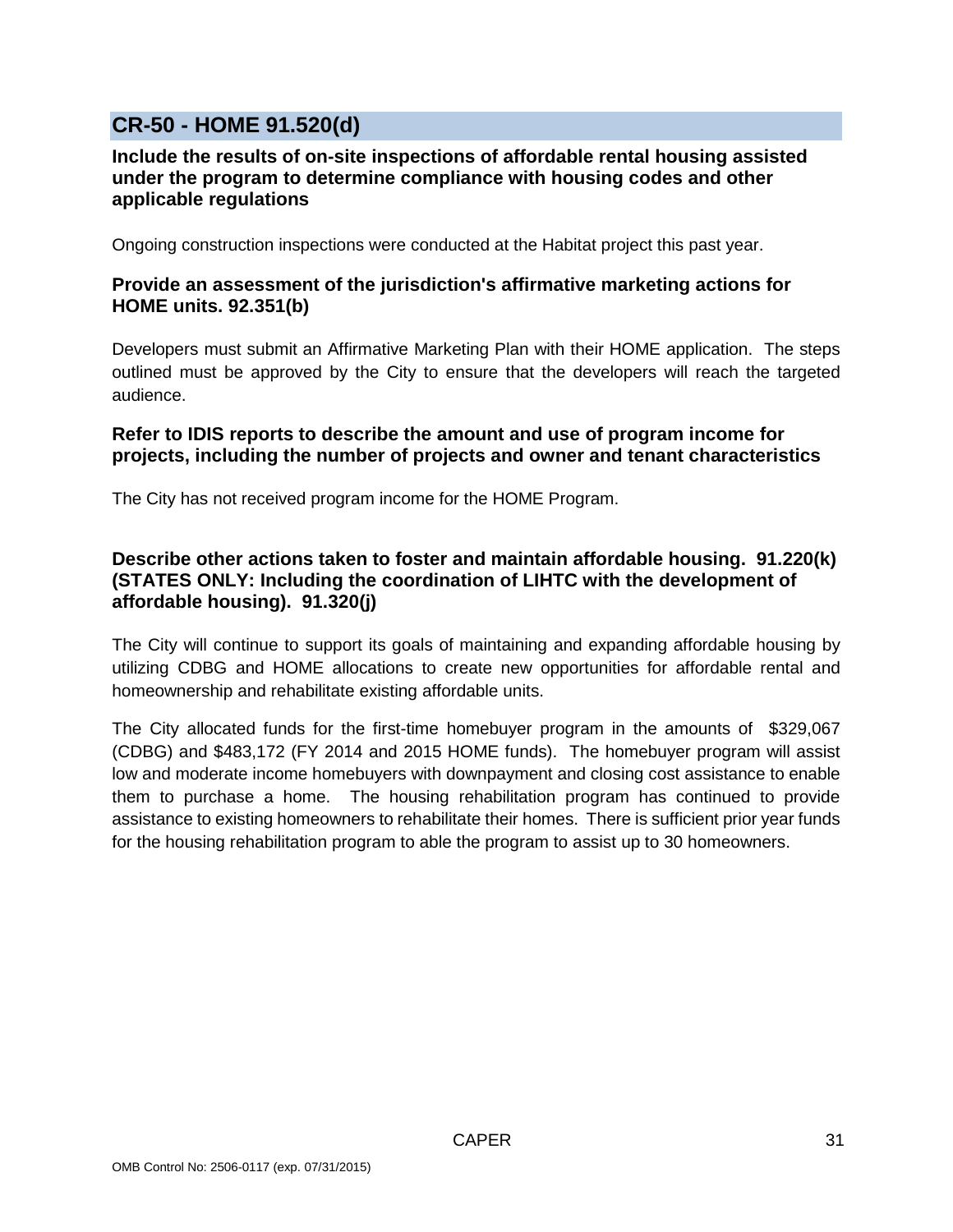## CR-50 - HOME 91.520(d)

**Include the results of on-site inspections of affordable rental housing assisted under the program to determine compliance with housing codes and other applicable regulations**

Ongoing construction inspections were conducted at the Habitat project this past year.

**Provide an assessment of the jurisdiction's affirmative marketing actions for HOME units. 92.351(b)**

Developers must submit an Affirmative Marketing Plan with their HOME application. The steps outlined must be approved by the City to ensure that the developers will reach the targeted audience.

**Refer to IDIS reports to describe the amount and use of program income for projects, including the number of projects and owner and tenant characteristics**

The City has not received program income for the HOME Program.

**Describe other actions taken to foster and maintain affordable housing. 91.220(k) (STATES ONLY: Including the coordination of LIHTC with the development of affordable housing). 91.320(j)**

The City will continue to support its goals of maintaining and expanding affordable housing by utilizing CDBG and HOME allocations to create new opportunities for affordable rental and homeownership and rehabilitate existing affordable units.

The City allocated funds for the first-time homebuyer program in the amounts of $329,067 (CDBG) and $483,172 (FY 2014 and 2015 HOME funds). The homebuyer program will assist low and moderate income homebuyers with downpayment and closing cost assistance to enable them to purchase a home. The housing rehabilitation program has continued to provide assistance to existing homeowners to rehabilitate their homes. There is sufficient prior year funds for the housing rehabilitation program to able the program to assist up to 30 homeowners.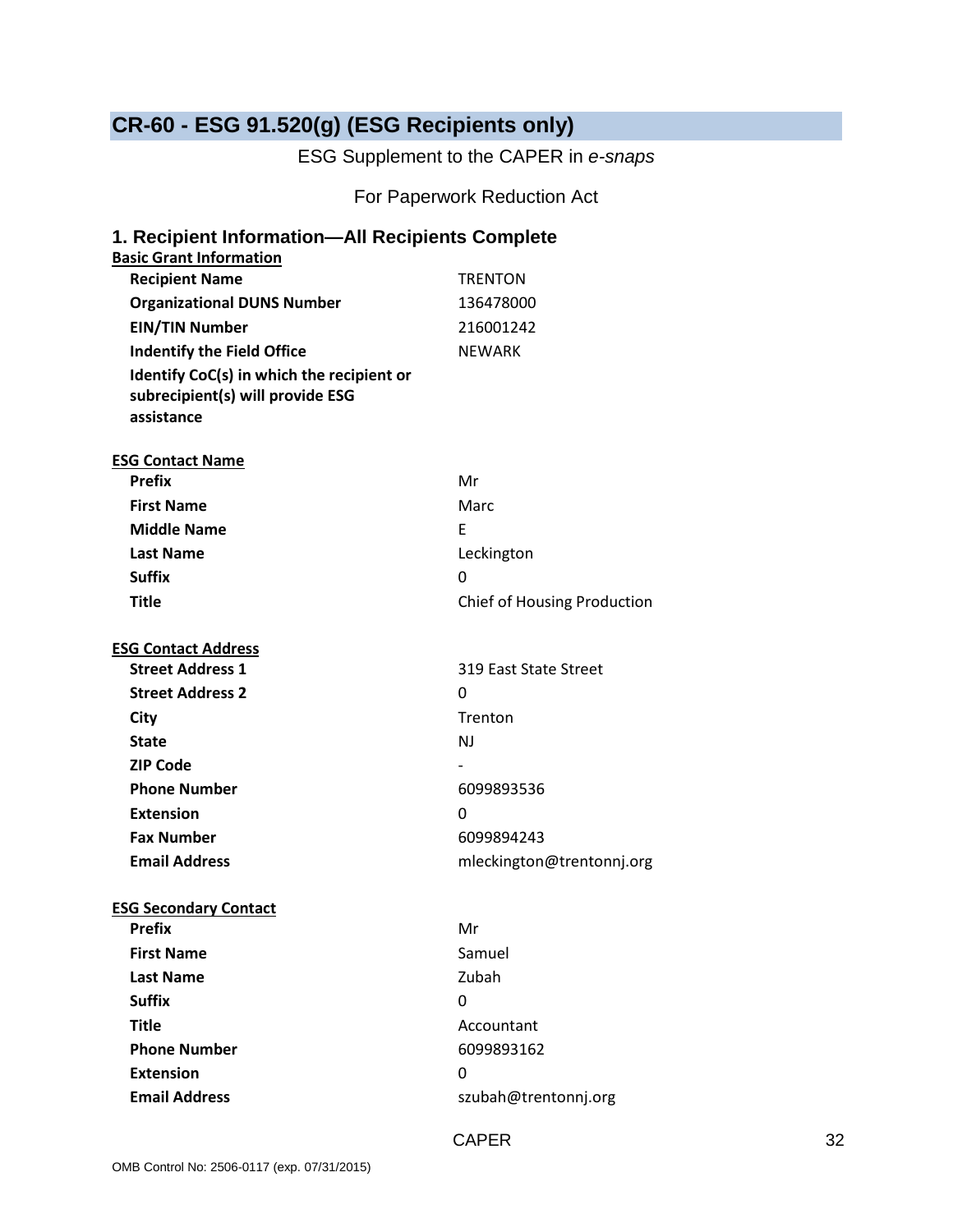## CR-60 - ESG 91.520(g) (ESG Recipients only)

ESG Supplement to the CAPER in *e-snaps*

For Paperwork Reduction Act

### 1. Recipient Information—All Recipients Complete

**Basic Grant Information**

| | |
|---|---|
| **Recipient Name** | TRENTON |
| **Organizational DUNS Number** | 136478000 |
| **EIN/TIN Number** | 216001242 |
| **Indentify the Field Office** | NEWARK |
| **Identify CoC(s) in which the recipient or subrecipient(s) will provide ESG assistance** | |

**ESG Contact Name**

| | |
|---|---|
| **Prefix** | Mr |
| **First Name** | Marc |
| **Middle Name** | E |
| **Last Name** | Leckington |
| **Suffix** | 0 |
| **Title** | Chief of Housing Production |

**ESG Contact Address**

| | |
|---|---|
| **Street Address 1** | 319 East State Street |
| **Street Address 2** | 0 |
| **City** | Trenton |
| **State** | NJ |
| **ZIP Code** | - |
| **Phone Number** | 6099893536 |
| **Extension** | 0 |
| **Fax Number** | 6099894243 |
| **Email Address** | mleckington@trentonnj.org |

**ESG Secondary Contact**

| | |
|---|---|
| **Prefix** | Mr |
| **First Name** | Samuel |
| **Last Name** | Zubah |
| **Suffix** | 0 |
| **Title** | Accountant |
| **Phone Number** | 6099893162 |
| **Extension** | 0 |
| **Email Address** | szubah@trentonnj.org |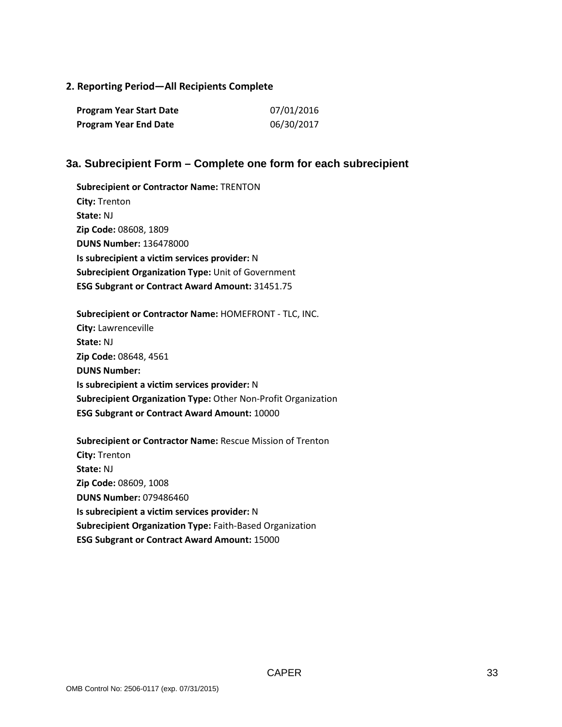## 2. Reporting Period—All Recipients Complete

| | |
|---|---|
| **Program Year Start Date** | 07/01/2016 |
| **Program Year End Date** | 06/30/2017 |

## 3a. Subrecipient Form – Complete one form for each subrecipient

**Subrecipient or Contractor Name:** TRENTON
**City:** Trenton
**State:** NJ
**Zip Code:** 08608, 1809
**DUNS Number:** 136478000
**Is subrecipient a victim services provider:** N
**Subrecipient Organization Type:** Unit of Government
**ESG Subgrant or Contract Award Amount:** 31451.75

**Subrecipient or Contractor Name:** HOMEFRONT - TLC, INC.
**City:** Lawrenceville
**State:** NJ
**Zip Code:** 08648, 4561
**DUNS Number:**
**Is subrecipient a victim services provider:** N
**Subrecipient Organization Type:** Other Non-Profit Organization
**ESG Subgrant or Contract Award Amount:** 10000

**Subrecipient or Contractor Name:** Rescue Mission of Trenton
**City:** Trenton
**State:** NJ
**Zip Code:** 08609, 1008
**DUNS Number:** 079486460
**Is subrecipient a victim services provider:** N
**Subrecipient Organization Type:** Faith-Based Organization
**ESG Subgrant or Contract Award Amount:** 15000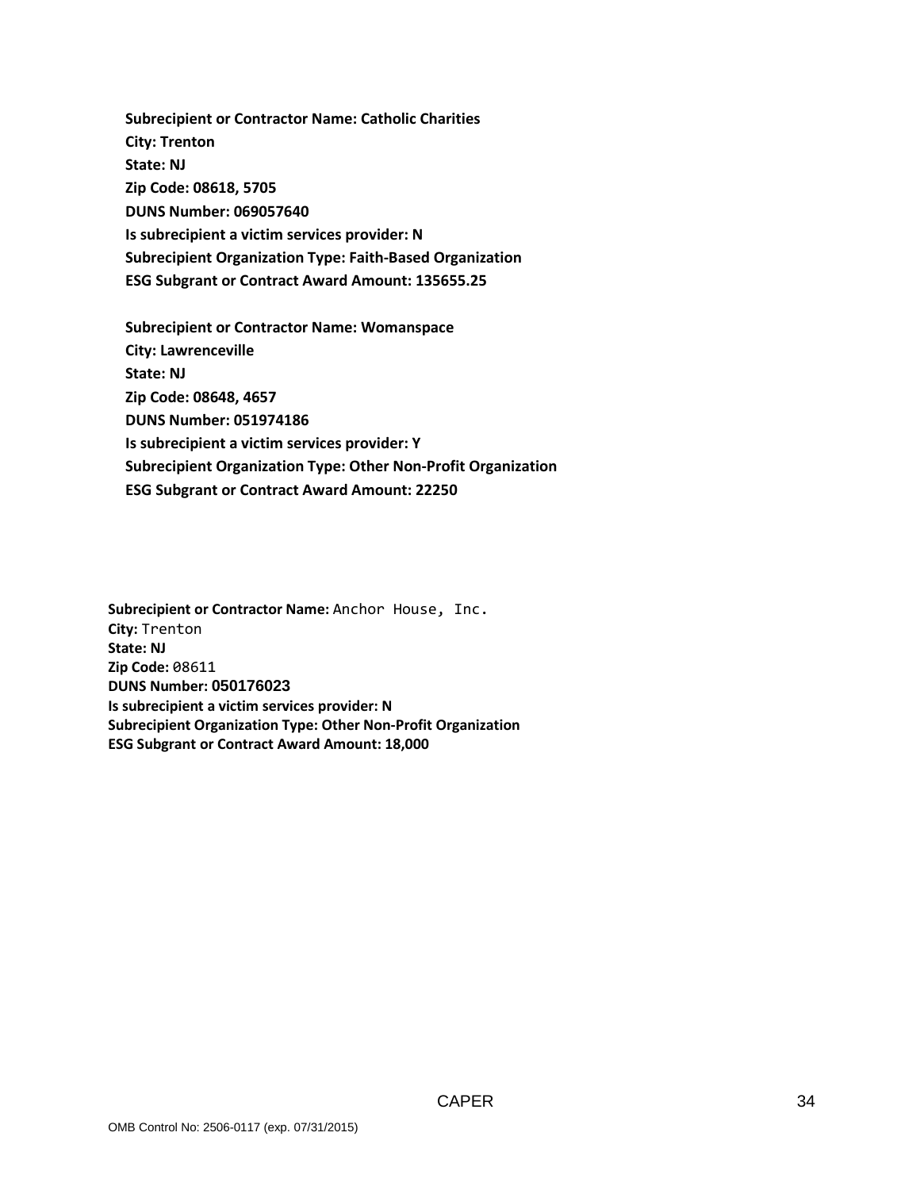**Subrecipient or Contractor Name: Catholic Charities**
**City: Trenton**
**State: NJ**
**Zip Code: 08618, 5705**
**DUNS Number: 069057640**
**Is subrecipient a victim services provider: N**
**Subrecipient Organization Type: Faith-Based Organization**
**ESG Subgrant or Contract Award Amount: 135655.25**

**Subrecipient or Contractor Name: Womanspace**
**City: Lawrenceville**
**State: NJ**
**Zip Code: 08648, 4657**
**DUNS Number: 051974186**
**Is subrecipient a victim services provider: Y**
**Subrecipient Organization Type: Other Non-Profit Organization**
**ESG Subgrant or Contract Award Amount: 22250**

**Subrecipient or Contractor Name:** Anchor House, Inc.
**City:** Trenton
**State: NJ**
**Zip Code:** 08611
**DUNS Number: 050176023**
**Is subrecipient a victim services provider: N**
**Subrecipient Organization Type: Other Non-Profit Organization**
**ESG Subgrant or Contract Award Amount: 18,000**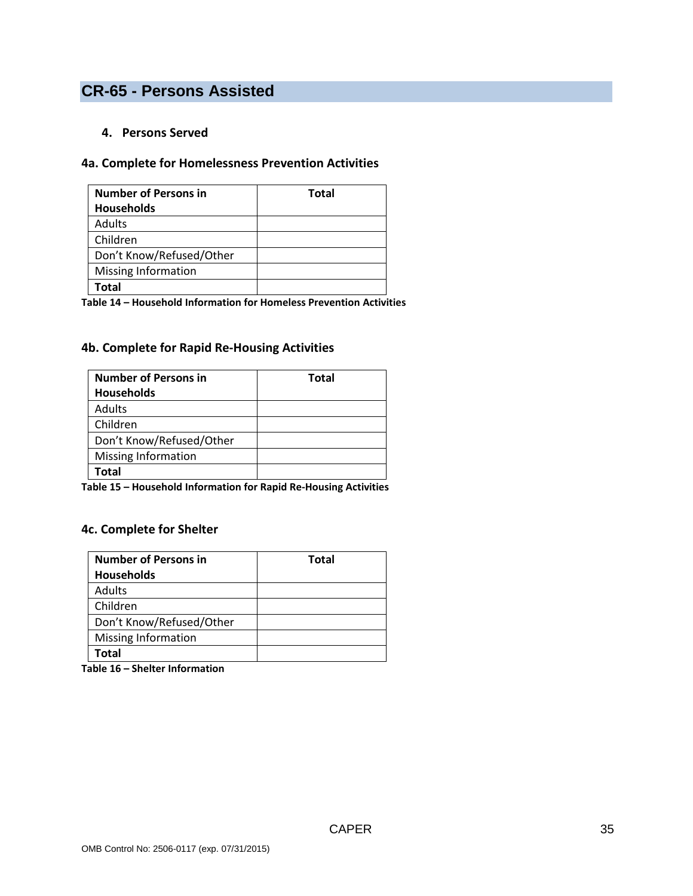# CR-65 - Persons Assisted

## 4. Persons Served

### 4a. Complete for Homelessness Prevention Activities

| Number of Persons in Households | Total |
|---|---|
| Adults | |
| Children | |
| Don't Know/Refused/Other | |
| Missing Information | |
| **Total** | |

**Table 14 – Household Information for Homeless Prevention Activities**

### 4b. Complete for Rapid Re-Housing Activities

| Number of Persons in Households | Total |
|---|---|
| Adults | |
| Children | |
| Don't Know/Refused/Other | |
| Missing Information | |
| **Total** | |

**Table 15 – Household Information for Rapid Re-Housing Activities**

### 4c. Complete for Shelter

| Number of Persons in Households | Total |
|---|---|
| Adults | |
| Children | |
| Don't Know/Refused/Other | |
| Missing Information | |
| **Total** | |

**Table 16 – Shelter Information**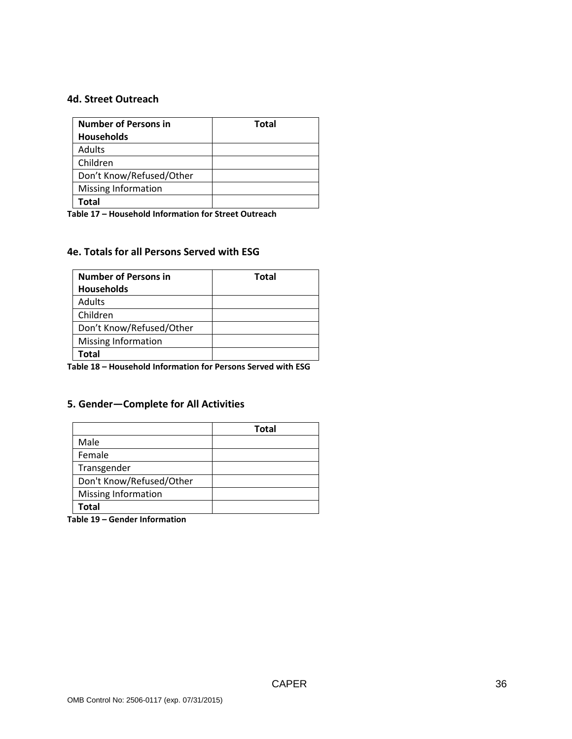### 4d. Street Outreach

| Number of Persons in Households | Total |
|---|---|
| Adults | |
| Children | |
| Don't Know/Refused/Other | |
| Missing Information | |
| **Total** | |

**Table 17 – Household Information for Street Outreach**

### 4e. Totals for all Persons Served with ESG

| Number of Persons in Households | Total |
|---|---|
| Adults | |
| Children | |
| Don't Know/Refused/Other | |
| Missing Information | |
| **Total** | |

**Table 18 – Household Information for Persons Served with ESG**

### 5. Gender—Complete for All Activities

| | Total |
|---|---|
| Male | |
| Female | |
| Transgender | |
| Don't Know/Refused/Other | |
| Missing Information | |
| **Total** | |

**Table 19 – Gender Information**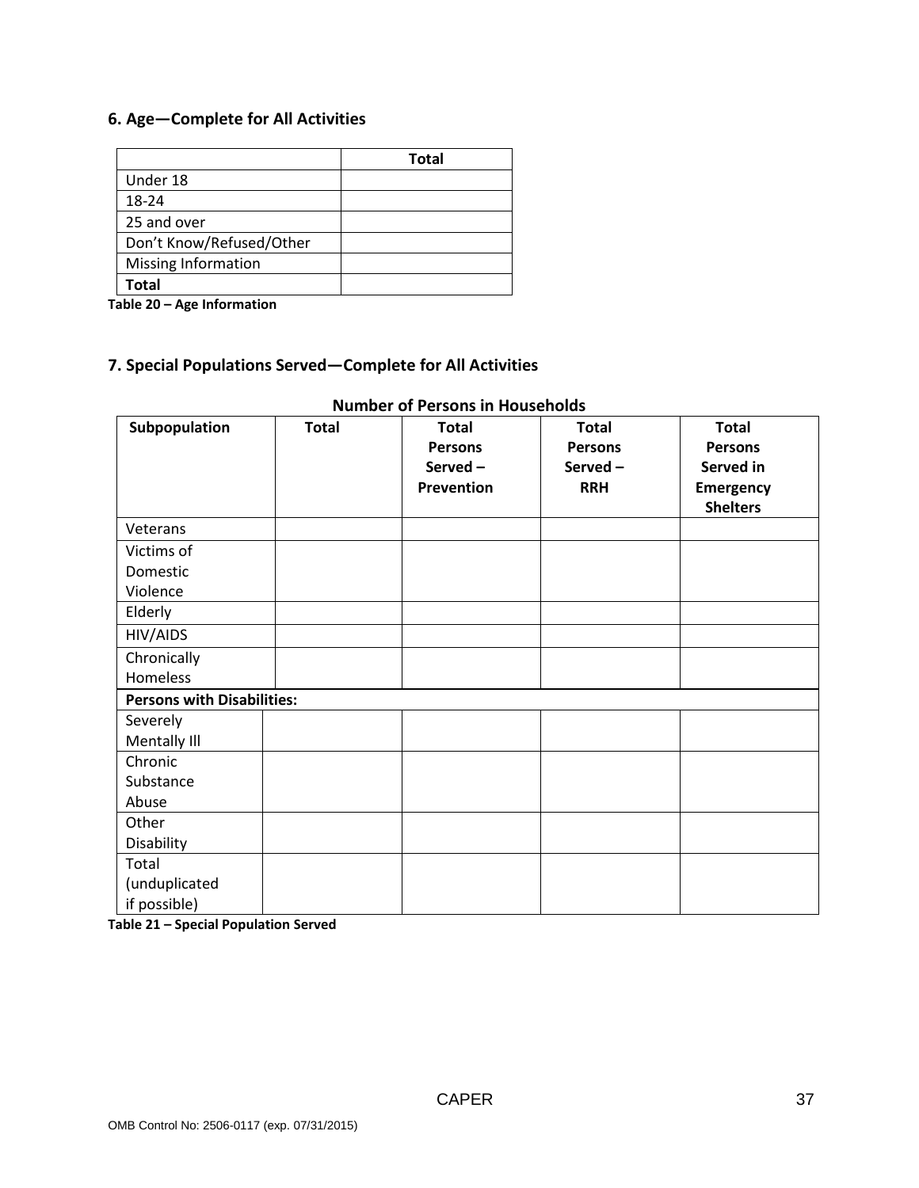### 6. Age—Complete for All Activities

| | Total |
|---|---|
| Under 18 | |
| 18-24 | |
| 25 and over | |
| Don't Know/Refused/Other | |
| Missing Information | |
| **Total** | |

**Table 20 – Age Information**

### 7. Special Populations Served—Complete for All Activities

**Number of Persons in Households**

| Subpopulation | Total | Total Persons Served – Prevention | Total Persons Served – RRH | Total Persons Served in Emergency Shelters |
|---|---|---|---|---|
| Veterans | | | | |
| Victims of Domestic Violence | | | | |
| Elderly | | | | |
| HIV/AIDS | | | | |
| Chronically Homeless | | | | |
| **Persons with Disabilities:** | | | | |
| Severely Mentally Ill | | | | |
| Chronic Substance Abuse | | | | |
| Other Disability | | | | |
| Total (unduplicated if possible) | | | | |

**Table 21 – Special Population Served**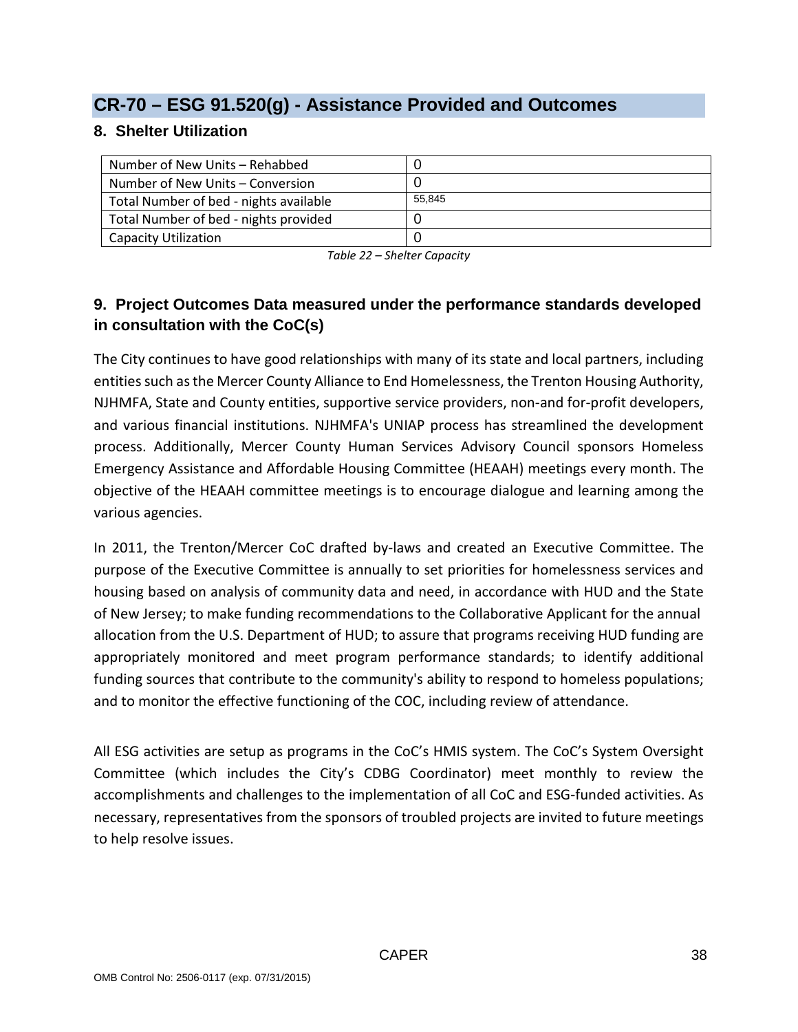## CR-70 – ESG 91.520(g) - Assistance Provided and Outcomes

### 8. Shelter Utilization

| | |
|---|---|
| Number of New Units – Rehabbed | 0 |
| Number of New Units – Conversion | 0 |
| Total Number of bed - nights available | 55,845 |
| Total Number of bed - nights provided | 0 |
| Capacity Utilization | 0 |

*Table 22 – Shelter Capacity*

### 9. Project Outcomes Data measured under the performance standards developed in consultation with the CoC(s)

The City continues to have good relationships with many of its state and local partners, including entities such as the Mercer County Alliance to End Homelessness, the Trenton Housing Authority, NJHMFA, State and County entities, supportive service providers, non-and for-profit developers, and various financial institutions. NJHMFA's UNIAP process has streamlined the development process. Additionally, Mercer County Human Services Advisory Council sponsors Homeless Emergency Assistance and Affordable Housing Committee (HEAAH) meetings every month. The objective of the HEAAH committee meetings is to encourage dialogue and learning among the various agencies.

In 2011, the Trenton/Mercer CoC drafted by-laws and created an Executive Committee. The purpose of the Executive Committee is annually to set priorities for homelessness services and housing based on analysis of community data and need, in accordance with HUD and the State of New Jersey; to make funding recommendations to the Collaborative Applicant for the annual allocation from the U.S. Department of HUD; to assure that programs receiving HUD funding are appropriately monitored and meet program performance standards; to identify additional funding sources that contribute to the community's ability to respond to homeless populations; and to monitor the effective functioning of the COC, including review of attendance.

All ESG activities are setup as programs in the CoC's HMIS system. The CoC's System Oversight Committee (which includes the City's CDBG Coordinator) meet monthly to review the accomplishments and challenges to the implementation of all CoC and ESG-funded activities. As necessary, representatives from the sponsors of troubled projects are invited to future meetings to help resolve issues.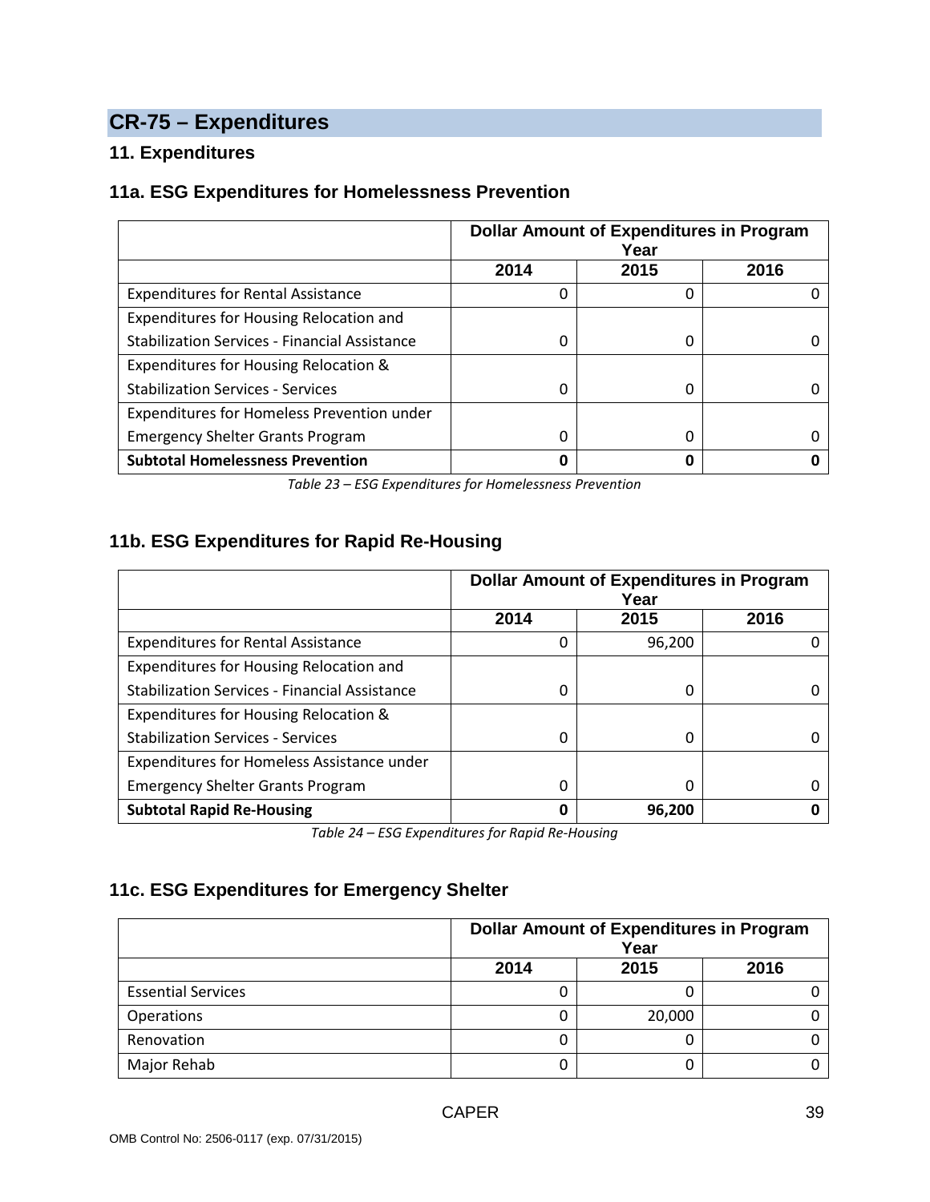# CR-75 – Expenditures

## 11. Expenditures

### 11a. ESG Expenditures for Homelessness Prevention

| | Dollar Amount of Expenditures in Program Year | | |
|---|---|---|---|
| | 2014 | 2015 | 2016 |
| Expenditures for Rental Assistance | 0 | 0 | 0 |
| Expenditures for Housing Relocation and Stabilization Services - Financial Assistance | 0 | 0 | 0 |
| Expenditures for Housing Relocation & Stabilization Services - Services | 0 | 0 | 0 |
| Expenditures for Homeless Prevention under Emergency Shelter Grants Program | 0 | 0 | 0 |
| **Subtotal Homelessness Prevention** | **0** | **0** | **0** |

*Table 23 – ESG Expenditures for Homelessness Prevention*

### 11b. ESG Expenditures for Rapid Re-Housing

| | Dollar Amount of Expenditures in Program Year | | |
|---|---|---|---|
| | 2014 | 2015 | 2016 |
| Expenditures for Rental Assistance | 0 | 96,200 | 0 |
| Expenditures for Housing Relocation and Stabilization Services - Financial Assistance | 0 | 0 | 0 |
| Expenditures for Housing Relocation & Stabilization Services - Services | 0 | 0 | 0 |
| Expenditures for Homeless Assistance under Emergency Shelter Grants Program | 0 | 0 | 0 |
| **Subtotal Rapid Re-Housing** | **0** | **96,200** | **0** |

*Table 24 – ESG Expenditures for Rapid Re-Housing*

### 11c. ESG Expenditures for Emergency Shelter

| | Dollar Amount of Expenditures in Program Year | | |
|---|---|---|---|
| | 2014 | 2015 | 2016 |
| Essential Services | 0 | 0 | 0 |
| Operations | 0 | 20,000 | 0 |
| Renovation | 0 | 0 | 0 |
| Major Rehab | 0 | 0 | 0 |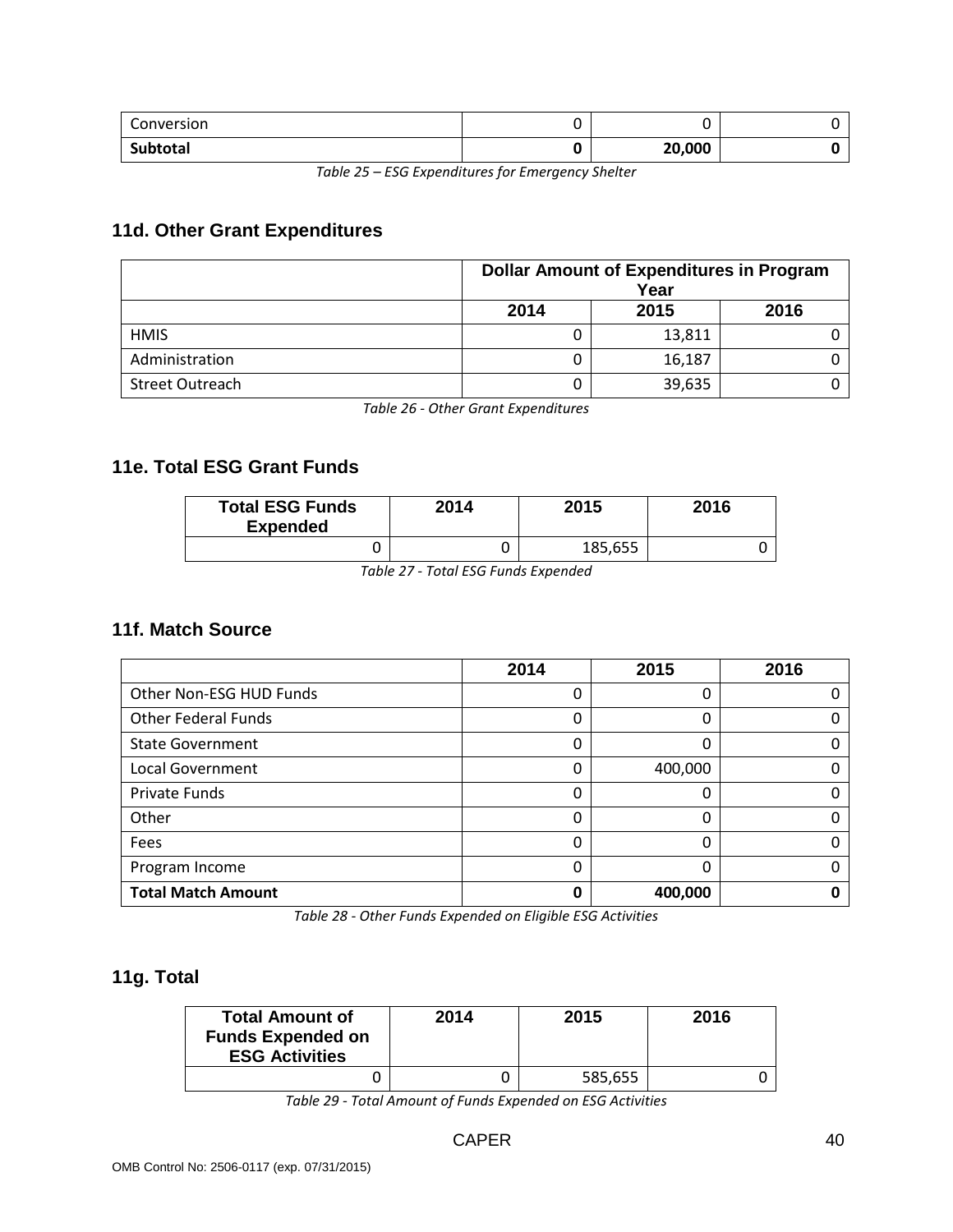| Conversion | 0 | 0 | 0 |
|---|---|---|---|
| **Subtotal** | **0** | **20,000** | **0** |

*Table 25 – ESG Expenditures for Emergency Shelter*

### 11d. Other Grant Expenditures

| | Dollar Amount of Expenditures in Program Year | | |
|---|---|---|---|
| | **2014** | **2015** | **2016** |
| HMIS | 0 | 13,811 | 0 |
| Administration | 0 | 16,187 | 0 |
| Street Outreach | 0 | 39,635 | 0 |

*Table 26 - Other Grant Expenditures*

### 11e. Total ESG Grant Funds

| Total ESG Funds Expended | 2014 | 2015 | 2016 |
|---|---|---|---|
| 0 | 0 | 185,655 | 0 |

*Table 27 - Total ESG Funds Expended*

### 11f. Match Source

| | 2014 | 2015 | 2016 |
|---|---|---|---|
| Other Non-ESG HUD Funds | 0 | 0 | 0 |
| Other Federal Funds | 0 | 0 | 0 |
| State Government | 0 | 0 | 0 |
| Local Government | 0 | 400,000 | 0 |
| Private Funds | 0 | 0 | 0 |
| Other | 0 | 0 | 0 |
| Fees | 0 | 0 | 0 |
| Program Income | 0 | 0 | 0 |
| **Total Match Amount** | **0** | **400,000** | **0** |

*Table 28 - Other Funds Expended on Eligible ESG Activities*

### 11g. Total

| Total Amount of Funds Expended on ESG Activities | 2014 | 2015 | 2016 |
|---|---|---|---|
| 0 | 0 | 585,655 | 0 |

*Table 29 - Total Amount of Funds Expended on ESG Activities*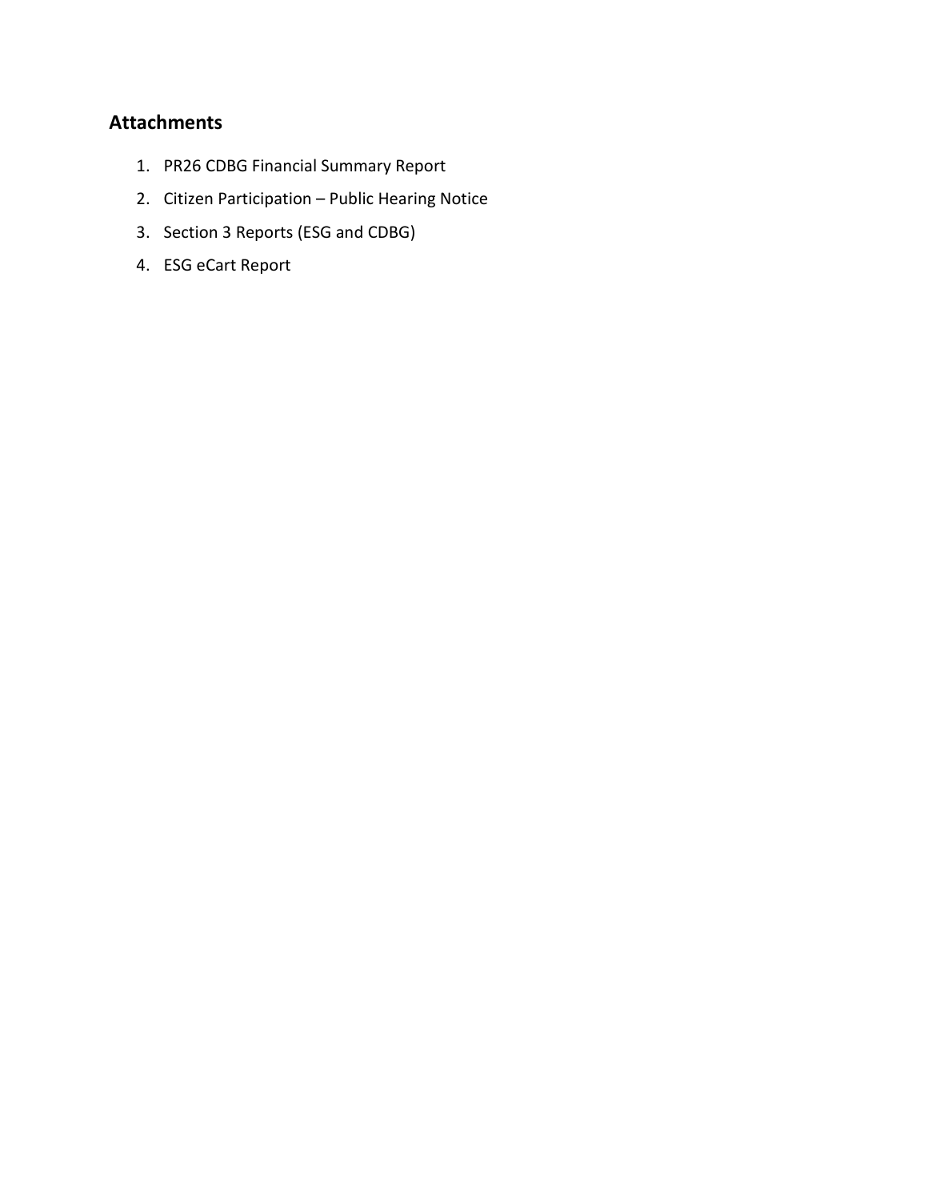## Attachments

1. PR26 CDBG Financial Summary Report
2. Citizen Participation – Public Hearing Notice
3. Section 3 Reports (ESG and CDBG)
4. ESG eCart Report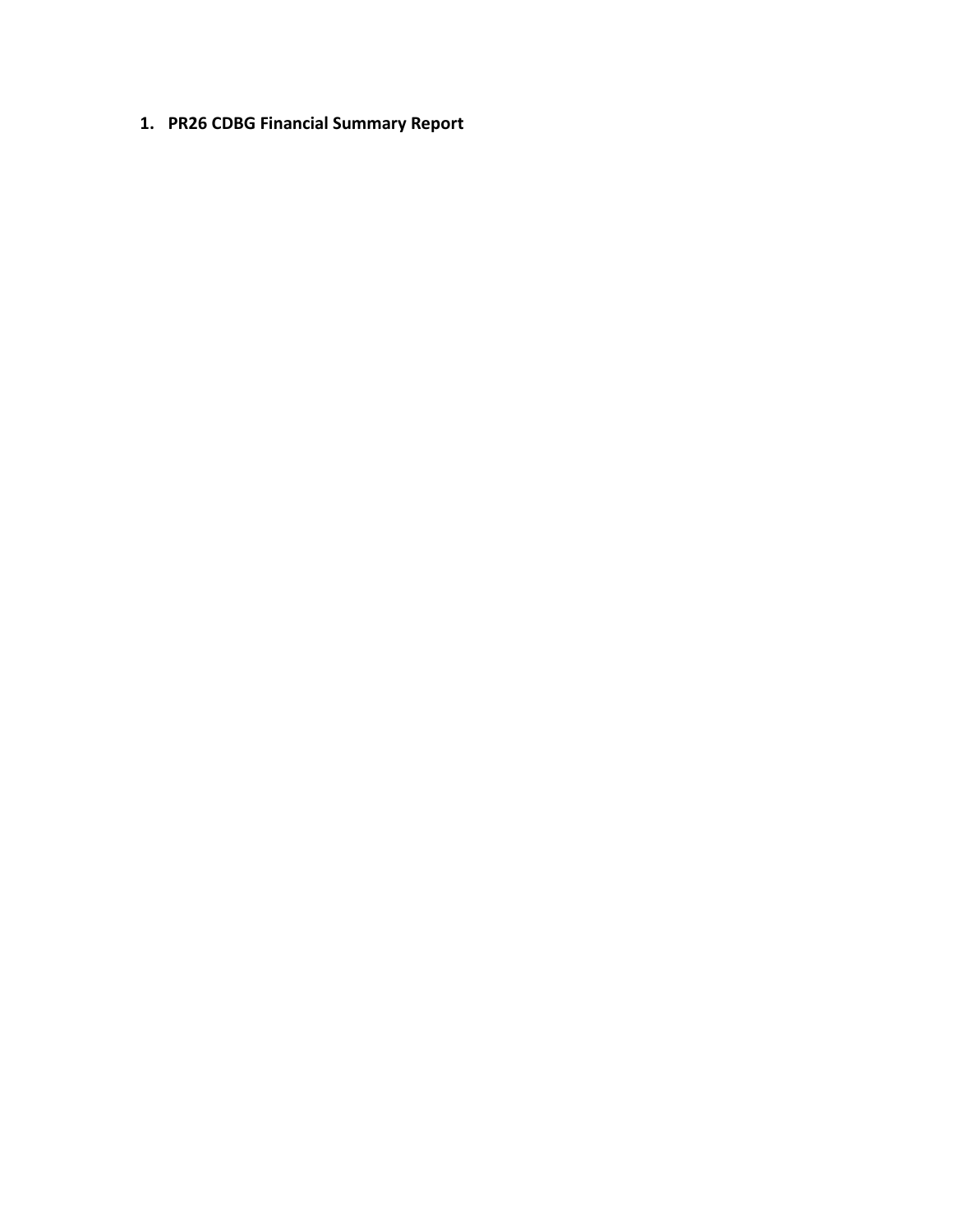1. **PR26 CDBG Financial Summary Report**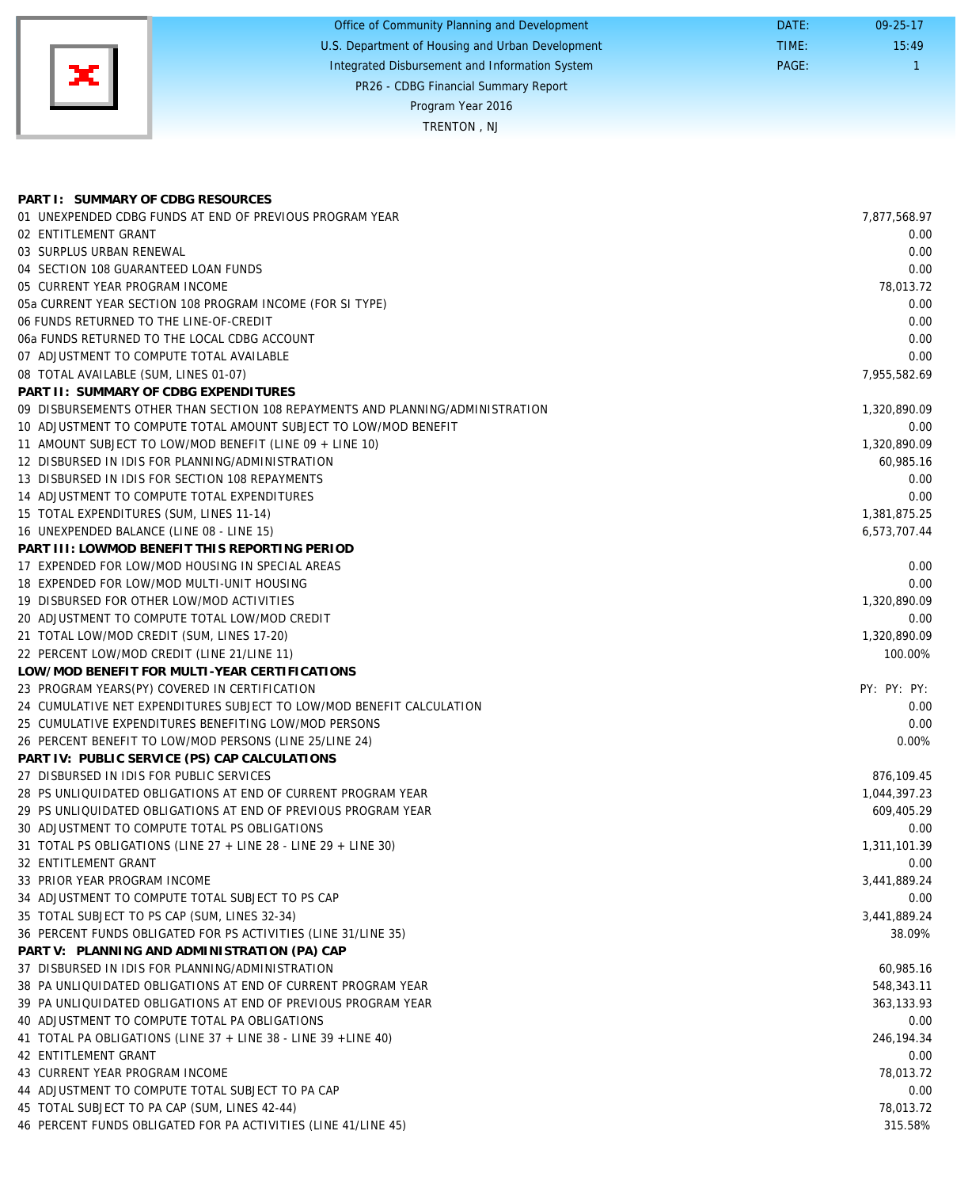Office of Community Planning and Development
U.S. Department of Housing and Urban Development
Integrated Disbursement and Information System
PR26 - CDBG Financial Summary Report
Program Year 2016
TRENTON , NJ

DATE: 09-25-17
TIME: 15:49
PAGE: 1

| | |
|---|---|
| **PART I: SUMMARY OF CDBG RESOURCES** | |
| 01 UNEXPENDED CDBG FUNDS AT END OF PREVIOUS PROGRAM YEAR | 7,877,568.97 |
| 02 ENTITLEMENT GRANT | 0.00 |
| 03 SURPLUS URBAN RENEWAL | 0.00 |
| 04 SECTION 108 GUARANTEED LOAN FUNDS | 0.00 |
| 05 CURRENT YEAR PROGRAM INCOME | 78,013.72 |
| 05a CURRENT YEAR SECTION 108 PROGRAM INCOME (FOR SI TYPE) | 0.00 |
| 06 FUNDS RETURNED TO THE LINE-OF-CREDIT | 0.00 |
| 06a FUNDS RETURNED TO THE LOCAL CDBG ACCOUNT | 0.00 |
| 07 ADJUSTMENT TO COMPUTE TOTAL AVAILABLE | 0.00 |
| 08 TOTAL AVAILABLE (SUM, LINES 01-07) | 7,955,582.69 |
| **PART II: SUMMARY OF CDBG EXPENDITURES** | |
| 09 DISBURSEMENTS OTHER THAN SECTION 108 REPAYMENTS AND PLANNING/ADMINISTRATION | 1,320,890.09 |
| 10 ADJUSTMENT TO COMPUTE TOTAL AMOUNT SUBJECT TO LOW/MOD BENEFIT | 0.00 |
| 11 AMOUNT SUBJECT TO LOW/MOD BENEFIT (LINE 09 + LINE 10) | 1,320,890.09 |
| 12 DISBURSED IN IDIS FOR PLANNING/ADMINISTRATION | 60,985.16 |
| 13 DISBURSED IN IDIS FOR SECTION 108 REPAYMENTS | 0.00 |
| 14 ADJUSTMENT TO COMPUTE TOTAL EXPENDITURES | 0.00 |
| 15 TOTAL EXPENDITURES (SUM, LINES 11-14) | 1,381,875.25 |
| 16 UNEXPENDED BALANCE (LINE 08 - LINE 15) | 6,573,707.44 |
| **PART III: LOWMOD BENEFIT THIS REPORTING PERIOD** | |
| 17 EXPENDED FOR LOW/MOD HOUSING IN SPECIAL AREAS | 0.00 |
| 18 EXPENDED FOR LOW/MOD MULTI-UNIT HOUSING | 0.00 |
| 19 DISBURSED FOR OTHER LOW/MOD ACTIVITIES | 1,320,890.09 |
| 20 ADJUSTMENT TO COMPUTE TOTAL LOW/MOD CREDIT | 0.00 |
| 21 TOTAL LOW/MOD CREDIT (SUM, LINES 17-20) | 1,320,890.09 |
| 22 PERCENT LOW/MOD CREDIT (LINE 21/LINE 11) | 100.00% |
| **LOW/MOD BENEFIT FOR MULTI-YEAR CERTIFICATIONS** | |
| 23 PROGRAM YEARS(PY) COVERED IN CERTIFICATION | PY: PY: PY: |
| 24 CUMULATIVE NET EXPENDITURES SUBJECT TO LOW/MOD BENEFIT CALCULATION | 0.00 |
| 25 CUMULATIVE EXPENDITURES BENEFITING LOW/MOD PERSONS | 0.00 |
| 26 PERCENT BENEFIT TO LOW/MOD PERSONS (LINE 25/LINE 24) | 0.00% |
| **PART IV: PUBLIC SERVICE (PS) CAP CALCULATIONS** | |
| 27 DISBURSED IN IDIS FOR PUBLIC SERVICES | 876,109.45 |
| 28 PS UNLIQUIDATED OBLIGATIONS AT END OF CURRENT PROGRAM YEAR | 1,044,397.23 |
| 29 PS UNLIQUIDATED OBLIGATIONS AT END OF PREVIOUS PROGRAM YEAR | 609,405.29 |
| 30 ADJUSTMENT TO COMPUTE TOTAL PS OBLIGATIONS | 0.00 |
| 31 TOTAL PS OBLIGATIONS (LINE 27 + LINE 28 - LINE 29 + LINE 30) | 1,311,101.39 |
| 32 ENTITLEMENT GRANT | 0.00 |
| 33 PRIOR YEAR PROGRAM INCOME | 3,441,889.24 |
| 34 ADJUSTMENT TO COMPUTE TOTAL SUBJECT TO PS CAP | 0.00 |
| 35 TOTAL SUBJECT TO PS CAP (SUM, LINES 32-34) | 3,441,889.24 |
| 36 PERCENT FUNDS OBLIGATED FOR PS ACTIVITIES (LINE 31/LINE 35) | 38.09% |
| **PART V: PLANNING AND ADMINISTRATION (PA) CAP** | |
| 37 DISBURSED IN IDIS FOR PLANNING/ADMINISTRATION | 60,985.16 |
| 38 PA UNLIQUIDATED OBLIGATIONS AT END OF CURRENT PROGRAM YEAR | 548,343.11 |
| 39 PA UNLIQUIDATED OBLIGATIONS AT END OF PREVIOUS PROGRAM YEAR | 363,133.93 |
| 40 ADJUSTMENT TO COMPUTE TOTAL PA OBLIGATIONS | 0.00 |
| 41 TOTAL PA OBLIGATIONS (LINE 37 + LINE 38 - LINE 39 +LINE 40) | 246,194.34 |
| 42 ENTITLEMENT GRANT | 0.00 |
| 43 CURRENT YEAR PROGRAM INCOME | 78,013.72 |
| 44 ADJUSTMENT TO COMPUTE TOTAL SUBJECT TO PA CAP | 0.00 |
| 45 TOTAL SUBJECT TO PA CAP (SUM, LINES 42-44) | 78,013.72 |
| 46 PERCENT FUNDS OBLIGATED FOR PA ACTIVITIES (LINE 41/LINE 45) | 315.58% |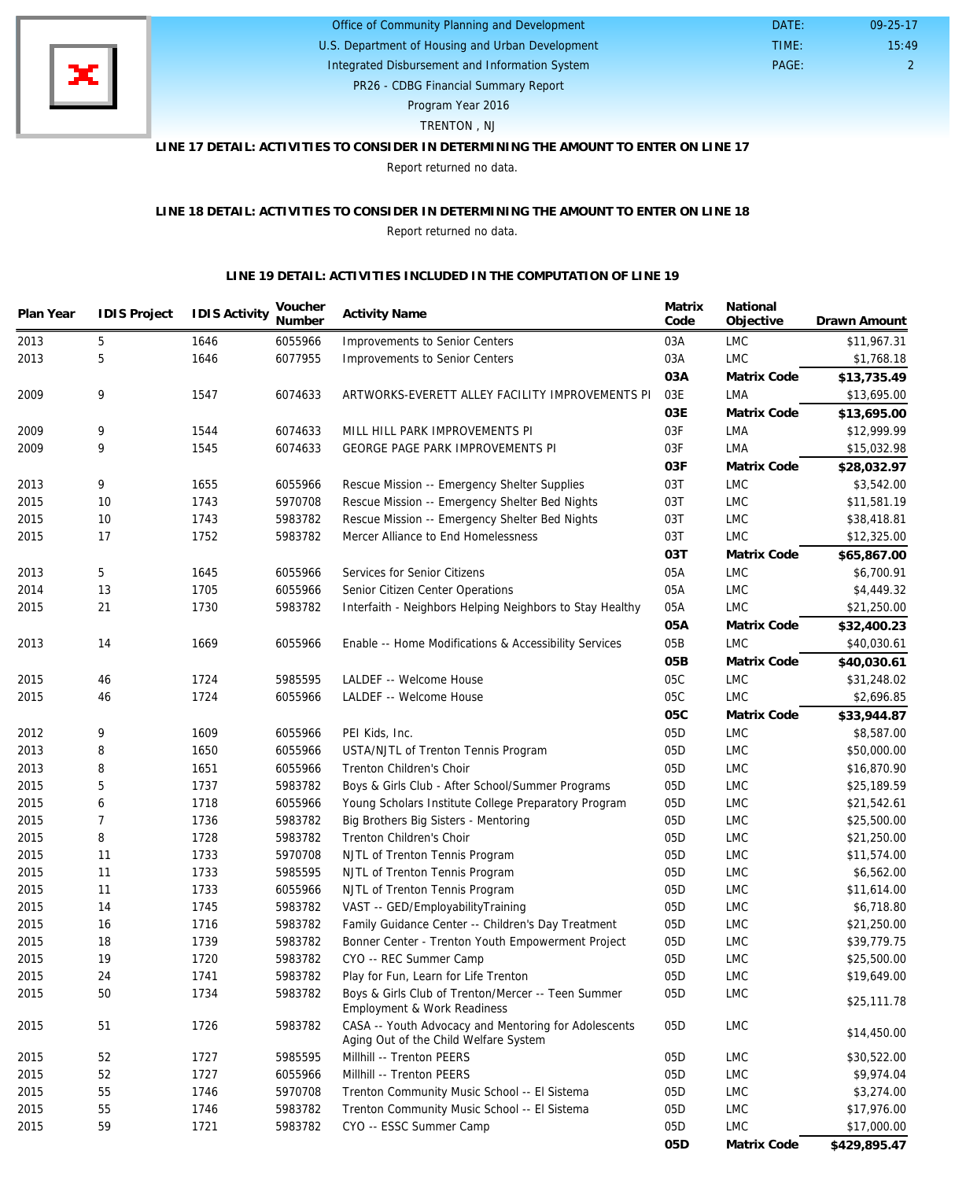Office of Community Planning and Development
U.S. Department of Housing and Urban Development
Integrated Disbursement and Information System
PR26 - CDBG Financial Summary Report
Program Year 2016
TRENTON , NJ

DATE: 09-25-17
TIME: 15:49
PAGE: 2

**LINE 17 DETAIL: ACTIVITIES TO CONSIDER IN DETERMINING THE AMOUNT TO ENTER ON LINE 17**

Report returned no data.

**LINE 18 DETAIL: ACTIVITIES TO CONSIDER IN DETERMINING THE AMOUNT TO ENTER ON LINE 18**

Report returned no data.

**LINE 19 DETAIL: ACTIVITIES INCLUDED IN THE COMPUTATION OF LINE 19**

| Plan Year | IDIS Project | IDIS Activity | Voucher Number | Activity Name | Matrix Code | National Objective | Drawn Amount |
|---|---|---|---|---|---|---|---|
| 2013 | 5 | 1646 | 6055966 | Improvements to Senior Centers | 03A | LMC | $11,967.31 |
| 2013 | 5 | 1646 | 6077955 | Improvements to Senior Centers | 03A | LMC | $1,768.18 |
| | | | | | **03A** | **Matrix Code** | **$13,735.49** |
| 2009 | 9 | 1547 | 6074633 | ARTWORKS-EVERETT ALLEY FACILITY IMPROVEMENTS PI | 03E | LMA | $13,695.00 |
| | | | | | **03E** | **Matrix Code** | **$13,695.00** |
| 2009 | 9 | 1544 | 6074633 | MILL HILL PARK IMPROVEMENTS PI | 03F | LMA | $12,999.99 |
| 2009 | 9 | 1545 | 6074633 | GEORGE PAGE PARK IMPROVEMENTS PI | 03F | LMA | $15,032.98 |
| | | | | | **03F** | **Matrix Code** | **$28,032.97** |
| 2013 | 9 | 1655 | 6055966 | Rescue Mission -- Emergency Shelter Supplies | 03T | LMC | $3,542.00 |
| 2015 | 10 | 1743 | 5970708 | Rescue Mission -- Emergency Shelter Bed Nights | 03T | LMC | $11,581.19 |
| 2015 | 10 | 1743 | 5983782 | Rescue Mission -- Emergency Shelter Bed Nights | 03T | LMC | $38,418.81 |
| 2015 | 17 | 1752 | 5983782 | Mercer Alliance to End Homelessness | 03T | LMC | $12,325.00 |
| | | | | | **03T** | **Matrix Code** | **$65,867.00** |
| 2013 | 5 | 1645 | 6055966 | Services for Senior Citizens | 05A | LMC | $6,700.91 |
| 2014 | 13 | 1705 | 6055966 | Senior Citizen Center Operations | 05A | LMC | $4,449.32 |
| 2015 | 21 | 1730 | 5983782 | Interfaith - Neighbors Helping Neighbors to Stay Healthy | 05A | LMC | $21,250.00 |
| | | | | | **05A** | **Matrix Code** | **$32,400.23** |
| 2013 | 14 | 1669 | 6055966 | Enable -- Home Modifications & Accessibility Services | 05B | LMC | $40,030.61 |
| | | | | | **05B** | **Matrix Code** | **$40,030.61** |
| 2015 | 46 | 1724 | 5985595 | LALDEF -- Welcome House | 05C | LMC | $31,248.02 |
| 2015 | 46 | 1724 | 6055966 | LALDEF -- Welcome House | 05C | LMC | $2,696.85 |
| | | | | | **05C** | **Matrix Code** | **$33,944.87** |
| 2012 | 9 | 1609 | 6055966 | PEI Kids, Inc. | 05D | LMC | $8,587.00 |
| 2013 | 8 | 1650 | 6055966 | USTA/NJTL of Trenton Tennis Program | 05D | LMC | $50,000.00 |
| 2013 | 8 | 1651 | 6055966 | Trenton Children's Choir | 05D | LMC | $16,870.90 |
| 2015 | 5 | 1737 | 5983782 | Boys & Girls Club - After School/Summer Programs | 05D | LMC | $25,189.59 |
| 2015 | 6 | 1718 | 6055966 | Young Scholars Institute College Preparatory Program | 05D | LMC | $21,542.61 |
| 2015 | 7 | 1736 | 5983782 | Big Brothers Big Sisters - Mentoring | 05D | LMC | $25,500.00 |
| 2015 | 8 | 1728 | 5983782 | Trenton Children's Choir | 05D | LMC | $21,250.00 |
| 2015 | 11 | 1733 | 5970708 | NJTL of Trenton Tennis Program | 05D | LMC | $11,574.00 |
| 2015 | 11 | 1733 | 5985595 | NJTL of Trenton Tennis Program | 05D | LMC | $6,562.00 |
| 2015 | 11 | 1733 | 6055966 | NJTL of Trenton Tennis Program | 05D | LMC | $11,614.00 |
| 2015 | 14 | 1745 | 5983782 | VAST -- GED/EmployabilityTraining | 05D | LMC | $6,718.80 |
| 2015 | 16 | 1716 | 5983782 | Family Guidance Center -- Children's Day Treatment | 05D | LMC | $21,250.00 |
| 2015 | 18 | 1739 | 5983782 | Bonner Center - Trenton Youth Empowerment Project | 05D | LMC | $39,779.75 |
| 2015 | 19 | 1720 | 5983782 | CYO -- REC Summer Camp | 05D | LMC | $25,500.00 |
| 2015 | 24 | 1741 | 5983782 | Play for Fun, Learn for Life Trenton | 05D | LMC | $19,649.00 |
| 2015 | 50 | 1734 | 5983782 | Boys & Girls Club of Trenton/Mercer -- Teen Summer Employment & Work Readiness | 05D | LMC | $25,111.78 |
| 2015 | 51 | 1726 | 5983782 | CASA -- Youth Advocacy and Mentoring for Adolescents Aging Out of the Child Welfare System | 05D | LMC | $14,450.00 |
| 2015 | 52 | 1727 | 5985595 | Millhill -- Trenton PEERS | 05D | LMC | $30,522.00 |
| 2015 | 52 | 1727 | 6055966 | Millhill -- Trenton PEERS | 05D | LMC | $9,974.04 |
| 2015 | 55 | 1746 | 5970708 | Trenton Community Music School -- El Sistema | 05D | LMC | $3,274.00 |
| 2015 | 55 | 1746 | 5983782 | Trenton Community Music School -- El Sistema | 05D | LMC | $17,976.00 |
| 2015 | 59 | 1721 | 5983782 | CYO -- ESSC Summer Camp | 05D | LMC | $17,000.00 |
| | | | | | **05D** | **Matrix Code** | **$429,895.47** |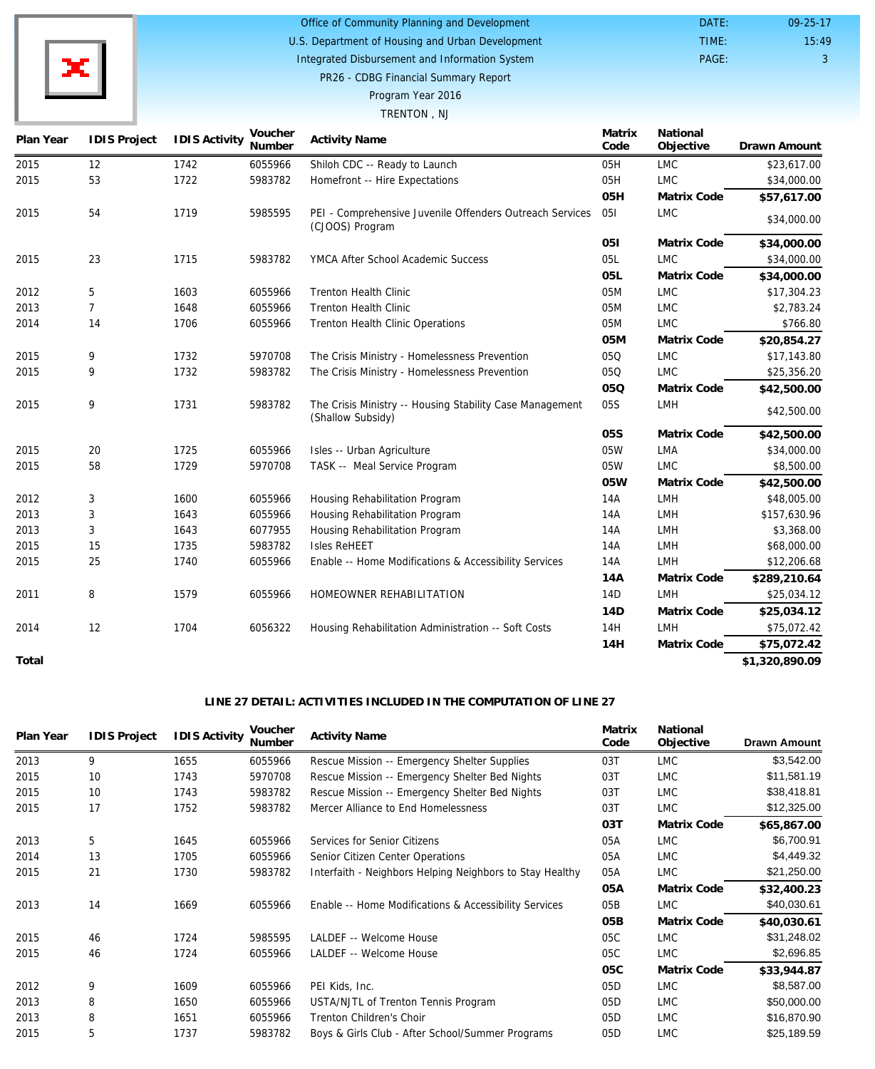| Plan Year | IDIS Project | IDIS Activity | Voucher Number | Activity Name | Matrix Code | National Objective | Drawn Amount |
|---|---|---|---|---|---|---|---|
| 2015 | 12 | 1742 | 6055966 | Shiloh CDC -- Ready to Launch | 05H | LMC | $23,617.00 |
| 2015 | 53 | 1722 | 5983782 | Homefront -- Hire Expectations | 05H | LMC | $34,000.00 |
| | | | | | **05H** | **Matrix Code** | **$57,617.00** |
| 2015 | 54 | 1719 | 5985595 | PEI - Comprehensive Juvenile Offenders Outreach Services (CJOOS) Program | 05I | LMC | $34,000.00 |
| | | | | | **05I** | **Matrix Code** | **$34,000.00** |
| 2015 | 23 | 1715 | 5983782 | YMCA After School Academic Success | 05L | LMC | $34,000.00 |
| | | | | | **05L** | **Matrix Code** | **$34,000.00** |
| 2012 | 5 | 1603 | 6055966 | Trenton Health Clinic | 05M | LMC | $17,304.23 |
| 2013 | 7 | 1648 | 6055966 | Trenton Health Clinic | 05M | LMC | $2,783.24 |
| 2014 | 14 | 1706 | 6055966 | Trenton Health Clinic Operations | 05M | LMC | $766.80 |
| | | | | | **05M** | **Matrix Code** | **$20,854.27** |
| 2015 | 9 | 1732 | 5970708 | The Crisis Ministry - Homelessness Prevention | 05Q | LMC | $17,143.80 |
| 2015 | 9 | 1732 | 5983782 | The Crisis Ministry - Homelessness Prevention | 05Q | LMC | $25,356.20 |
| | | | | | **05Q** | **Matrix Code** | **$42,500.00** |
| 2015 | 9 | 1731 | 5983782 | The Crisis Ministry -- Housing Stability Case Management (Shallow Subsidy) | 05S | LMH | $42,500.00 |
| | | | | | **05S** | **Matrix Code** | **$42,500.00** |
| 2015 | 20 | 1725 | 6055966 | Isles -- Urban Agriculture | 05W | LMA | $34,000.00 |
| 2015 | 58 | 1729 | 5970708 | TASK -- Meal Service Program | 05W | LMC | $8,500.00 |
| | | | | | **05W** | **Matrix Code** | **$42,500.00** |
| 2012 | 3 | 1600 | 6055966 | Housing Rehabilitation Program | 14A | LMH | $48,005.00 |
| 2013 | 3 | 1643 | 6055966 | Housing Rehabilitation Program | 14A | LMH | $157,630.96 |
| 2013 | 3 | 1643 | 6077955 | Housing Rehabilitation Program | 14A | LMH | $3,368.00 |
| 2015 | 15 | 1735 | 5983782 | Isles ReHEET | 14A | LMH | $68,000.00 |
| 2015 | 25 | 1740 | 6055966 | Enable -- Home Modifications & Accessibility Services | 14A | LMH | $12,206.68 |
| | | | | | **14A** | **Matrix Code** | **$289,210.64** |
| 2011 | 8 | 1579 | 6055966 | HOMEOWNER REHABILITATION | 14D | LMH | $25,034.12 |
| | | | | | **14D** | **Matrix Code** | **$25,034.12** |
| 2014 | 12 | 1704 | 6056322 | Housing Rehabilitation Administration -- Soft Costs | 14H | LMH | $75,072.42 |
| | | | | | **14H** | **Matrix Code** | **$75,072.42** |
| **Total** | | | | | | | **$1,320,890.09** |

**LINE 27 DETAIL: ACTIVITIES INCLUDED IN THE COMPUTATION OF LINE 27**

| Plan Year | IDIS Project | IDIS Activity | Voucher Number | Activity Name | Matrix Code | National Objective | Drawn Amount |
|---|---|---|---|---|---|---|---|
| 2013 | 9 | 1655 | 6055966 | Rescue Mission -- Emergency Shelter Supplies | 03T | LMC | $3,542.00 |
| 2015 | 10 | 1743 | 5970708 | Rescue Mission -- Emergency Shelter Bed Nights | 03T | LMC | $11,581.19 |
| 2015 | 10 | 1743 | 5983782 | Rescue Mission -- Emergency Shelter Bed Nights | 03T | LMC | $38,418.81 |
| 2015 | 17 | 1752 | 5983782 | Mercer Alliance to End Homelessness | 03T | LMC | $12,325.00 |
| | | | | | **03T** | **Matrix Code** | **$65,867.00** |
| 2013 | 5 | 1645 | 6055966 | Services for Senior Citizens | 05A | LMC | $6,700.91 |
| 2014 | 13 | 1705 | 6055966 | Senior Citizen Center Operations | 05A | LMC | $4,449.32 |
| 2015 | 21 | 1730 | 5983782 | Interfaith - Neighbors Helping Neighbors to Stay Healthy | 05A | LMC | $21,250.00 |
| | | | | | **05A** | **Matrix Code** | **$32,400.23** |
| 2013 | 14 | 1669 | 6055966 | Enable -- Home Modifications & Accessibility Services | 05B | LMC | $40,030.61 |
| | | | | | **05B** | **Matrix Code** | **$40,030.61** |
| 2015 | 46 | 1724 | 5985595 | LALDEF -- Welcome House | 05C | LMC | $31,248.02 |
| 2015 | 46 | 1724 | 6055966 | LALDEF -- Welcome House | 05C | LMC | $2,696.85 |
| | | | | | **05C** | **Matrix Code** | **$33,944.87** |
| 2012 | 9 | 1609 | 6055966 | PEI Kids, Inc. | 05D | LMC | $8,587.00 |
| 2013 | 8 | 1650 | 6055966 | USTA/NJTL of Trenton Tennis Program | 05D | LMC | $50,000.00 |
| 2013 | 8 | 1651 | 6055966 | Trenton Children's Choir | 05D | LMC | $16,870.90 |
| 2015 | 5 | 1737 | 5983782 | Boys & Girls Club - After School/Summer Programs | 05D | LMC | $25,189.59 |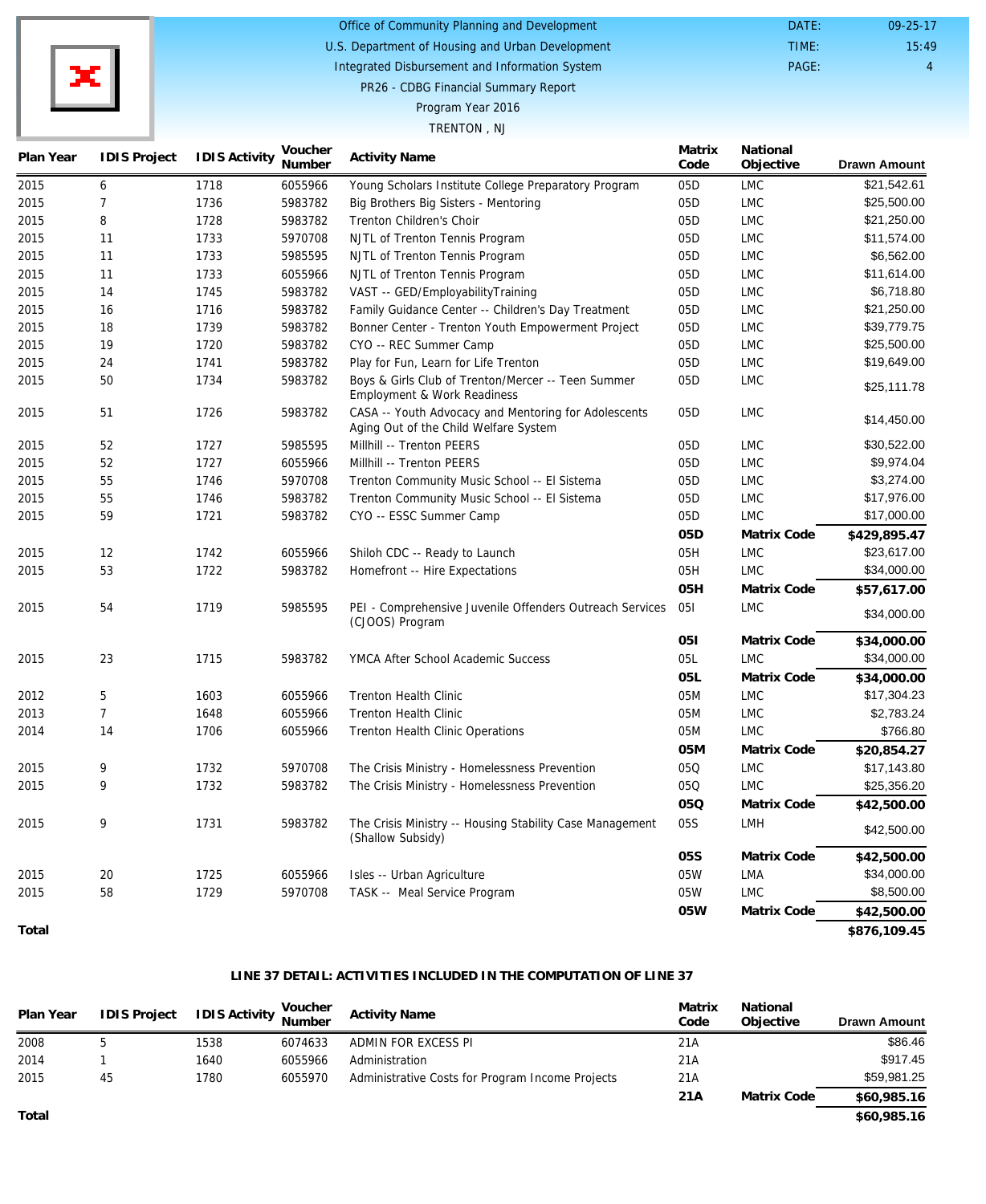Office of Community Planning and Development
U.S. Department of Housing and Urban Development
Integrated Disbursement and Information System
PR26 - CDBG Financial Summary Report
Program Year 2016
TRENTON , NJ

DATE: 09-25-17
TIME: 15:49

| Plan Year | IDIS Project | IDIS Activity | Voucher Number | Activity Name | Matrix Code | National Objective | Drawn Amount |
|---|---|---|---|---|---|---|---|
| 2015 | 6 | 1718 | 6055966 | Young Scholars Institute College Preparatory Program | 05D | LMC | $21,542.61 |
| 2015 | 7 | 1736 | 5983782 | Big Brothers Big Sisters - Mentoring | 05D | LMC | $25,500.00 |
| 2015 | 8 | 1728 | 5983782 | Trenton Children's Choir | 05D | LMC | $21,250.00 |
| 2015 | 11 | 1733 | 5970708 | NJTL of Trenton Tennis Program | 05D | LMC | $11,574.00 |
| 2015 | 11 | 1733 | 5985595 | NJTL of Trenton Tennis Program | 05D | LMC | $6,562.00 |
| 2015 | 11 | 1733 | 6055966 | NJTL of Trenton Tennis Program | 05D | LMC | $11,614.00 |
| 2015 | 14 | 1745 | 5983782 | VAST -- GED/EmployabilityTraining | 05D | LMC | $6,718.80 |
| 2015 | 16 | 1716 | 5983782 | Family Guidance Center -- Children's Day Treatment | 05D | LMC | $21,250.00 |
| 2015 | 18 | 1739 | 5983782 | Bonner Center - Trenton Youth Empowerment Project | 05D | LMC | $39,779.75 |
| 2015 | 19 | 1720 | 5983782 | CYO -- REC Summer Camp | 05D | LMC | $25,500.00 |
| 2015 | 24 | 1741 | 5983782 | Play for Fun, Learn for Life Trenton | 05D | LMC | $19,649.00 |
| 2015 | 50 | 1734 | 5983782 | Boys & Girls Club of Trenton/Mercer -- Teen Summer Employment & Work Readiness | 05D | LMC | $25,111.78 |
| 2015 | 51 | 1726 | 5983782 | CASA -- Youth Advocacy and Mentoring for Adolescents Aging Out of the Child Welfare System | 05D | LMC | $14,450.00 |
| 2015 | 52 | 1727 | 5985595 | Millhill -- Trenton PEERS | 05D | LMC | $30,522.00 |
| 2015 | 52 | 1727 | 6055966 | Millhill -- Trenton PEERS | 05D | LMC | $9,974.04 |
| 2015 | 55 | 1746 | 5970708 | Trenton Community Music School -- El Sistema | 05D | LMC | $3,274.00 |
| 2015 | 55 | 1746 | 5983782 | Trenton Community Music School -- El Sistema | 05D | LMC | $17,976.00 |
| 2015 | 59 | 1721 | 5983782 | CYO -- ESSC Summer Camp | 05D | LMC | $17,000.00 |
| | | | | | **05D** | **Matrix Code** | **$429,895.47** |
| 2015 | 12 | 1742 | 6055966 | Shiloh CDC -- Ready to Launch | 05H | LMC | $23,617.00 |
| 2015 | 53 | 1722 | 5983782 | Homefront -- Hire Expectations | 05H | LMC | $34,000.00 |
| | | | | | **05H** | **Matrix Code** | **$57,617.00** |
| 2015 | 54 | 1719 | 5985595 | PEI - Comprehensive Juvenile Offenders Outreach Services (CJOOS) Program | 05I | LMC | $34,000.00 |
| | | | | | **05I** | **Matrix Code** | **$34,000.00** |
| 2015 | 23 | 1715 | 5983782 | YMCA After School Academic Success | 05L | LMC | $34,000.00 |
| | | | | | **05L** | **Matrix Code** | **$34,000.00** |
| 2012 | 5 | 1603 | 6055966 | Trenton Health Clinic | 05M | LMC | $17,304.23 |
| 2013 | 7 | 1648 | 6055966 | Trenton Health Clinic | 05M | LMC | $2,783.24 |
| 2014 | 14 | 1706 | 6055966 | Trenton Health Clinic Operations | 05M | LMC | $766.80 |
| | | | | | **05M** | **Matrix Code** | **$20,854.27** |
| 2015 | 9 | 1732 | 5970708 | The Crisis Ministry - Homelessness Prevention | 05Q | LMC | $17,143.80 |
| 2015 | 9 | 1732 | 5983782 | The Crisis Ministry - Homelessness Prevention | 05Q | LMC | $25,356.20 |
| | | | | | **05Q** | **Matrix Code** | **$42,500.00** |
| 2015 | 9 | 1731 | 5983782 | The Crisis Ministry -- Housing Stability Case Management (Shallow Subsidy) | 05S | LMH | $42,500.00 |
| | | | | | **05S** | **Matrix Code** | **$42,500.00** |
| 2015 | 20 | 1725 | 6055966 | Isles -- Urban Agriculture | 05W | LMA | $34,000.00 |
| 2015 | 58 | 1729 | 5970708 | TASK -- Meal Service Program | 05W | LMC | $8,500.00 |
| | | | | | **05W** | **Matrix Code** | **$42,500.00** |
| **Total** | | | | | | | **$876,109.45** |

## LINE 37 DETAIL: ACTIVITIES INCLUDED IN THE COMPUTATION OF LINE 37

| Plan Year | IDIS Project | IDIS Activity | Voucher Number | Activity Name | Matrix Code | National Objective | Drawn Amount |
|---|---|---|---|---|---|---|---|
| 2008 | 5 | 1538 | 6074633 | ADMIN FOR EXCESS PI | 21A | | $86.46 |
| 2014 | 1 | 1640 | 6055966 | Administration | 21A | | $917.45 |
| 2015 | 45 | 1780 | 6055970 | Administrative Costs for Program Income Projects | 21A | | $59,981.25 |
| | | | | | **21A** | **Matrix Code** | **$60,985.16** |
| **Total** | | | | | | | **$60,985.16** |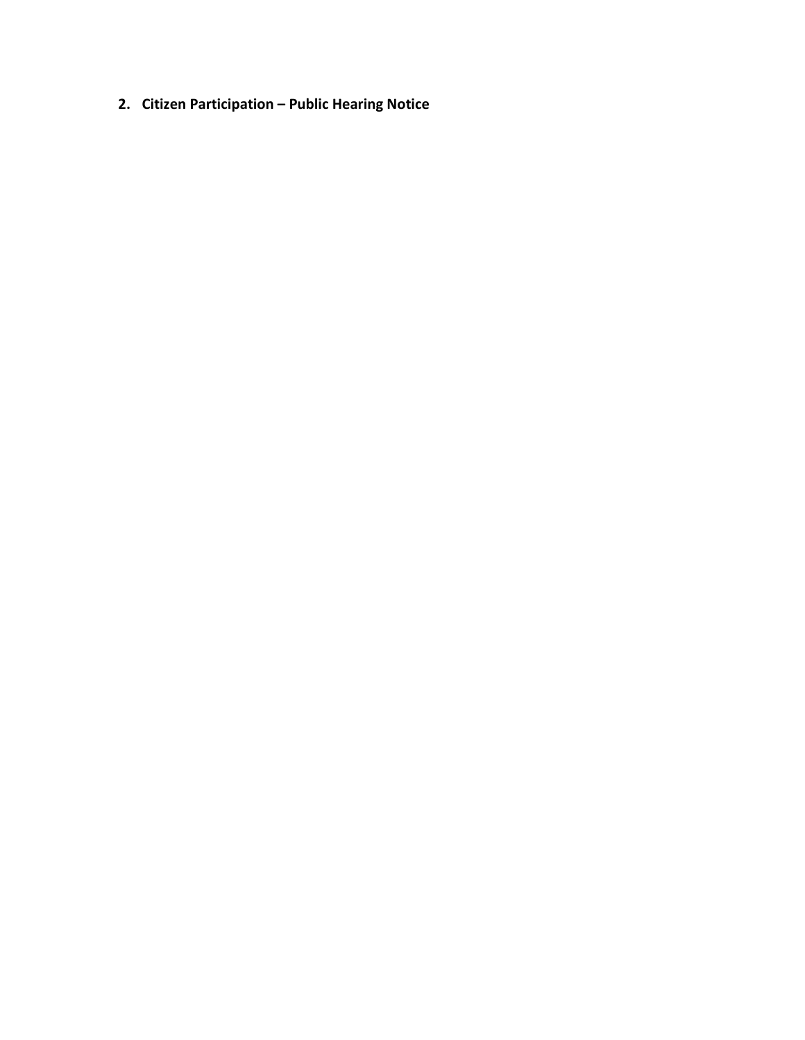## 2. Citizen Participation – Public Hearing Notice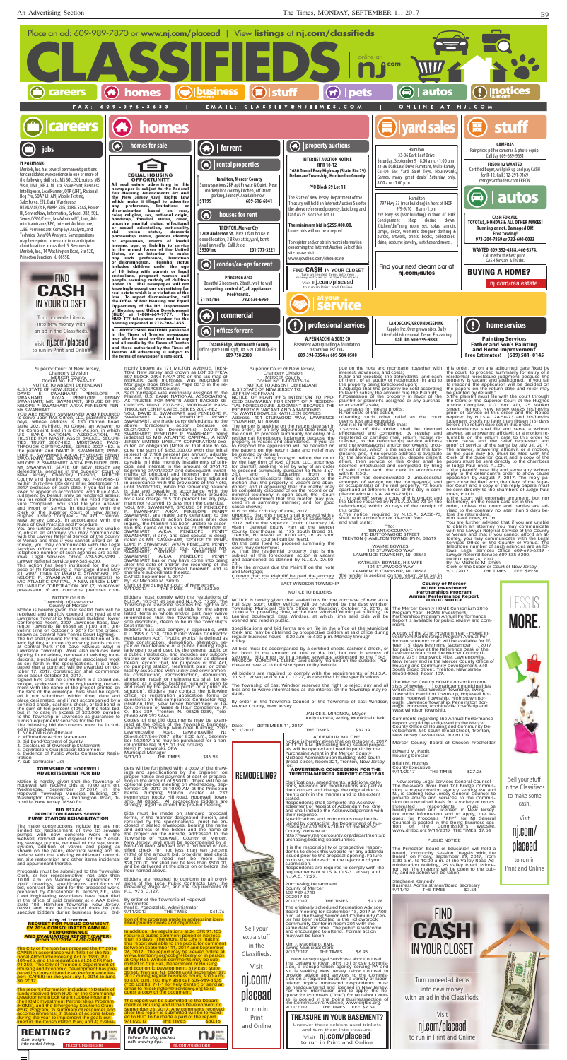# CLASSIFIEDS

Place an ad: 609-989-7870 or **www.nj.com/placead** | View **listings** at **nj.com/classifieds**

careers | homes | business | stuff | pets | autos | notices & more

FAX: 609-396-3633 | EMAIL: CLASSIFY@NJTIMES.COM | ONLINE AT NJ.COM

## careers

### jobs

**IT POSITIONS:**
Meritek, Inc. has several permanent positions for candidates w/experience in one or more of the following skill sets: MS SQL, SQL scripts, MS Visio, UML, HP ALM, Jira, SharePoint, Business Intelligence, LoadRunner, QTP (UFT), Rational Req Pro, SOAP UI, API, Mobile Testing, SalesForce, ETL, Data Warehouse, HTML/ASP/JSP, ASP.NET, J2EE, SSIS, SSRS, SSAS, Power BI, ServiceNow, Informatica, Sybase, DB2, SQL Server/VB/C/C++, Linux/Windows NT, Unix, Admin Mainframe/RPG, Internet Architecture, J2EE. Positions are: Comp Sys Analysts, and Technical Data/QA Analysts. Some positions may be required to relocate to unanticipated client locations across the US. Resumes to: Meritek, Inc., 14 Washington Road, Ste 520, Princeton Junction, NJ 08550.

**FIND CASH IN YOUR CLOSET**
Turn unneeded items into money with an ad in the Classifieds.
Visit **nj.com/placead** to run in Print and Online

## homes

### homes for sale

**EQUAL HOUSING OPPORTUNITY**

**All real estate advertising in this newspaper is subject to the Federal Fair Housing Amendments Act and the New Jersey Civil Rights Law which make it illegal to advertise any preference, limitation or discrimination based on race, color, religion, sex, national origin, handicap, familial status, creed, ancestry, marital status, affectional or sexual orientation, nationality, civil union status, domestic partnership status, gender identity or expression, source of lawful income, age, or liability for service in the armed forces of the United States, or an intention to make any such preference, limitation or discrimination. Familial status includes children under the age of 18 living with parents or legal custodians, pregnant women and people securing custody of children under 18. This newspaper will not knowingly accept any advertising for real estate which is in violation of the law. To report discrimination, call the Office of Fair Housing and Equal Opportunity of the U.S. Department of Housing and Urban Development (HUD) at 1-800-669-9777. The HUD TTY telephone number for the hearing impaired is 212-708-1455.**

**ALL ADVERTISING MATERIAL published in the Times of Trenton newspaper may also be used on-line and in any and all media by the Times of Trenton and those authorized by the Times of Trenton. All advertising is subject to the terms of newspaper's rate card.**

### for rent

#### rental properties

**Hamilton, Mercer County**
Sunny spacious 2BR apt Private & Quiet. Near marketplace country kitchen, off street parking, laundry. Available now
$1199 609-516-6041

#### houses for rent

**TRENTON, Mercer Cty**
1208 Anderson St. Nice 1 fam house in good location, 3 BR w/ attic, yard, bsmt. Avail immed'ly. Call Jesse.
$950/mo 201-777-3221

#### condos/co-ops for rent

**Princeton Area**
Beautiful 2 bedroom, 2 bath, wall to wall carpeting, central AC, all appliances. Pool/tennis.
$1195/mo 732-536-6960

#### commercial

#### offices for rent

**Cream Ridge, Monmouth County**
Office space 1100 sq.ft. Rt. 539. Call Mon-Fri
609-758-2300

### property auctions

**INTERNET AUCTION NOTICE RFB 10-12**
**1680 Daniel Bray Highway (State Rte 29) Delaware Township, Hunterdon County**

**P/O Block 59 Lot 11**

The State of New Jersey, Department of the Treasury will hold an Internet Auction Sale for the above referenced property, buildings and land AS IS. Block 59, Lot 11.

**The minimum bid is $255,000.00.** Lower bids will not be accepted.

To register and/or obtain more information concerning the Internet Auction Sale of this site please visit:
www.govdeals.com/NJrealestate

**FIND CASH IN YOUR CLOSET**
Turn unneeded items into money with an ad in the Classifieds.
Visit **nj.com/placead** to run in Print and Online

## at your service

### professional services

**A.PENNACHI & SONS CO**
Basement waterproofing & foundation restoration. Est.1947
609-394-7354 or 609-584-0500

## yard sales

**Hamilton**
33-36 Dark Leaf Drive
Saturday, September 9 · 8:00 a.m. - 1:00 p.m.
33-36 Dark Leaf Drive Furniture, Wahl- Family Cul-De Sac Yard Sale! Toys, Housewares, Games, many great deals! Saturday only. 8:00 a.m. - 1:00 p.m.

**Hamilton**
797 Hwy 33 (rear building) in front of IHOP 9/9-9/10 8am-1pm
797 Hwy 33 (rear building) in front of IHOP Consignment shop closing down! Kitchen/dining room set, sofas, armoir, lamps, decor, women's designer clothing & purses, artwork, prints, books, collectibles, china, costume jewelry, watches and more...

**Find your next dream car at nj.com/autos**

**LANDSCAPE/GROUNDKEEPING**
Kappler Inc. Over grown sites. Daily litter/rubbish removal. Berms. Excavating
**Call Jim 609-599-9888**

## stuff

**CAMERAS**
Fair prices pd for cameras & photo equip. Call Jay 609-689-9651

**FREON 12 WANTED**
Certified buyer, will pick up and pay CASH for R-12. Call 312-291-9169 refrigerantfinders.com FREON

## autos

**CASH FOR ALL TOYOTAS, HONDAS & ALL OTHER MAKES! Running or not. Damaged OK! Free towing! 973-204-7869 or 732-600-0033**

**WANTED 609-392-4508, 466-3374.** Call me for the best price. CASH for Cars & Trucks.

**BUYING A HOME?**
nj.com/realestate

### home services

**Painting Services Father and Son's Painting and Home Improvement Free Estimates! (609) 581-0145**

---

Superior Court of New Jersey,
Chancery Division
MERCER County,
Docket No: F-019656-17
NOTICE TO ABSENT DEFENDANT
(L.S.) STATE OF NEW JERSEY TO:
DAVID E. SWANHART; PENELOPE P. SWANHART A/K/A PENELOPE PENNY SWANHART; MR. SWANHART, SPOUSE OF PENELOPE P. SWANHART A/K/A PENELOPE PENNY SWANHART

YOU ARE HEREBY SUMMONED AND REQUIRED to serve upon RAS Citron, LLC, plaintiff's attorneys, whose address is 130 Clinton Road, Suite 202, Fairfield, NJ 07004, an Answer to the Complaint filed in a Civil Action, in which U.S. BANK NATIONAL ASSOCIATION, AS TRUSTEE FOR MASTR ASSET BACKED SECURITIES TRUST 2007-HE2, MORTGAGE PASS THROUGH CERTIFICATES, SERIES 2007-HE2 is the plaintiff and DAVID E. SWANHART; PENELOPE P. SWANHART A/K/A PENELOPE PENNY SWANHART; MR. SWANHART, SPOUSE OF PENELOPE P. SWANHART A/K/A PENELOPE PENNY SWANHART; STATE OF NEW JERSEY are defendants, pending in the Superior Court of New Jersey, Chancery Division, MERCER County and bearing Docket No. F-019656-17 within thirty-five (35) days after September 11, 2017 exclusive of such date. If you fail to answer or appear in accordance with Rule 4:4-6, a judgment by default may be rendered against you for relief demanded in the Complaint. You shall file your Answer and Proof of Service in duplicate with the Clerk of the Superior Court of New Jersey, Hughes Justice Complex - CN 971, Trenton, New Jersey 08625, in accordance with the Rules of Civil Practice and Procedure.

You are further advised that if you are unable to obtain an attorney you may communicate with the New Jersey Bar Association by calling 609-394-1101. You may also contact the Lawyer Referral Service of the County of Venue and that if you cannot afford an attorney, you may communicate with the Legal Services Office of the County of Venue. The telephone number of such agencies are as follows: Legal Services Office 609-695-6249 · Lawyer Referral Service 609-585-6200.

This action has been instituted for the purpose of (1) foreclosing a mortgage dated May 21, 2007, made by DAVID E. SWANHART, PENELOPE P. SWANHART, as mortgagor(s) to MID ATLANTIC CAPITAL, A NEW JERSEY LIMITED LIABILITY CORPORATION and (2) to recover possession of and concerns premises commonly known as 171 MILTON AVENUE, TRENTON, New Jersey and known as LOT 31 F/K/A 507 BLOCK 2494 F/K/A 310 on the tax map of MERCER. Said mortgage was recorded in Mortgage Book 10419, Page 0313 in the records of MERCER County.

Said mortgage was eventually assigned to the Plaintiff. U.S. BANK NATIONAL ASSOCIATION, AS TRUSTEE FOR MASTR ASSET BACKED SECURITIES TRUST 2007-HE2, MORTGAGE PASS THROUGH CERTIFICATES, SERIES 2007-HE2

YOU, DAVID E. SWANHART and PENELOPE P. SWANHART A/K/A PENELOPE PENNY SWANHART, are made party defendants to the above foreclosure action because on 05/21/2007 the Defendant(s), DAVID E. SWANHART and PENELOPE P. SWANHART became indebted to MID ATLANTIC CAPITAL, A NEW JERSEY LIMITED LIABILITY CORPORATION executed an obligation (Note) of that date to secure the sum of $153,000.00 with the initial interest rate of 7.900 per cent per annum, payable on the unpaid balance, said Note being payable in initial monthly installments of principal and interest in the amount of $961.97 beginning 07/01/2007 and subsequent installments on the first day of each month thereafter, with said payments being adjusted in accordance with the provisions of the Note, until 06/01/2037, when the remaining balance is due and payable in accordance with the terms of the Note, and providing for a late charge of 5.000 percent for any payment not received 15 days from the date due.

YOU, MR. SWANHART, SPOUSE OF PENELOPE P. SWANHART A/K/A PENELOPE PENNY SWANHART, are made party defendant to the above foreclosure action because plaintiff has been unable to determine the name of his true name of the spouse of PENELOPE P. SWANHART A/K/A PENELOPE PENNY SWANHART, if any, and said spouse is designated as MR. SWANHART, SPOUSE OF PENELOPE P. SWANHART A/K/A PENELOPE PENNY SWANHART. Any right, title, or interest MR. SWANHART, SPOUSE OF PENELOPE P. SWANHART A/K/A PENELOPE PENNY SWANHART has or may have come into being after the date of and/or the recording of the mortgage being foreclosed herewith and is therefore subordinate to the lien of same.

DATED: September 6, 2017
By: /s/ Michelle M. Smith
Clerk of the Superior Court of New Jersey
9/11/2017 THE TIMES FEE: $63.80

---

NOTICE OF BID
Township of Lawrence
County of Mercer

Notice is hereby given that sealed bids will be received and publicly opened and read at the Lawrence Township Municipal Building, Town Council Chambers, located at 2207 Lawrenceville Road, Lawrence Township NJ 08648 at 11:00 A.M. prevailing time on October 5, 2017 for the project known as Central Park Tennis Court Lighting.

The bid shall provide for the installation of athletic lighting at three (3) existing tennis courts at Central Park (100 Dave Noveau Way) in Lawrence Township. Work also includes new lighting foundations, removal of existing foundations, electrical and other associated work as set forth in the specifications. It is anticipated that a contract will be awarded on October 17, 2017 and construction will commence on or about October 23, 2017.

Signed bids shall be submitted in a sealed envelope, addressed to the Engineering Department with the name of the project printed on the face of the envelope. Bids may be rejected if not submitted within time, date and place designated, and if not accompanied by certified check, cashier's check, or bid bond in the sum of ten percent (10%) of the total bid, but in no case in excess of $20,000, payable to the Township of Lawrence as guarantee to furnish equipment/services for the bid.

The following bid documents must be included in bid package:
1. Non-Collusion Affidavit
2. Affirmative Action Statement
3. Bid Bond/Letter of Surety
4. Disclosure of Ownership Statement
5. Contractors Qualification Statement
6. Evidence of Public Works Contractor Registration
7. Sub-contractor List

Bidders must comply with the regulations of N.J.S.A. 10:5-31 et seq and N.J.A.C. 17:27. The Township of Lawrence reserves the right to accept or reject any and all bids for the above listed items in whole and/or part may waive informalities that the Township may in its sole discretion, deem to be in the Township's best interest.

Bidders must also comply, if applicable, with P.L. 1999 c. 238, "The Public Works Contractor Registration Act". "Public Works" is defined as the construction, reconstruction, demolition, alteration, custom fabrication, duct cleaning, or repair or maintenance of a public building regularly open to and used by the general public or a public institution, and includes any subcontractor or tower tier subcontractor as defined herein. Public work does not include the hiring of a contractor's employees by means of other facility associated with utility and environmental construction, reconstruction, demolition, alteration, repair or maintenance shall be regarded as a public building regularly open to and used by the general public, or a public institution. Contractors can contact the State of New Jersey office for registration application forms or questions on this Contractor Registration Unit, New Jersey Department of Labor, Division of Wage & Hour Compliance, P.O. Box 389, Trenton NJ 08625-0389, Telephone 609.292.9464.

Copies of the bid documents may be examined at the Office of the Township Engineer, Lawrence Township Municipal Building, 2207 Lawrenceville Road, Lawrence Township NJ 08648, 609-844-7082, after 8:30 a.m., September 14,2017 and may be purchased for a non-refundable fee of $5.00 (five dollars).
Kevin P. Nerwinski, CPA
Municipal Manager
9/11/17 THE TIMES $46.98

---

**TOWNSHIP OF HOPEWELL**
**ADVERTISEMENT FOR BID**

Notice is hereby given that the Township of Hopewell will receive bids at 10:00 a.m. on, Wednesday, September 27,2017 in the Hopewell Township Municipal Building, 201 Washington Crossing - Pennington Road, Titusville, New Jersey 08560 for:

**BID B17-04**
**PRINCETON FARMS SEWER PUMP STATION REHABILITATION**

The major constructions include but are not limited to: Replacement of two (2) sewage pumps with new concrete work in the wetwell, removal and disposal of the 2 existing sewage pumps, removal of the seal water system, addition of valves and piping as shown on the plans, electrical wiring and interface with the existing Multismart Controller and restoration and other items incidental and appurtenant thereto.

Proposals must be submitted to the Township Clerk, or her representative, not later than 10:00 a.m. on Wednesday, September 27,2017. Drawings, specifications and forms of bid, contract and bond for the proposed work prepared by Christopher B. Jepson,P.E., Van Cleef Engineering Associates have been filed in the office of said Engineer at 32 Brower Drive, Suite 103, Hamilton Township, New Jersey 08619 and may be inspected there by prospective bidders during business hours. Bidders will be furnished with a copy of the drawings and specifications by the Engineer, on proper notice and payment of cost of preparation in the amount of $50.00. There will be an optional pre-bid meeting on Wednesday, September 20, 2017 at 10:00 AM at the Princeton Farms Pumping Station located at 232 Pennington Rocky Hill Road, Hopewell Township, NJ 08560. All prospective bidders are strongly urged to attend the pre-bid meeting.

Bids must be made on standard proposal forms, in the manner designated therein, and required by the specifications, must be enclosed in sealed envelopes, bearing the name and address of the bidder and the name of the project on the outside, addressed to the Township of Hopewell, County of Mercer, New Jersey, and must be accompanied by a Non-Collusion Affidavit and a bid bond or certified check for not less than ten percent (10%) of the amount bid, providing said check or bid bond need not be more than $20,000.00 nor shall not be less than $500.00, and be delivered at the place on or before the hour named above.

Bidders are required to conform to all provisions of the Local Public Contracts Law, the Prevailing Wage Act, and the requirements of P.L.1975, C.127.

By order of the Township of Hopewell Committee
Paul F. Pogorzelski, Administrator
9/11/2017 THE TIMES $41.76

---

**City of Trenton**
**REQUEST FOR PUBLIC COMMENT**
**FY 2016 CONSOLIDATED ANNUAL PERFORMANCE AND EVALUATION REPORT (CAPER) (from 7/1/2016 - 6/30/2017)**

The City of Trenton has prepared the FY 2016 CAPER in accordance with Title I of the National Affordable Housing Act of 1990, P.L. 101-625, and the regulations at 24 CFR Part 91.250. The City of Trenton's Department of Housing and Economic Development has prepared its Consolidated Plan Performance Report (CAPER) for the year July 1, 2016 to June 30, 2017.

The report information includes: 1) Details of funds received from HUD for the Community Development Block Grant (CDBG) Program, the HOME Investment Partnerships Program (HOME), and the Emergency Solutions Grant (ESG) Program; 2) Summary of resources and accomplishments; 3) Status of actions taken during the year to implement the strategy outlined in the Consolidated Plan; and 4) Evaluation of the progress made in addressing identified priority needs and objectives.

In addition, the regulations at 24 CFR 91.105 require a public comment period of not less than 15 days. Therefore, the City is making this report available to the public for comment between September 11, 2017 and September 26, 2017. The report may be viewed online at www.trentonnj.org/citylibrary or in person at City Hall. Written comments may be submitted to City Hall, Department of Housing and Economic Development, 319 East State Street, Trenton, NJ 08608 until September 27, 2017 during regular business hours, 9:00 a.m. to 4:00 p.m. You may also call 609-989-3538 (TDD USERS: 7-1-1 for Relay Center) or send an email to kvanlentrentonnj.org to request a copy of the document.

This report will be submitted to the Department of Housing and Urban Development on September 28, 2017. All comments received will be included in the report which is forwarded to HUD to be made a part of the report.
9/11/2017 THE TIMES $30.16

---

Superior Court of New Jersey,
Chancery Division
MERCER County,
Docket No.: F-002026-16
NOTICE TO ABSENT DEFENDANT
(L.S.) STATE OF NEW JERSEY TO:
JEFFREY HOFFMAN

NOTICE OF PLAINTIFF'S INTENTION TO PROCEED SUMMARILY FOR ENTRY OF A RESIDENTIAL FORECLOSURE JUDGMENT BECAUSE THE PROPERTY IS VACANT AND ABANDONED
TO: WAYNE BOWLES, KATHLEEN BOWLES
Address: 101 STURWOOD WAY, LAWRENCE TOWNSHIP, NJ 08648

The lender is seeking on the return date set in this order, or on any adjourned date fixed by the court, to proceed summarily for entry of a residential foreclosure judgment because the property is vacant and abandoned. If you fail to respond the application will be decided on the papers on the return date and relief may be granted by default.

THIS MATTER being brought before the court by the law firm of RAS Citron, LLC, attorneys for plaintiff, seeking relief by way of an order to proceed summarily pursuant to Rule 4:64-1(b)(2), certifications, and appended affidavits/certifications filed in support of the motion that the property is vacant and abandoned, and it appearing that the matter may be completely disposed of on the record or on minimal testimony in open court, the Court having determined that this matter may proceed in a summary manner and for good cause shown;

IT IS on this 27th day of June, 2017

ORDERED that this matter shall proceed with a short trial date of the 22nd day of September, 2017 before the Superior Court, Chancery Division, General Equity Part at the Mercer County Courthouse at, 175 South Broad St, Trenton, NJ 08650 at 10:00 am, or as soon thereafter as counsel can be heard.

In no event shall the return date be less than one business day from a date the court may determine;

On that the residential property that is the subject of this foreclosure action is vacant and abandoned as defined by N.J.S.A. 2A:50-73;

B.For the amount due the Plaintiff on the Note and Mortgage.

C.Direct that the Plaintiff be paid the amount due on the note and mortgage, together with interest, advances, and costs;

D.Bar and foreclose the defendants, and each of them, of all equity of redemption in and to the property being foreclosed;

E.Adjudge that the property be sold according to law to satisfy the amount due the Plaintiff;

F.Possession of the property in favor of the plaintiff or plaintiff's assignee or any purchaser at sheriff's sale;

G.Damages for mesne profits;

H.For costs of this action;

I.Granting such other relief as the court deems just and equitable.

And it is further ORDERED that:

1.Service of this Order shall be deemed effectuated and completed by regular and registered or certified mail, return receipt requested, to the Defendant(s) service address and the Mortgagor(s) and/or Borrower(s) property address, and which is the subject of this foreclosure; and, if no service address is available for the aforesaid Defendant(s), despite diligent effort, then service of this Order shall be deemed effectuated and completed by filing of said Order with the clerk in accordance with R. 4:64-1(b)(2).

2.Plaintiff has demonstrated 2 unsuccessful attempts of service on the mortgagor(s) and or occupant(s) of the real property, 72 hours apart and at different times of the day in compliance with N.J.S.A. 2A:50-73(d)(1).

3.The plaintiff serve a copy of this ORDER and the Notice required by N.J.S.A.2A:50-73 on the defendant(s) within 20 days of the receipt of this order.

4.The notice, required by N.J.S.A. 2A:50-73, shall be in a minimum of 18-Point font.

and shall state:

TO:
TENANT/OCCUPANT
415 BUTTONWOOD STREET
TRENTON (HAMILTON TOWNSHIP) NJ 08619

WAYNE BOWLES
101 STURWOOD WAY
LAWRENCE TOWNSHIP, NJ 08648

KATHLEEN BOWLES, HIS WIFE
101 STURWOOD WAY
LAWRENCE TOWNSHIP, NJ 08648

The lender is seeking on the return date set in this order, or on any adjourned date fixed by the court, to proceed summarily for entry of a residential foreclosure judgment because the property is vacant and abandoned. If you fail to respond the application will be decided on the papers on the return date and relief may be granted by default.

5.The plaintiff must file with the court through the Clerk of the Superior Court at the Hughes Justice Complex, P.O. Box 971, 25 Market Street, Trenton, New Jersey 08625 his/her/its proof of service of this order and the notice required by N.J.S.A. 2A:50-73 and his/her/its judgment proofs no later than fifteen (15) days before the return date set in this order.

6.Defendant(s) shall file and serve a written answer, an answering affidavit or a motion returnable on the return date to this order to show cause and the relief requested and proof of service of the same by July 31, 2017. The answer, answering affidavit or a motion, as the case may be, must be filed with the Clerk of the Superior Court and a copy of the papers must be sent directly to the chambers of Judge Paul Innes, P.J.Ch.

7.The plaintiff must file and serve any written reply to the defendant's order to show cause opposition by August 7, 2017. The reply papers must be filed with the Clerk of the Superior Court and a copy of the reply papers must be sent directly to the chambers of Judge Paul Innes, P.J.Ch.

8.The Court will entertain argument, but not testimony, on the return date set in this order, unless the court and parties are advised to the contrary no later than 5 days before the return date.

Hon. Paul Innes, P.J.Ch.

You are further advised that if you are unable to obtain an attorney you may communicate with the Lawyer Referral Service of the County of Venue and that if you cannot afford an attorney, you may communicate with the Legal Services Office of the County of Venue. The telephone number of such agencies are as follows: Legal Services Office 609-695-6249 · Lawyer Referral Service 609-585-6200.

DATED: June 6, 2017
By: /s/ Michelle M. Smith
Clerk of the Superior Court of New Jersey
9/11/2017 THE TIMES FEE: $89.10

---

**EAST WINDSOR TOWNSHIP**
**NOTICE TO BIDDERS**

NOTICE is hereby given that sealed bids for the Purchase of one 2018 Full Size Sport Utility Vehicle will be received by the East Windsor Township Municipal Clerk's Office on Thursday, October 12, 2017 at 11:00 a.m. prevailing time at the East Windsor Municipal Building, 16 Lanning Boulevard, East Windsor, at which time said bids will be opened and read in public.

Specifications and bid forms are on file in the office of the Municipal Clerk and may be obtained by prospective bidders at said office during regular business hours - 8:30 a.m. to 4:30 p.m. Monday through Friday.

All bids must be accompanied by a certified check, cashier's check, or bid bond in the amount of 10% of the bid, but not in excess of $20,000. Bids must be in a sealed envelope addressed to the "EAST WINDSOR MUNICIPAL CLERK" and clearly marked on the outside: Purchase of new 2018 Full Size Sport Utility Vehicle.

All bidders are required to comply with the requirements of N.J.S.A. 10:5-31 et seq. and N.J.A.C. 17:27, as described in the specifications.

The Township of East Windsor reserves the right to reject any and all bids and to waive informalities as the interest of the Township may require.

By order of the Township Council of the Township of East Windsor, Mercer County, New Jersey.

JANICE S. MIRONOV, Mayor
Kelly Lettera, Acting Municipal Clerk

Date: SEPTEMBER 11, 2017
9/11/2017 THE TIMES $32.19

---

**ADDENDUM NO. ONE**

Notice is hereby given that on October 4, 2017 at 11:00 A.M. (Prevailing time), sealed proposals will be opened and read in public at the Purchasing Agent in the Mercer County McDade Administration Building, 640 South Broad Street, Room 321, Trenton, New Jersey for:

**ADVERTISING CONCESSION FOR THE TRENTON-MERCER AIRPORT CC2017-03**

Clarifications, amendments, additions, deletions, revisions and modifications are part of the Contract Documents, and the Proposal Documents only in the manner and to the extent stated.

Respondents shall complete the Acknowledgement of Receipt of Addendum No. One and shall submit this Acknowledgement with their response.

Specifications and instructions may be obtained by contacting the Department of Purchasing at 609 989 6718 or on the Mercer County website at:
http://www.mercercounty.org/departments/purchasing/bidding-opportunities

It is the responsibility of prospective respondent's to check this website for any addenda issued prior to the proposal opening. Failure to do so may result in the rejection of your submission.

Respondents are required to comply with the requirements of N.J.S.A. 10:5-31 et seq. and N.J.A.C. 17:27.

Purchasing Department
County of Mercer
609 989 6710
CC2017-03
9/11/2017 THE TIMES $23.78

---

The originally scheduled Recreation Advisory Board meeting for September 18, 2017 at 7:00 p.m. at the Ewing Senior and Community Center has been relocated to the Hollowbrook Community Center in Room 201 with the same date and time. The public is welcome and encouraged to attend. Formal action may/will be taken.

Kim J. Macellaro, RMC
Ewing Municipal Clerk
9/11/2017 THE TIMES $6.96

---

New Jersey Legal Services-Labor Counsel

The Delaware River Joint Toll Bridge Commission, a transportation agency serving PA and NJ, is seeking New Jersey Labor Counsel to provide advice and services to the Commission on a required basis for a variety of labor-related topics. Interested respondents must be headquartered and licensed in New Jersey. For more information and to apply, the Request for Proposals ("RFP") for NJ Labor Counsel is posted in the Doing Business section of the Commission's website, www.drjtbc.org.
9/11/2017 THE TIMES $7.54

**TREASURE IN YOUR BASEMENT?**
Uncover those hidden unused trinkets and turn them into treasure.
Visit **nj.com/placead** to run in Print and Online

---

**County of Mercer**
**HOME Investment Partnerships Program Annual Performance Report**
**PUBLIC NOTICE**

The Mercer County HOME Consortium FY2016 Program Year - HOME Investment Partnerships Program Annual Performance Report is available for public review and comment.

A copy of the 2016 Program Year - HOME Investment Partnerships Program Annual Performance Report draft will be available for fifteen (15) days beginning September 11, 2017 for public view at the reference desk of the main branch of the Mercer County Library, 2751 Brunswick Pike, Lawrenceville, New Jersey and in the Mercer County Office of Housing and Community Development, 640 South Broad Street, Trenton, New Jersey 08650-0068, Room 109.

The Mercer County HOME Consortium consists of twelve (11) constituent municipalities which are: East Windsor Township, Ewing Township, Hamilton Township, Hopewell Borough, Hopewell Township, Hightstown Borough, Lawrence Township, Pennington Borough, Princeton, Robbinsville Township and West Windsor Township.

Comments regarding the Annual Performance Report should be addressed to the Mercer County Office of Housing and Community Development, 640 South Broad Street, Trenton, New Jersey 08650-0068, Room 109.

Mercer County Board of Chosen Freeholders

Edward M. Pattik
Housing Director

Brian M. Hughes
County Executive
9/11/2017 THE TIMES $27.26

---

New Jersey Legal Services-General Counsel

The Delaware River Joint Toll Bridge Commission, a transportation agency serving PA and NJ, is seeking New Jersey General Counsel to provide advice and services to the Commission on a required basis for a variety of topics. Interested respondents must be headquartered and licensed in New Jersey. For more information and to apply, the Request for Proposals ("RFP") for NJ General Counsel is posted in the Doing Business section of the Commission's website, www.drjtbc.org.
9/11/2017 THE TIMES $7.54

---

PUBLIC NOTICE

The Princeton Board of Education will hold a Board Committee Session "Bagels with the Board" on Friday, September 29, 2017, from 8:30 a.m. to 10:00 a.m. at the Valley Road Administration Building, 25 Valley Road, Princeton, NJ. The meeting will be open to the public, and no action will be taken.

Stephanie Kennedy
Business Administrator/Board Secretary
9/11/17 THE TIMES $7.54

---

**FIND CASH IN YOUR CLOSET**
Turn unneeded items into new money with an ad in the Classifieds.
Visit **nj.com/placead** to run in Print and Online

**LESS IS MORE.** Sell your stuff in the Classifieds to make some cash. Visit **nj.com/placead** to run in Print and Online

**REMODELING?** Sell your extra stuff in the Classifieds. Visit **nj.com/placead** to run in Print and Online

**RENTING?** Gain insight into rental living. nj.com/realestate

**MOVING?** Follow the big parade with moving tips. nj.com/realestate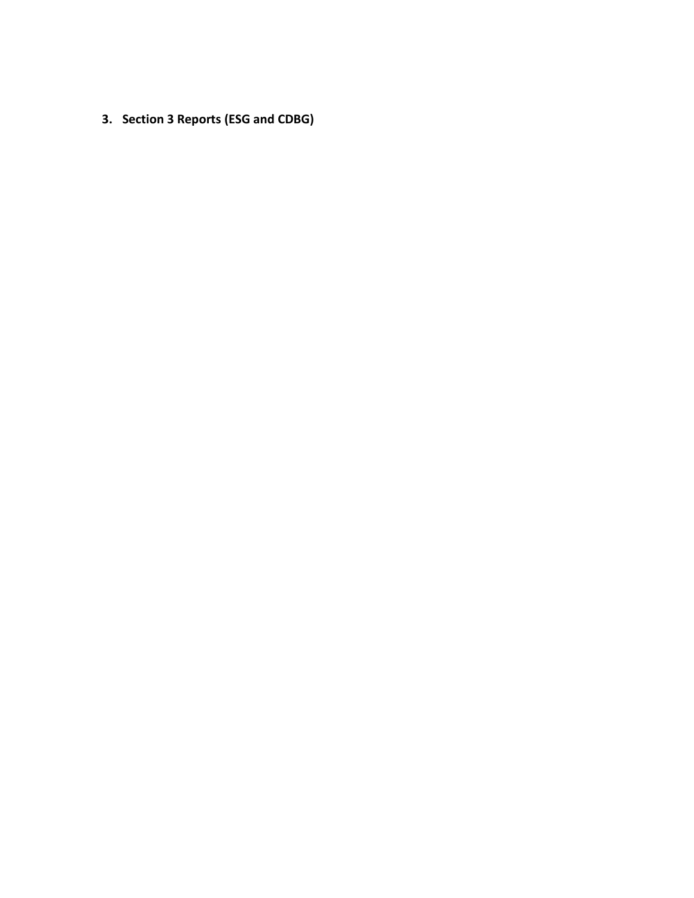## 3. Section 3 Reports (ESG and CDBG)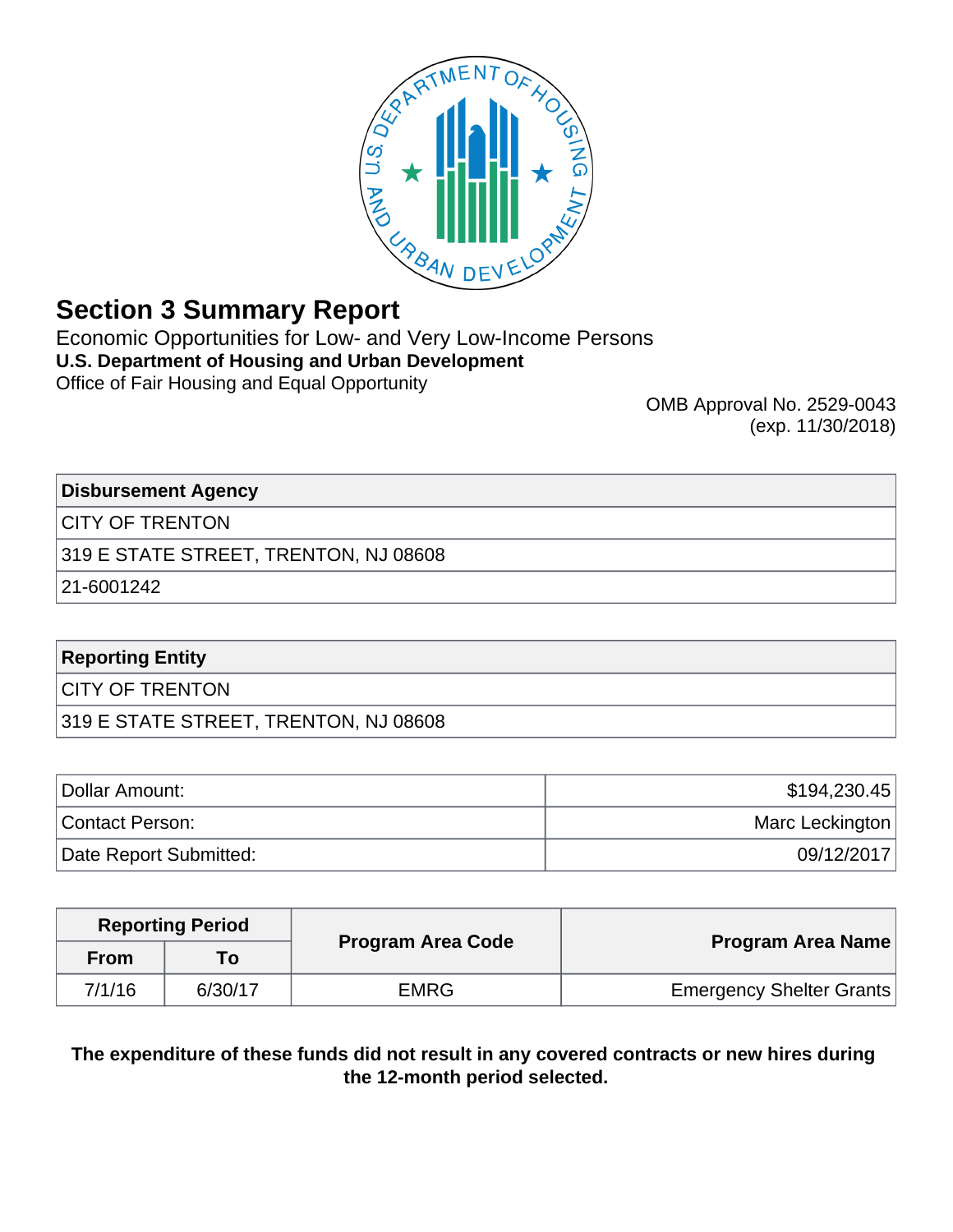# Section 3 Summary Report

Economic Opportunities for Low- and Very Low-Income Persons
**U.S. Department of Housing and Urban Development**
Office of Fair Housing and Equal Opportunity

OMB Approval No. 2529-0043
(exp. 11/30/2018)

| **Disbursement Agency** |
| --- |
| CITY OF TRENTON |
| 319 E STATE STREET, TRENTON, NJ 08608 |
| 21-6001242 |

| **Reporting Entity** |
| --- |
| CITY OF TRENTON |
| 319 E STATE STREET, TRENTON, NJ 08608 |

| | |
| --- | --- |
| Dollar Amount: | $194,230.45 |
| Contact Person: | Marc Leckington |
| Date Report Submitted: | 09/12/2017 |

| Reporting Period | | Program Area Code | Program Area Name |
| --- | --- | --- | --- |
| From | To | | |
| 7/1/16 | 6/30/17 | EMRG | Emergency Shelter Grants |

**The expenditure of these funds did not result in any covered contracts or new hires during the 12-month period selected.**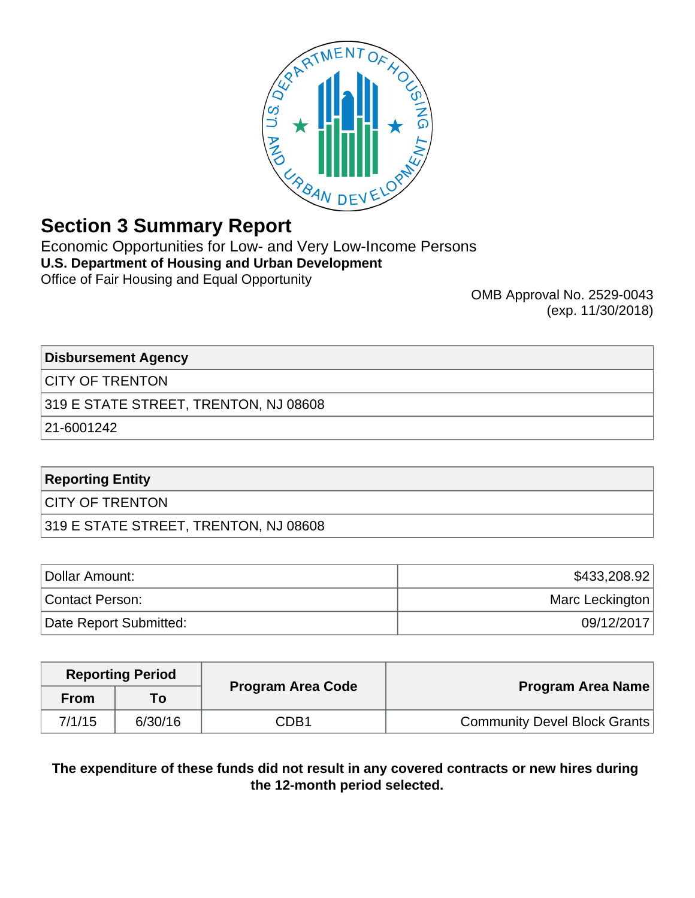# Section 3 Summary Report

Economic Opportunities for Low- and Very Low-Income Persons

**U.S. Department of Housing and Urban Development**

Office of Fair Housing and Equal Opportunity

OMB Approval No. 2529-0043
(exp. 11/30/2018)

| Disbursement Agency |
| --- |
| CITY OF TRENTON |
| 319 E STATE STREET, TRENTON, NJ 08608 |
| 21-6001242 |

| Reporting Entity |
| --- |
| CITY OF TRENTON |
| 319 E STATE STREET, TRENTON, NJ 08608 |

| | |
| --- | --- |
| Dollar Amount: | $433,208.92 |
| Contact Person: | Marc Leckington |
| Date Report Submitted: | 09/12/2017 |

| Reporting Period | | Program Area Code | Program Area Name |
| --- | --- | --- | --- |
| From | To | | |
| 7/1/15 | 6/30/16 | CDB1 | Community Devel Block Grants |

**The expenditure of these funds did not result in any covered contracts or new hires during the 12-month period selected.**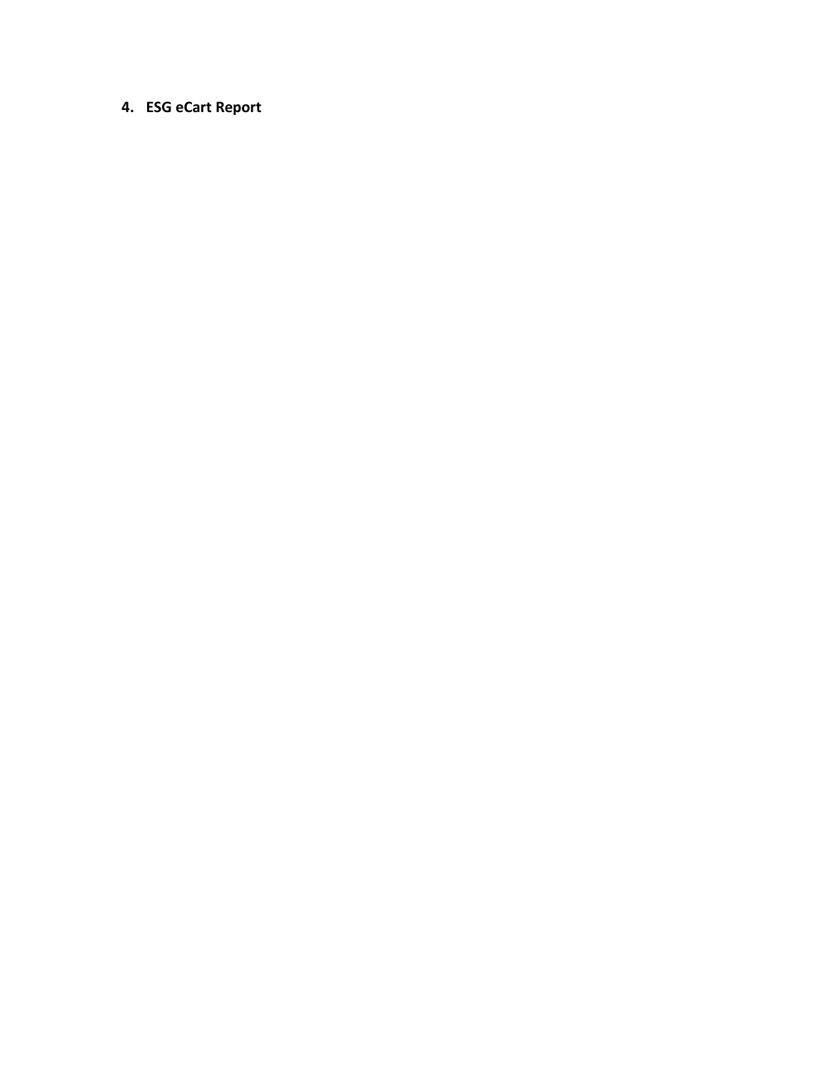## 4. ESG eCart Report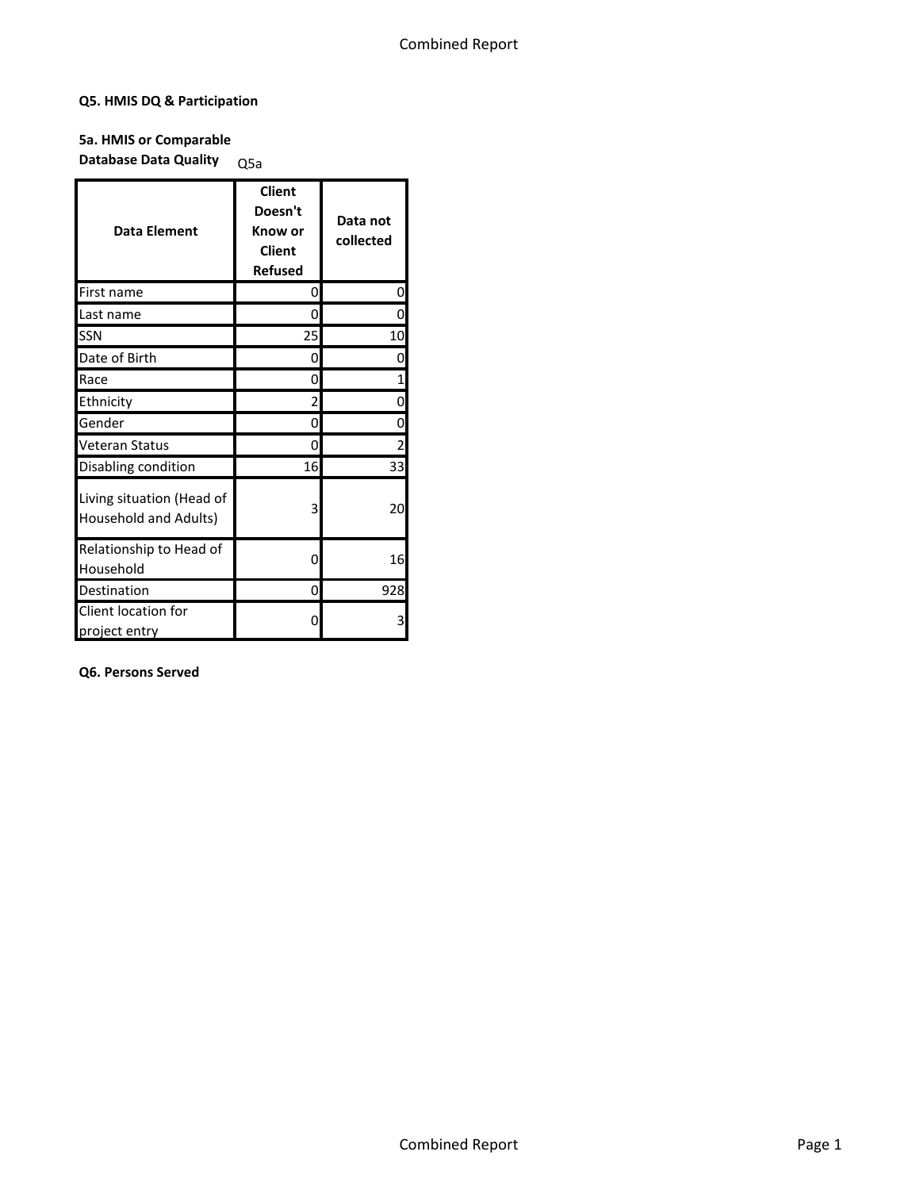### Q5. HMIS DQ & Participation

#### 5a. HMIS or Comparable Database Data Quality

Q5a

| Data Element | Client Doesn't Know or Client Refused | Data not collected |
|---|---|---|
| First name | 0 | 0 |
| Last name | 0 | 0 |
| SSN | 25 | 10 |
| Date of Birth | 0 | 0 |
| Race | 0 | 1 |
| Ethnicity | 2 | 0 |
| Gender | 0 | 0 |
| Veteran Status | 0 | 2 |
| Disabling condition | 16 | 33 |
| Living situation (Head of Household and Adults) | 3 | 20 |
| Relationship to Head of Household | 0 | 16 |
| Destination | 0 | 928 |
| Client location for project entry | 0 | 3 |

### Q6. Persons Served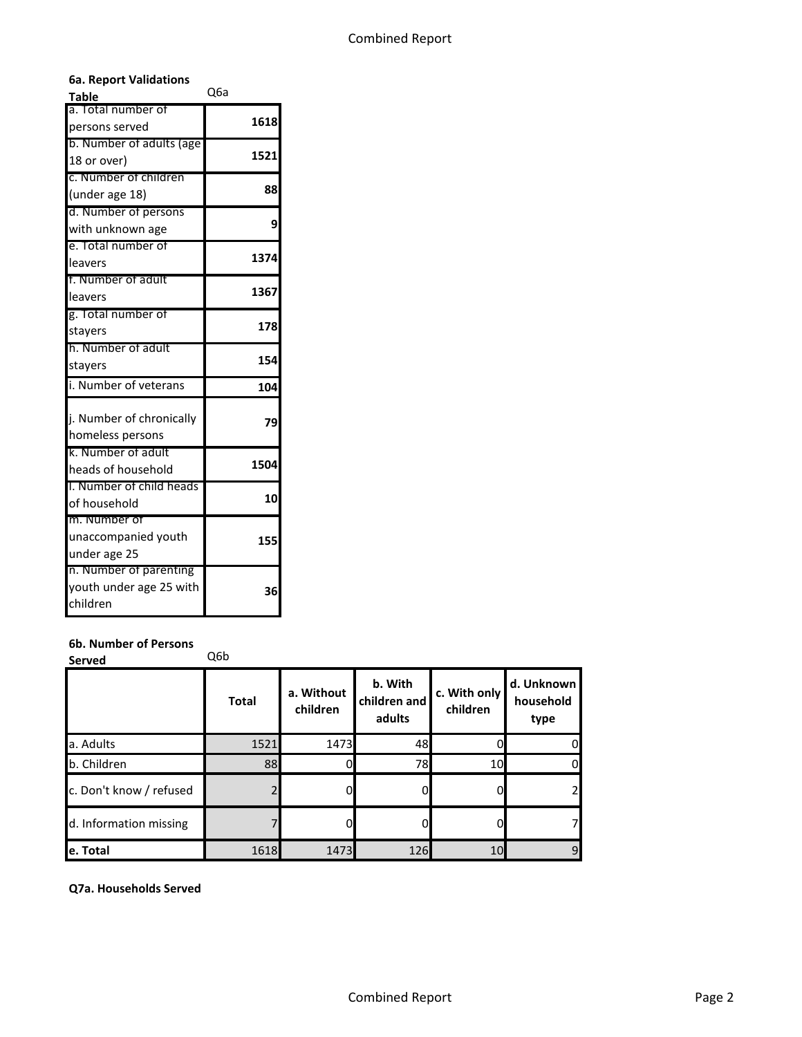**6a. Report Validations Table** Q6a

| | |
|---|---|
| a. Total number of persons served | 1618 |
| b. Number of adults (age 18 or over) | 1521 |
| c. Number of children (under age 18) | 88 |
| d. Number of persons with unknown age | 9 |
| e. Total number of leavers | 1374 |
| f. Number of adult leavers | 1367 |
| g. Total number of stayers | 178 |
| h. Number of adult stayers | 154 |
| i. Number of veterans | 104 |
| j. Number of chronically homeless persons | 79 |
| k. Number of adult heads of household | 1504 |
| l. Number of child heads of household | 10 |
| m. Number of unaccompanied youth under age 25 | 155 |
| n. Number of parenting youth under age 25 with children | 36 |

**6b. Number of Persons Served** Q6b

| | Total | a. Without children | b. With children and adults | c. With only children | d. Unknown household type |
|---|---|---|---|---|---|
| a. Adults | 1521 | 1473 | 48 | 0 | 0 |
| b. Children | 88 | 0 | 78 | 10 | 0 |
| c. Don't know / refused | 2 | 0 | 0 | 0 | 2 |
| d. Information missing | 7 | 0 | 0 | 0 | 7 |
| **e. Total** | 1618 | 1473 | 126 | 10 | 9 |

**Q7a. Households Served**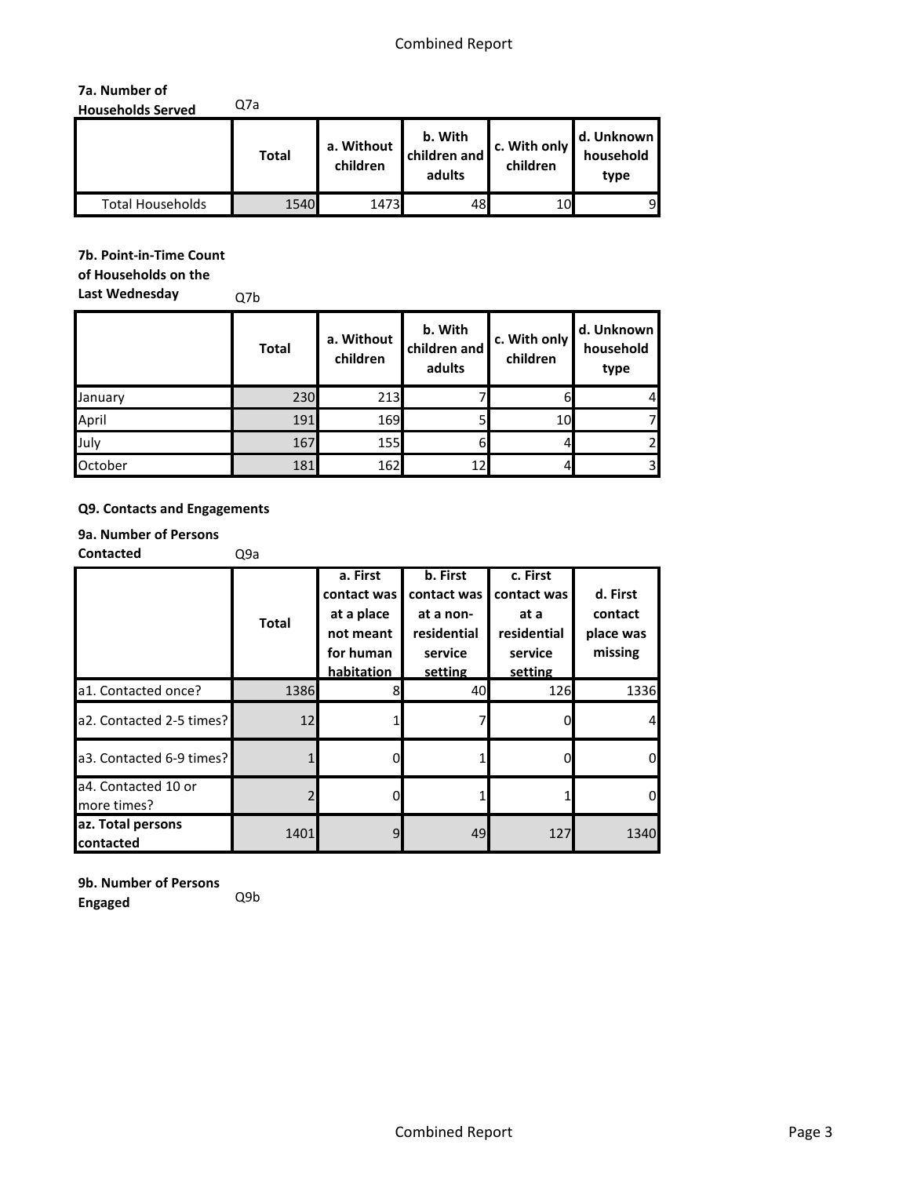**7a. Number of Households Served** Q7a

| | Total | a. Without children | b. With children and adults | c. With only children | d. Unknown household type |
|---|---|---|---|---|---|
| Total Households | 1540 | 1473 | 48 | 10 | 9 |

**7b. Point-in-Time Count of Households on the Last Wednesday** Q7b

| | Total | a. Without children | b. With children and adults | c. With only children | d. Unknown household type |
|---|---|---|---|---|---|
| January | 230 | 213 | 7 | 6 | 4 |
| April | 191 | 169 | 5 | 10 | 7 |
| July | 167 | 155 | 6 | 4 | 2 |
| October | 181 | 162 | 12 | 4 | 3 |

**Q9. Contacts and Engagements**

**9a. Number of Persons Contacted** Q9a

| | Total | a. First contact was at a place not meant for human habitation | b. First contact was at a non-residential service setting | c. First contact was at a residential service setting | d. First contact place was missing |
|---|---|---|---|---|---|
| a1. Contacted once? | 1386 | 8 | 40 | 126 | 1336 |
| a2. Contacted 2-5 times? | 12 | 1 | 7 | 0 | 4 |
| a3. Contacted 6-9 times? | 1 | 0 | 1 | 0 | 0 |
| a4. Contacted 10 or more times? | 2 | 0 | 1 | 1 | 0 |
| **az. Total persons contacted** | 1401 | 9 | 49 | 127 | 1340 |

**9b. Number of Persons Engaged** Q9b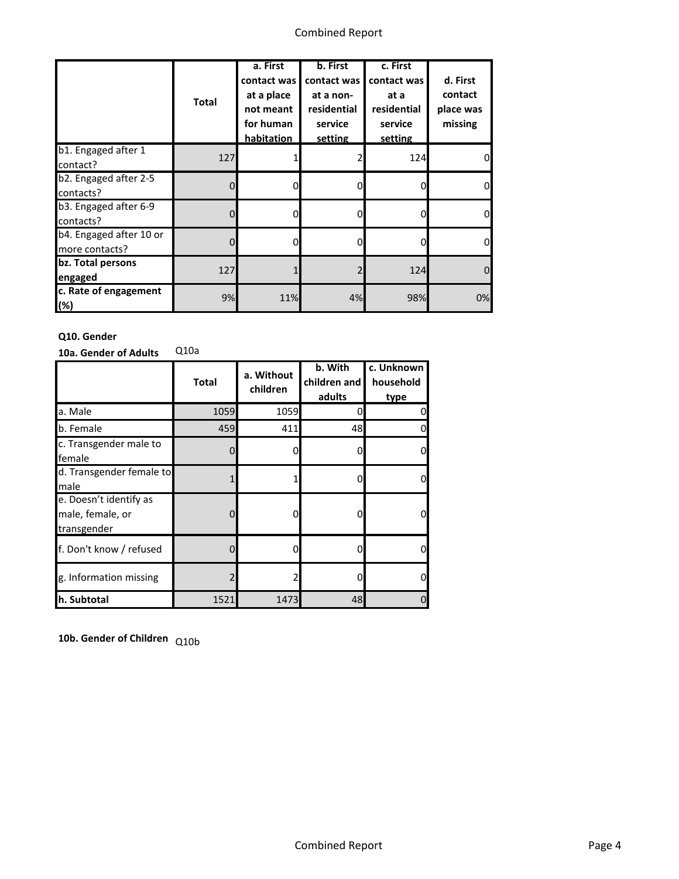| | Total | a. First contact was at a place not meant for human habitation | b. First contact was at a non-residential service setting | c. First contact was at a residential service setting | d. First contact place was missing |
|---|---|---|---|---|---|
| b1. Engaged after 1 contact? | 127 | 1 | 2 | 124 | 0 |
| b2. Engaged after 2-5 contacts? | 0 | 0 | 0 | 0 | 0 |
| b3. Engaged after 6-9 contacts? | 0 | 0 | 0 | 0 | 0 |
| b4. Engaged after 10 or more contacts? | 0 | 0 | 0 | 0 | 0 |
| **bz. Total persons engaged** | 127 | 1 | 2 | 124 | 0 |
| **c. Rate of engagement (%)** | 9% | 11% | 4% | 98% | 0% |

**Q10. Gender**

**10a. Gender of Adults** Q10a

| | Total | a. Without children | b. With children and adults | c. Unknown household type |
|---|---|---|---|---|
| a. Male | 1059 | 1059 | 0 | 0 |
| b. Female | 459 | 411 | 48 | 0 |
| c. Transgender male to female | 0 | 0 | 0 | 0 |
| d. Transgender female to male | 1 | 1 | 0 | 0 |
| e. Doesn't identify as male, female, or transgender | 0 | 0 | 0 | 0 |
| f. Don't know / refused | 0 | 0 | 0 | 0 |
| g. Information missing | 2 | 2 | 0 | 0 |
| **h. Subtotal** | 1521 | 1473 | 48 | 0 |

**10b. Gender of Children** Q10b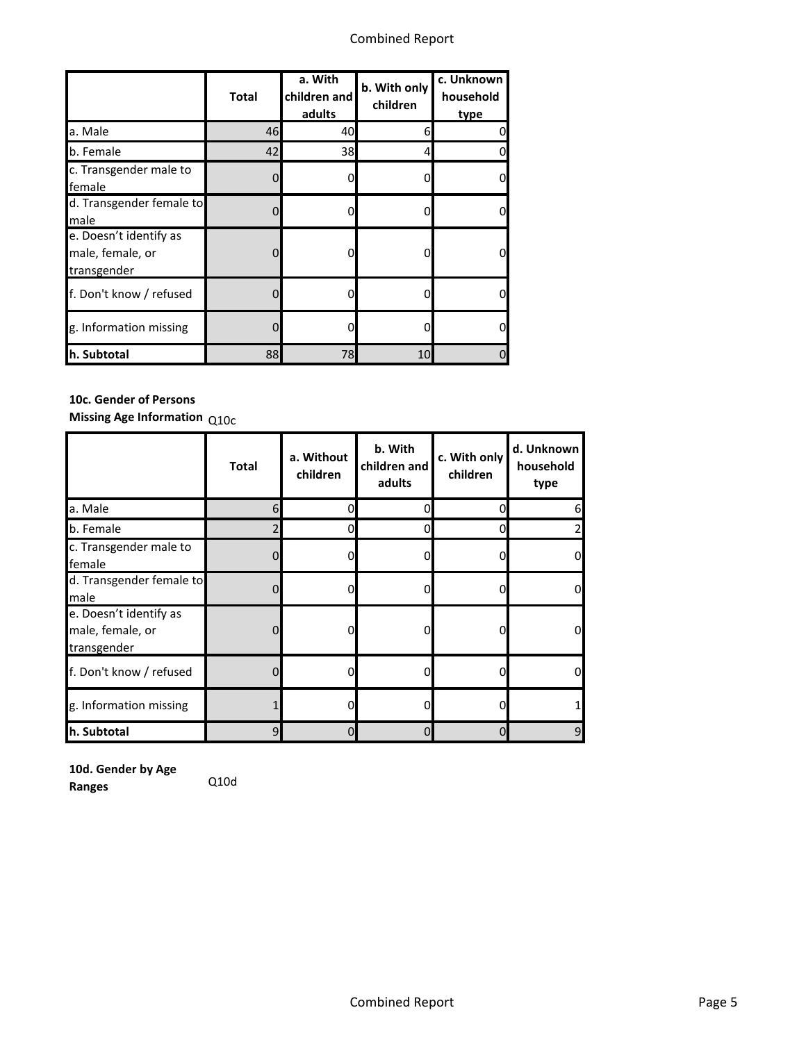| | Total | a. With children and adults | b. With only children | c. Unknown household type |
|---|---|---|---|---|
| a. Male | 46 | 40 | 6 | 0 |
| b. Female | 42 | 38 | 4 | 0 |
| c. Transgender male to female | 0 | 0 | 0 | 0 |
| d. Transgender female to male | 0 | 0 | 0 | 0 |
| e. Doesn’t identify as male, female, or transgender | 0 | 0 | 0 | 0 |
| f. Don't know / refused | 0 | 0 | 0 | 0 |
| g. Information missing | 0 | 0 | 0 | 0 |
| **h. Subtotal** | 88 | 78 | 10 | 0 |

**10c. Gender of Persons Missing Age Information** Q10c

| | Total | a. Without children | b. With children and adults | c. With only children | d. Unknown household type |
|---|---|---|---|---|---|
| a. Male | 6 | 0 | 0 | 0 | 6 |
| b. Female | 2 | 0 | 0 | 0 | 2 |
| c. Transgender male to female | 0 | 0 | 0 | 0 | 0 |
| d. Transgender female to male | 0 | 0 | 0 | 0 | 0 |
| e. Doesn’t identify as male, female, or transgender | 0 | 0 | 0 | 0 | 0 |
| f. Don't know / refused | 0 | 0 | 0 | 0 | 0 |
| g. Information missing | 1 | 0 | 0 | 0 | 1 |
| **h. Subtotal** | 9 | 0 | 0 | 0 | 9 |

**10d. Gender by Age Ranges** Q10d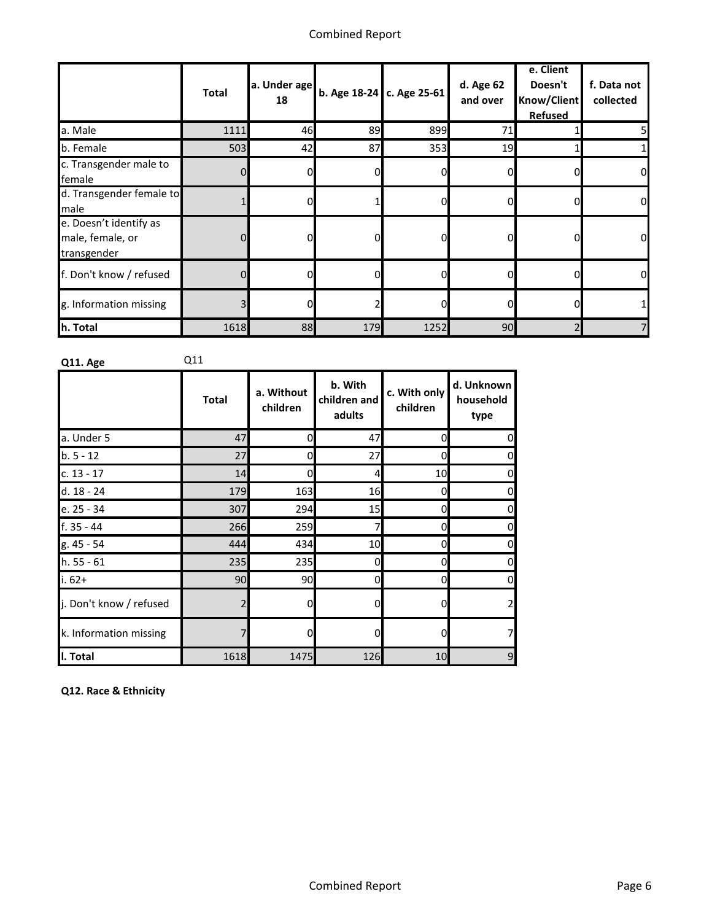| | Total | a. Under age 18 | b. Age 18-24 | c. Age 25-61 | d. Age 62 and over | e. Client Doesn't Know/Client Refused | f. Data not collected |
|---|---|---|---|---|---|---|---|
| a. Male | 1111 | 46 | 89 | 899 | 71 | 1 | 5 |
| b. Female | 503 | 42 | 87 | 353 | 19 | 1 | 1 |
| c. Transgender male to female | 0 | 0 | 0 | 0 | 0 | 0 | 0 |
| d. Transgender female to male | 1 | 0 | 1 | 0 | 0 | 0 | 0 |
| e. Doesn't identify as male, female, or transgender | 0 | 0 | 0 | 0 | 0 | 0 | 0 |
| f. Don't know / refused | 0 | 0 | 0 | 0 | 0 | 0 | 0 |
| g. Information missing | 3 | 0 | 2 | 0 | 0 | 0 | 1 |
| h. Total | 1618 | 88 | 179 | 1252 | 90 | 2 | 7 |

**Q11. Age** Q11

| | Total | a. Without children | b. With children and adults | c. With only children | d. Unknown household type |
|---|---|---|---|---|---|
| a. Under 5 | 47 | 0 | 47 | 0 | 0 |
| b. 5 - 12 | 27 | 0 | 27 | 0 | 0 |
| c. 13 - 17 | 14 | 0 | 4 | 10 | 0 |
| d. 18 - 24 | 179 | 163 | 16 | 0 | 0 |
| e. 25 - 34 | 307 | 294 | 15 | 0 | 0 |
| f. 35 - 44 | 266 | 259 | 7 | 0 | 0 |
| g. 45 - 54 | 444 | 434 | 10 | 0 | 0 |
| h. 55 - 61 | 235 | 235 | 0 | 0 | 0 |
| i. 62+ | 90 | 90 | 0 | 0 | 0 |
| j. Don't know / refused | 2 | 0 | 0 | 0 | 2 |
| k. Information missing | 7 | 0 | 0 | 0 | 7 |
| l. Total | 1618 | 1475 | 126 | 10 | 9 |

**Q12. Race & Ethnicity**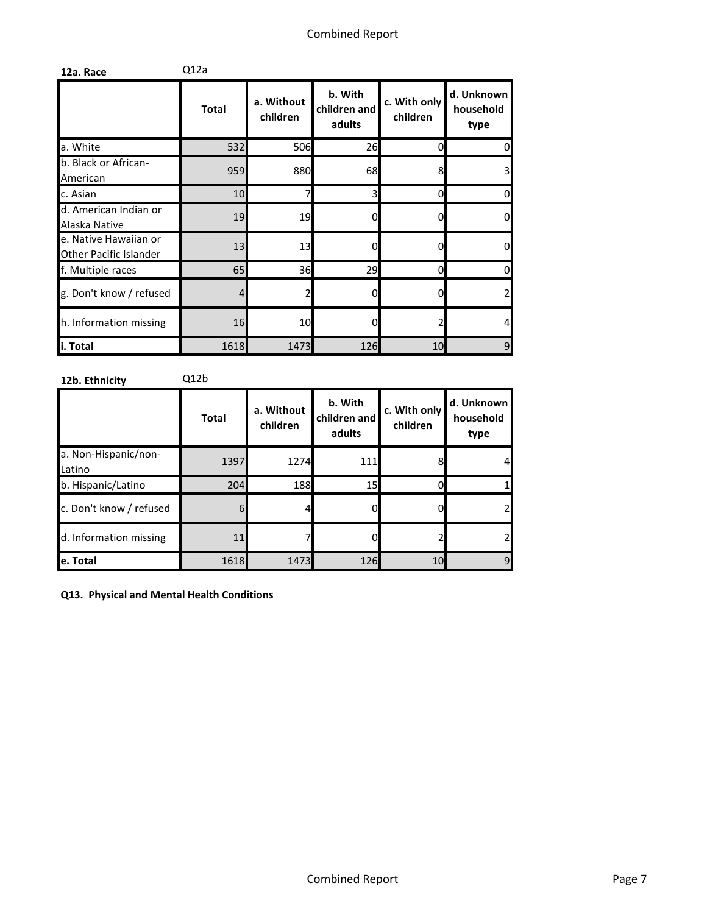**12a. Race** Q12a

| | Total | a. Without children | b. With children and adults | c. With only children | d. Unknown household type |
|---|---|---|---|---|---|
| a. White | 532 | 506 | 26 | 0 | 0 |
| b. Black or African-American | 959 | 880 | 68 | 8 | 3 |
| c. Asian | 10 | 7 | 3 | 0 | 0 |
| d. American Indian or Alaska Native | 19 | 19 | 0 | 0 | 0 |
| e. Native Hawaiian or Other Pacific Islander | 13 | 13 | 0 | 0 | 0 |
| f. Multiple races | 65 | 36 | 29 | 0 | 0 |
| g. Don't know / refused | 4 | 2 | 0 | 0 | 2 |
| h. Information missing | 16 | 10 | 0 | 2 | 4 |
| **i. Total** | 1618 | 1473 | 126 | 10 | 9 |

**12b. Ethnicity** Q12b

| | Total | a. Without children | b. With children and adults | c. With only children | d. Unknown household type |
|---|---|---|---|---|---|
| a. Non-Hispanic/non-Latino | 1397 | 1274 | 111 | 8 | 4 |
| b. Hispanic/Latino | 204 | 188 | 15 | 0 | 1 |
| c. Don't know / refused | 6 | 4 | 0 | 0 | 2 |
| d. Information missing | 11 | 7 | 0 | 2 | 2 |
| **e. Total** | 1618 | 1473 | 126 | 10 | 9 |

**Q13. Physical and Mental Health Conditions**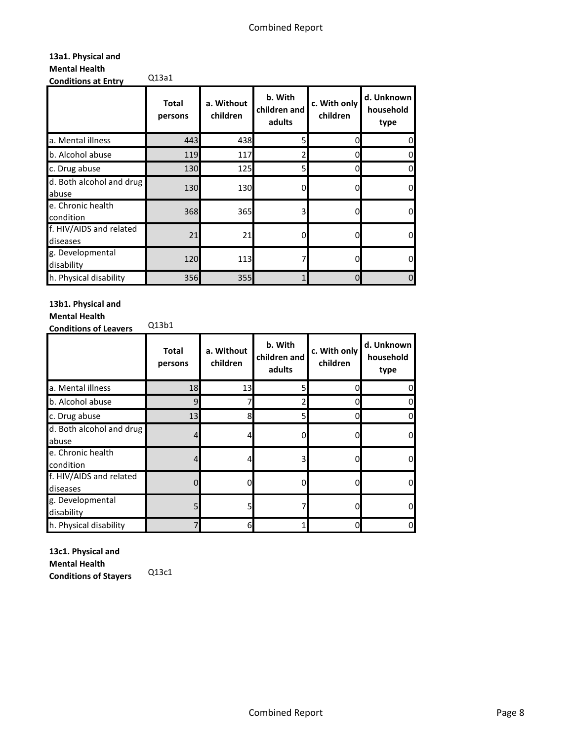**13a1. Physical and Mental Health Conditions at Entry** Q13a1

| | Total persons | a. Without children | b. With children and adults | c. With only children | d. Unknown household type |
|---|---|---|---|---|---|
| a. Mental illness | 443 | 438 | 5 | 0 | 0 |
| b. Alcohol abuse | 119 | 117 | 2 | 0 | 0 |
| c. Drug abuse | 130 | 125 | 5 | 0 | 0 |
| d. Both alcohol and drug abuse | 130 | 130 | 0 | 0 | 0 |
| e. Chronic health condition | 368 | 365 | 3 | 0 | 0 |
| f. HIV/AIDS and related diseases | 21 | 21 | 0 | 0 | 0 |
| g. Developmental disability | 120 | 113 | 7 | 0 | 0 |
| h. Physical disability | 356 | 355 | 1 | 0 | 0 |

**13b1. Physical and Mental Health Conditions of Leavers** Q13b1

| | Total persons | a. Without children | b. With children and adults | c. With only children | d. Unknown household type |
|---|---|---|---|---|---|
| a. Mental illness | 18 | 13 | 5 | 0 | 0 |
| b. Alcohol abuse | 9 | 7 | 2 | 0 | 0 |
| c. Drug abuse | 13 | 8 | 5 | 0 | 0 |
| d. Both alcohol and drug abuse | 4 | 4 | 0 | 0 | 0 |
| e. Chronic health condition | 4 | 4 | 3 | 0 | 0 |
| f. HIV/AIDS and related diseases | 0 | 0 | 0 | 0 | 0 |
| g. Developmental disability | 5 | 5 | 7 | 0 | 0 |
| h. Physical disability | 7 | 6 | 1 | 0 | 0 |

**13c1. Physical and Mental Health Conditions of Stayers** Q13c1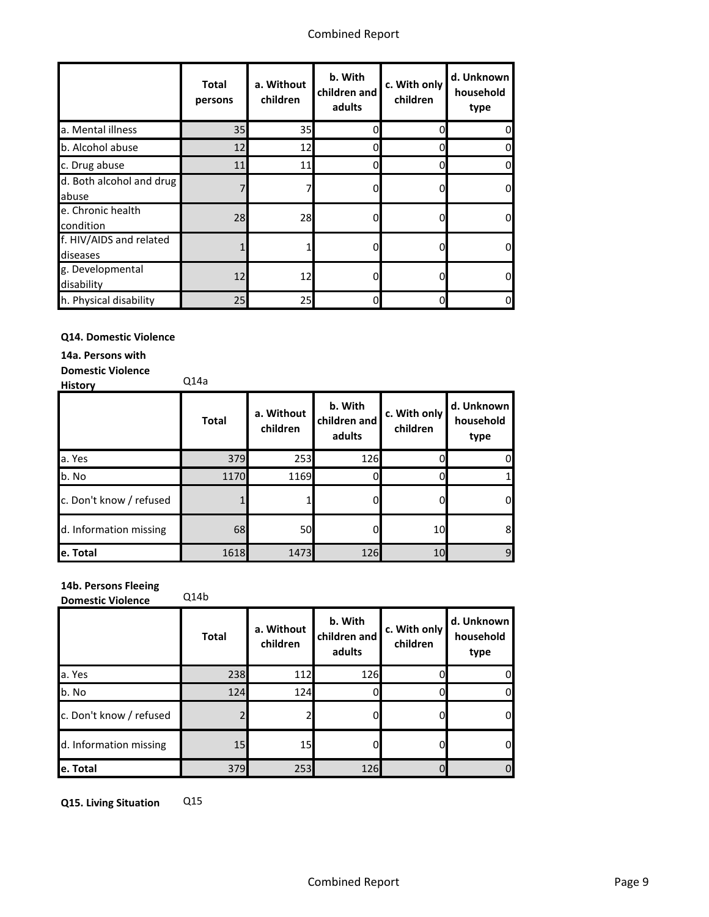| | Total persons | a. Without children | b. With children and adults | c. With only children | d. Unknown household type |
|---|---|---|---|---|---|
| a. Mental illness | 35 | 35 | 0 | 0 | 0 |
| b. Alcohol abuse | 12 | 12 | 0 | 0 | 0 |
| c. Drug abuse | 11 | 11 | 0 | 0 | 0 |
| d. Both alcohol and drug abuse | 7 | 7 | 0 | 0 | 0 |
| e. Chronic health condition | 28 | 28 | 0 | 0 | 0 |
| f. HIV/AIDS and related diseases | 1 | 1 | 0 | 0 | 0 |
| g. Developmental disability | 12 | 12 | 0 | 0 | 0 |
| h. Physical disability | 25 | 25 | 0 | 0 | 0 |

**Q14. Domestic Violence**

**14a. Persons with Domestic Violence History** Q14a

| | Total | a. Without children | b. With children and adults | c. With only children | d. Unknown household type |
|---|---|---|---|---|---|
| a. Yes | 379 | 253 | 126 | 0 | 0 |
| b. No | 1170 | 1169 | 0 | 0 | 1 |
| c. Don't know / refused | 1 | 1 | 0 | 0 | 0 |
| d. Information missing | 68 | 50 | 0 | 10 | 8 |
| e. Total | 1618 | 1473 | 126 | 10 | 9 |

**14b. Persons Fleeing Domestic Violence** Q14b

| | Total | a. Without children | b. With children and adults | c. With only children | d. Unknown household type |
|---|---|---|---|---|---|
| a. Yes | 238 | 112 | 126 | 0 | 0 |
| b. No | 124 | 124 | 0 | 0 | 0 |
| c. Don't know / refused | 2 | 2 | 0 | 0 | 0 |
| d. Information missing | 15 | 15 | 0 | 0 | 0 |
| e. Total | 379 | 253 | 126 | 0 | 0 |

**Q15. Living Situation** Q15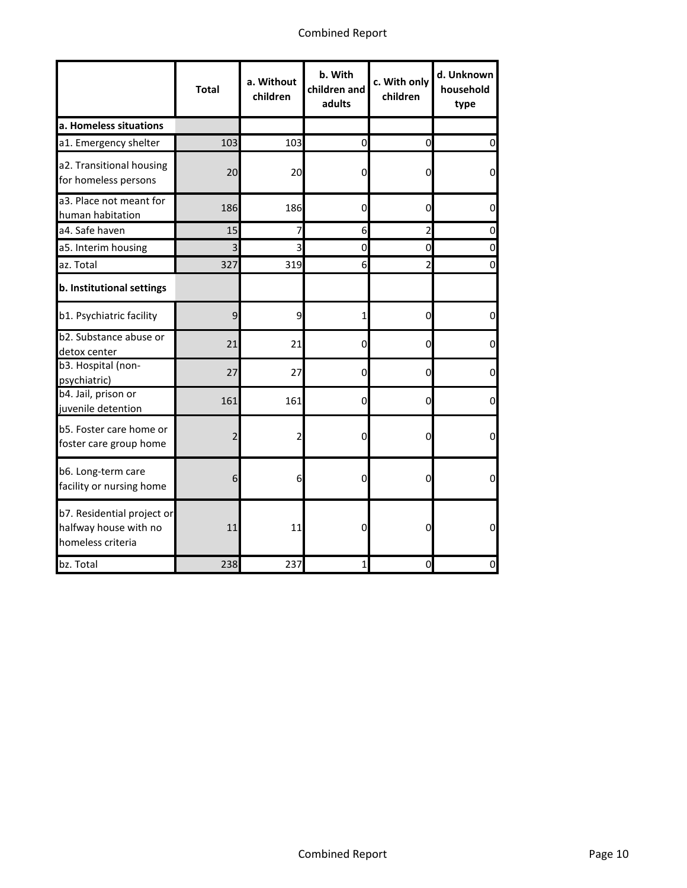|  | Total | a. Without children | b. With children and adults | c. With only children | d. Unknown household type |
|---|---|---|---|---|---|
| **a. Homeless situations** |  |  |  |  |  |
| a1. Emergency shelter | 103 | 103 | 0 | 0 | 0 |
| a2. Transitional housing for homeless persons | 20 | 20 | 0 | 0 | 0 |
| a3. Place not meant for human habitation | 186 | 186 | 0 | 0 | 0 |
| a4. Safe haven | 15 | 7 | 6 | 2 | 0 |
| a5. Interim housing | 3 | 3 | 0 | 0 | 0 |
| az. Total | 327 | 319 | 6 | 2 | 0 |
| **b. Institutional settings** |  |  |  |  |  |
| b1. Psychiatric facility | 9 | 9 | 1 | 0 | 0 |
| b2. Substance abuse or detox center | 21 | 21 | 0 | 0 | 0 |
| b3. Hospital (non-psychiatric) | 27 | 27 | 0 | 0 | 0 |
| b4. Jail, prison or juvenile detention | 161 | 161 | 0 | 0 | 0 |
| b5. Foster care home or foster care group home | 2 | 2 | 0 | 0 | 0 |
| b6. Long-term care facility or nursing home | 6 | 6 | 0 | 0 | 0 |
| b7. Residential project or halfway house with no homeless criteria | 11 | 11 | 0 | 0 | 0 |
| bz. Total | 238 | 237 | 1 | 0 | 0 |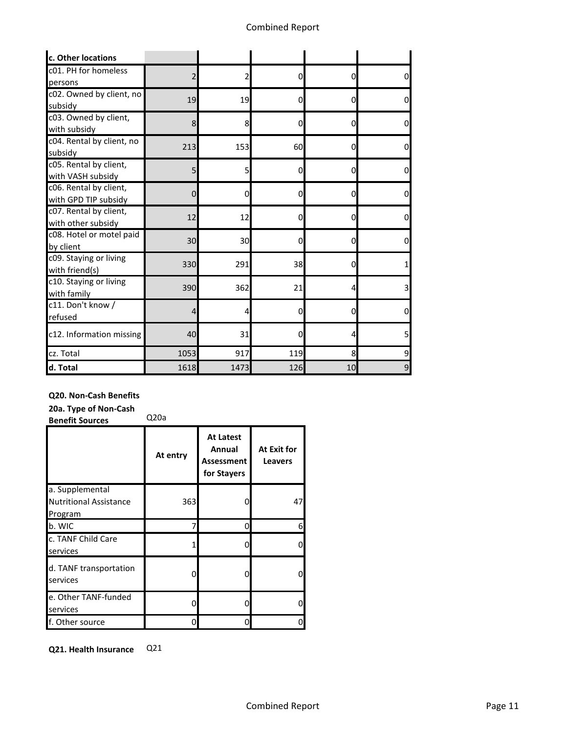| c. Other locations | | | | | |
|---|---|---|---|---|---|
| c01. PH for homeless persons | 2 | 2 | 0 | 0 | 0 |
| c02. Owned by client, no subsidy | 19 | 19 | 0 | 0 | 0 |
| c03. Owned by client, with subsidy | 8 | 8 | 0 | 0 | 0 |
| c04. Rental by client, no subsidy | 213 | 153 | 60 | 0 | 0 |
| c05. Rental by client, with VASH subsidy | 5 | 5 | 0 | 0 | 0 |
| c06. Rental by client, with GPD TIP subsidy | 0 | 0 | 0 | 0 | 0 |
| c07. Rental by client, with other subsidy | 12 | 12 | 0 | 0 | 0 |
| c08. Hotel or motel paid by client | 30 | 30 | 0 | 0 | 0 |
| c09. Staying or living with friend(s) | 330 | 291 | 38 | 0 | 1 |
| c10. Staying or living with family | 390 | 362 | 21 | 4 | 3 |
| c11. Don't know / refused | 4 | 4 | 0 | 0 | 0 |
| c12. Information missing | 40 | 31 | 0 | 4 | 5 |
| cz. Total | 1053 | 917 | 119 | 8 | 9 |
| **d. Total** | 1618 | 1473 | 126 | 10 | 9 |

**Q20. Non-Cash Benefits**

**20a. Type of Non-Cash Benefit Sources** Q20a

| | At entry | At Latest Annual Assessment for Stayers | At Exit for Leavers |
|---|---|---|---|
| a. Supplemental Nutritional Assistance Program | 363 | 0 | 47 |
| b. WIC | 7 | 0 | 6 |
| c. TANF Child Care services | 1 | 0 | 0 |
| d. TANF transportation services | 0 | 0 | 0 |
| e. Other TANF-funded services | 0 | 0 | 0 |
| f. Other source | 0 | 0 | 0 |

**Q21. Health Insurance** Q21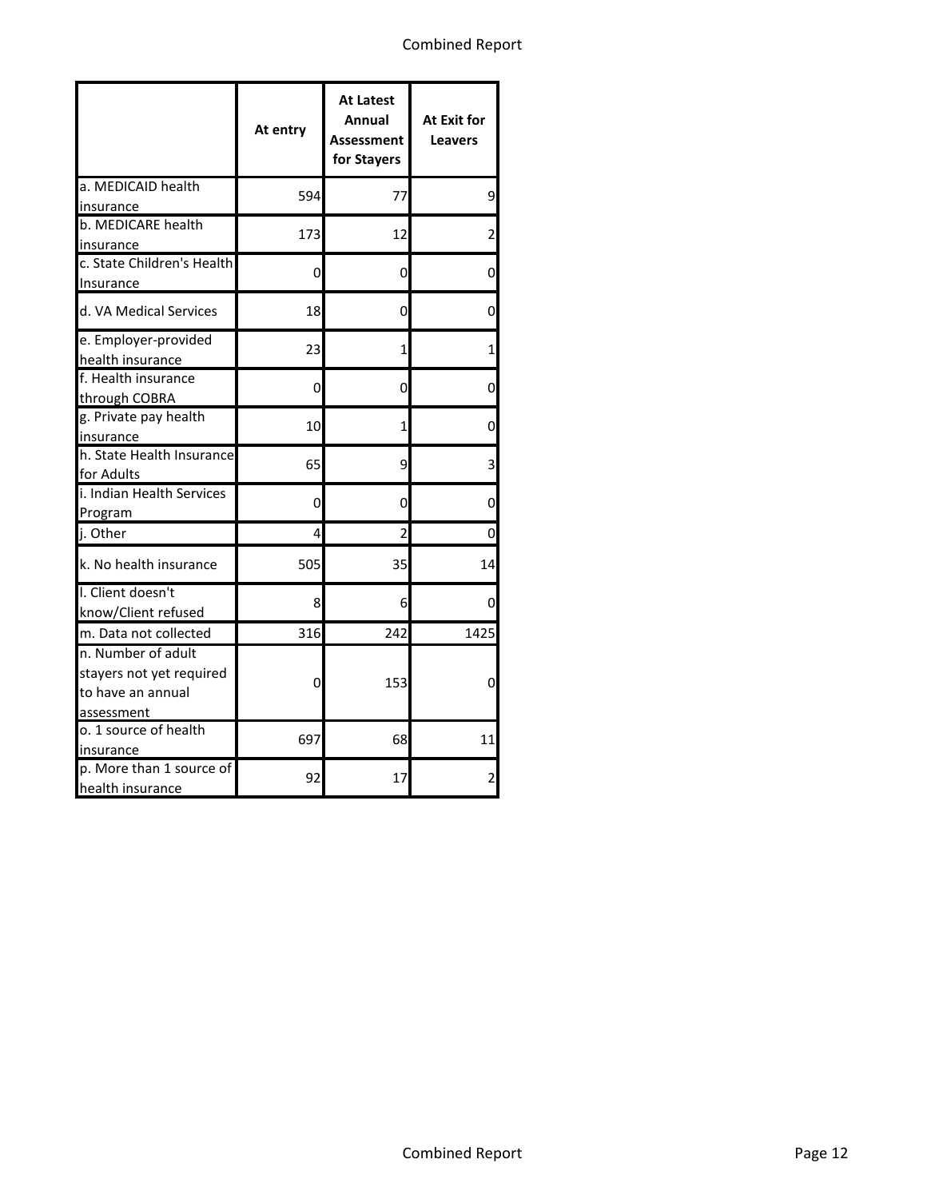| | At entry | At Latest Annual Assessment for Stayers | At Exit for Leavers |
|---|---|---|---|
| a. MEDICAID health insurance | 594 | 77 | 9 |
| b. MEDICARE health insurance | 173 | 12 | 2 |
| c. State Children's Health Insurance | 0 | 0 | 0 |
| d. VA Medical Services | 18 | 0 | 0 |
| e. Employer-provided health insurance | 23 | 1 | 1 |
| f. Health insurance through COBRA | 0 | 0 | 0 |
| g. Private pay health insurance | 10 | 1 | 0 |
| h. State Health Insurance for Adults | 65 | 9 | 3 |
| i. Indian Health Services Program | 0 | 0 | 0 |
| j. Other | 4 | 2 | 0 |
| k. No health insurance | 505 | 35 | 14 |
| l. Client doesn't know/Client refused | 8 | 6 | 0 |
| m. Data not collected | 316 | 242 | 1425 |
| n. Number of adult stayers not yet required to have an annual assessment | 0 | 153 | 0 |
| o. 1 source of health insurance | 697 | 68 | 11 |
| p. More than 1 source of health insurance | 92 | 17 | 2 |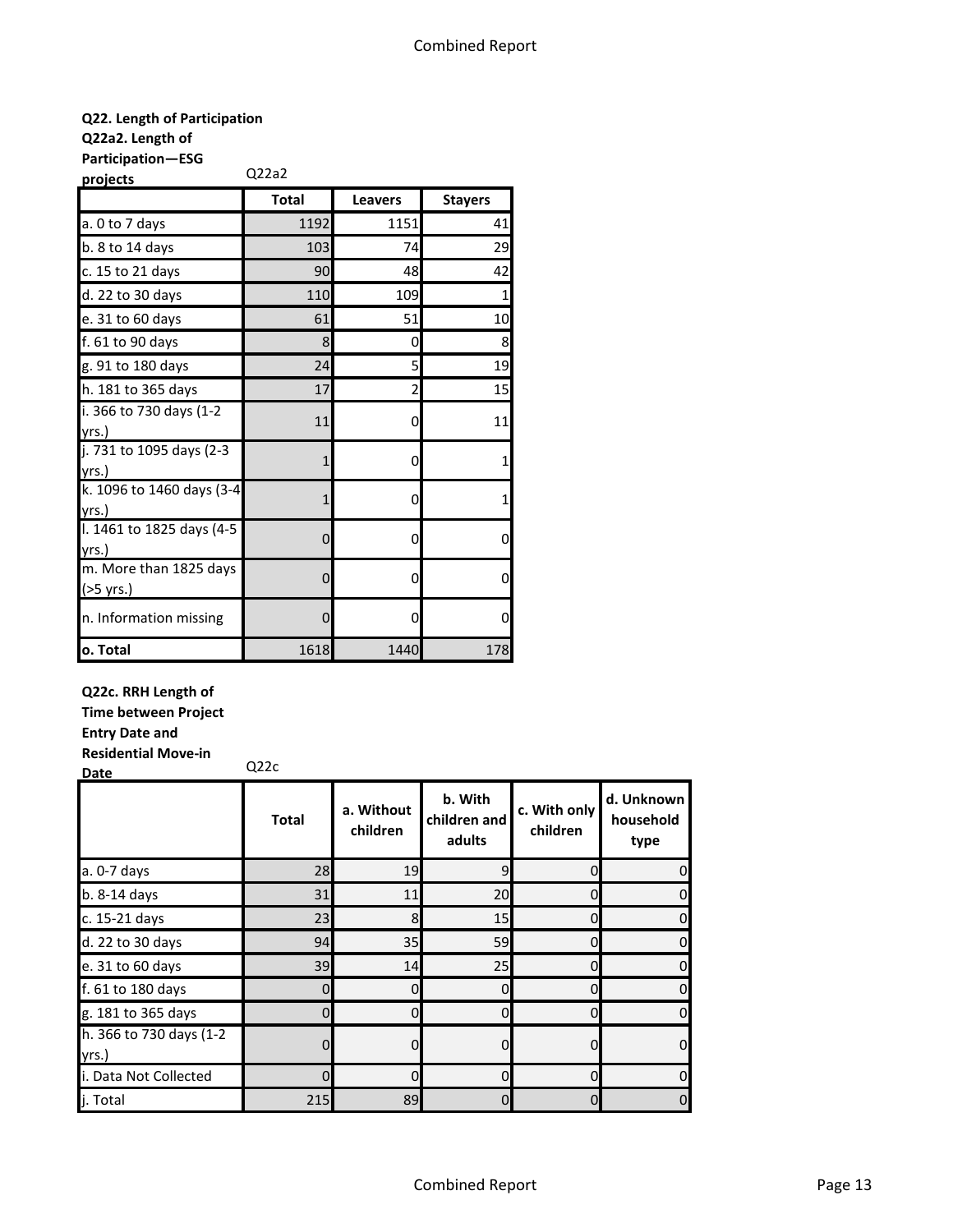**Q22. Length of Participation**

**Q22a2. Length of Participation—ESG projects** Q22a2

| | Total | Leavers | Stayers |
|---|---|---|---|
| a. 0 to 7 days | 1192 | 1151 | 41 |
| b. 8 to 14 days | 103 | 74 | 29 |
| c. 15 to 21 days | 90 | 48 | 42 |
| d. 22 to 30 days | 110 | 109 | 1 |
| e. 31 to 60 days | 61 | 51 | 10 |
| f. 61 to 90 days | 8 | 0 | 8 |
| g. 91 to 180 days | 24 | 5 | 19 |
| h. 181 to 365 days | 17 | 2 | 15 |
| i. 366 to 730 days (1-2 yrs.) | 11 | 0 | 11 |
| j. 731 to 1095 days (2-3 yrs.) | 1 | 0 | 1 |
| k. 1096 to 1460 days (3-4 yrs.) | 1 | 0 | 1 |
| l. 1461 to 1825 days (4-5 yrs.) | 0 | 0 | 0 |
| m. More than 1825 days (>5 yrs.) | 0 | 0 | 0 |
| n. Information missing | 0 | 0 | 0 |
| **o. Total** | 1618 | 1440 | 178 |

**Q22c. RRH Length of Time between Project Entry Date and Residential Move-in Date** Q22c

| | Total | a. Without children | b. With children and adults | c. With only children | d. Unknown household type |
|---|---|---|---|---|---|
| a. 0-7 days | 28 | 19 | 9 | 0 | 0 |
| b. 8-14 days | 31 | 11 | 20 | 0 | 0 |
| c. 15-21 days | 23 | 8 | 15 | 0 | 0 |
| d. 22 to 30 days | 94 | 35 | 59 | 0 | 0 |
| e. 31 to 60 days | 39 | 14 | 25 | 0 | 0 |
| f. 61 to 180 days | 0 | 0 | 0 | 0 | 0 |
| g. 181 to 365 days | 0 | 0 | 0 | 0 | 0 |
| h. 366 to 730 days (1-2 yrs.) | 0 | 0 | 0 | 0 | 0 |
| i. Data Not Collected | 0 | 0 | 0 | 0 | 0 |
| j. Total | 215 | 89 | 0 | 0 | 0 |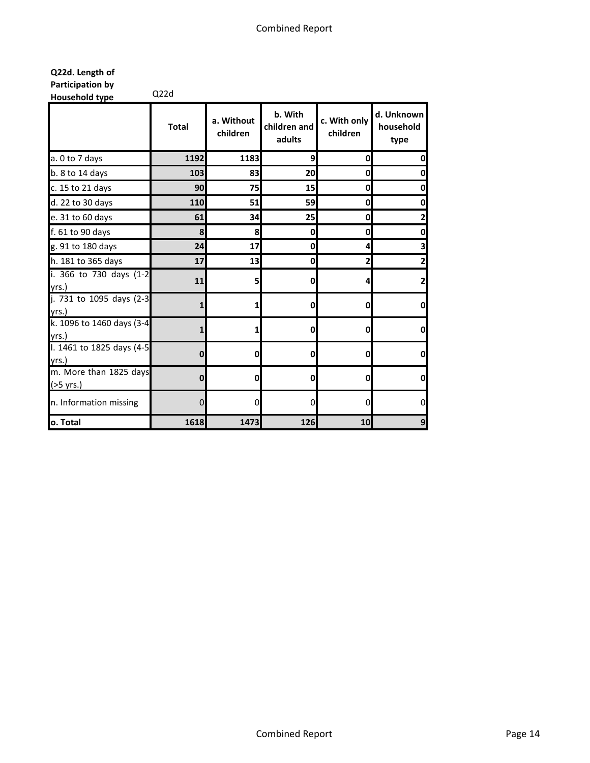**Q22d. Length of Participation by Household type**

Q22d

| | Total | a. Without children | b. With children and adults | c. With only children | d. Unknown household type |
|---|---|---|---|---|---|
| a. 0 to 7 days | 1192 | 1183 | 9 | 0 | 0 |
| b. 8 to 14 days | 103 | 83 | 20 | 0 | 0 |
| c. 15 to 21 days | 90 | 75 | 15 | 0 | 0 |
| d. 22 to 30 days | 110 | 51 | 59 | 0 | 0 |
| e. 31 to 60 days | 61 | 34 | 25 | 0 | 2 |
| f. 61 to 90 days | 8 | 8 | 0 | 0 | 0 |
| g. 91 to 180 days | 24 | 17 | 0 | 4 | 3 |
| h. 181 to 365 days | 17 | 13 | 0 | 2 | 2 |
| i. 366 to 730 days (1-2 yrs.) | 11 | 5 | 0 | 4 | 2 |
| j. 731 to 1095 days (2-3 yrs.) | 1 | 1 | 0 | 0 | 0 |
| k. 1096 to 1460 days (3-4 yrs.) | 1 | 1 | 0 | 0 | 0 |
| l. 1461 to 1825 days (4-5 yrs.) | 0 | 0 | 0 | 0 | 0 |
| m. More than 1825 days (>5 yrs.) | 0 | 0 | 0 | 0 | 0 |
| n. Information missing | 0 | 0 | 0 | 0 | 0 |
| o. Total | 1618 | 1473 | 126 | 10 | 9 |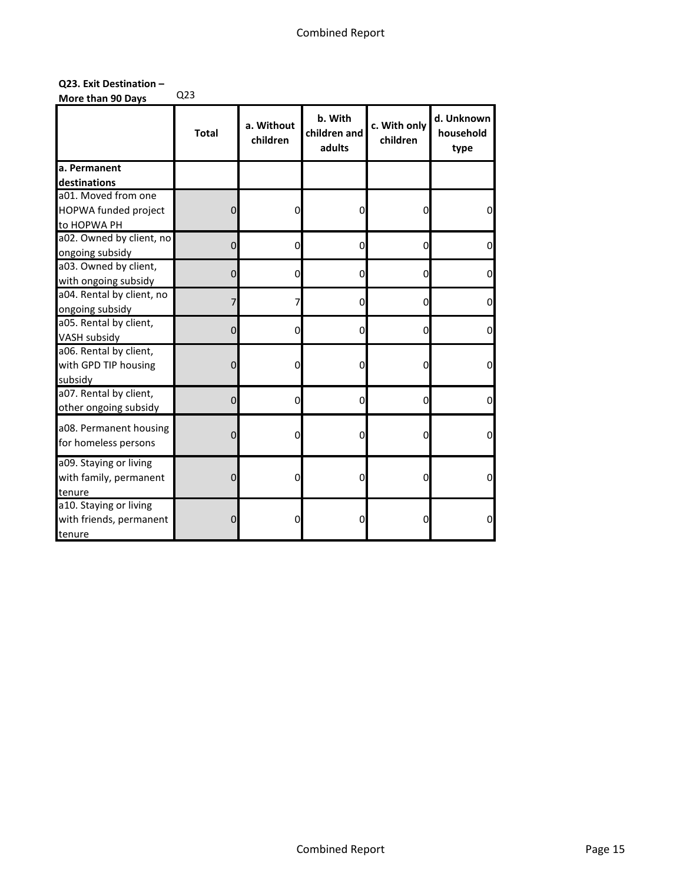**Q23. Exit Destination – More than 90 Days**

Q23

| | Total | a. Without children | b. With children and adults | c. With only children | d. Unknown household type |
|---|---|---|---|---|---|
| **a. Permanent destinations** | | | | | |
| a01. Moved from one HOPWA funded project to HOPWA PH | 0 | 0 | 0 | 0 | 0 |
| a02. Owned by client, no ongoing subsidy | 0 | 0 | 0 | 0 | 0 |
| a03. Owned by client, with ongoing subsidy | 0 | 0 | 0 | 0 | 0 |
| a04. Rental by client, no ongoing subsidy | 7 | 7 | 0 | 0 | 0 |
| a05. Rental by client, VASH subsidy | 0 | 0 | 0 | 0 | 0 |
| a06. Rental by client, with GPD TIP housing subsidy | 0 | 0 | 0 | 0 | 0 |
| a07. Rental by client, other ongoing subsidy | 0 | 0 | 0 | 0 | 0 |
| a08. Permanent housing for homeless persons | 0 | 0 | 0 | 0 | 0 |
| a09. Staying or living with family, permanent tenure | 0 | 0 | 0 | 0 | 0 |
| a10. Staying or living with friends, permanent tenure | 0 | 0 | 0 | 0 | 0 |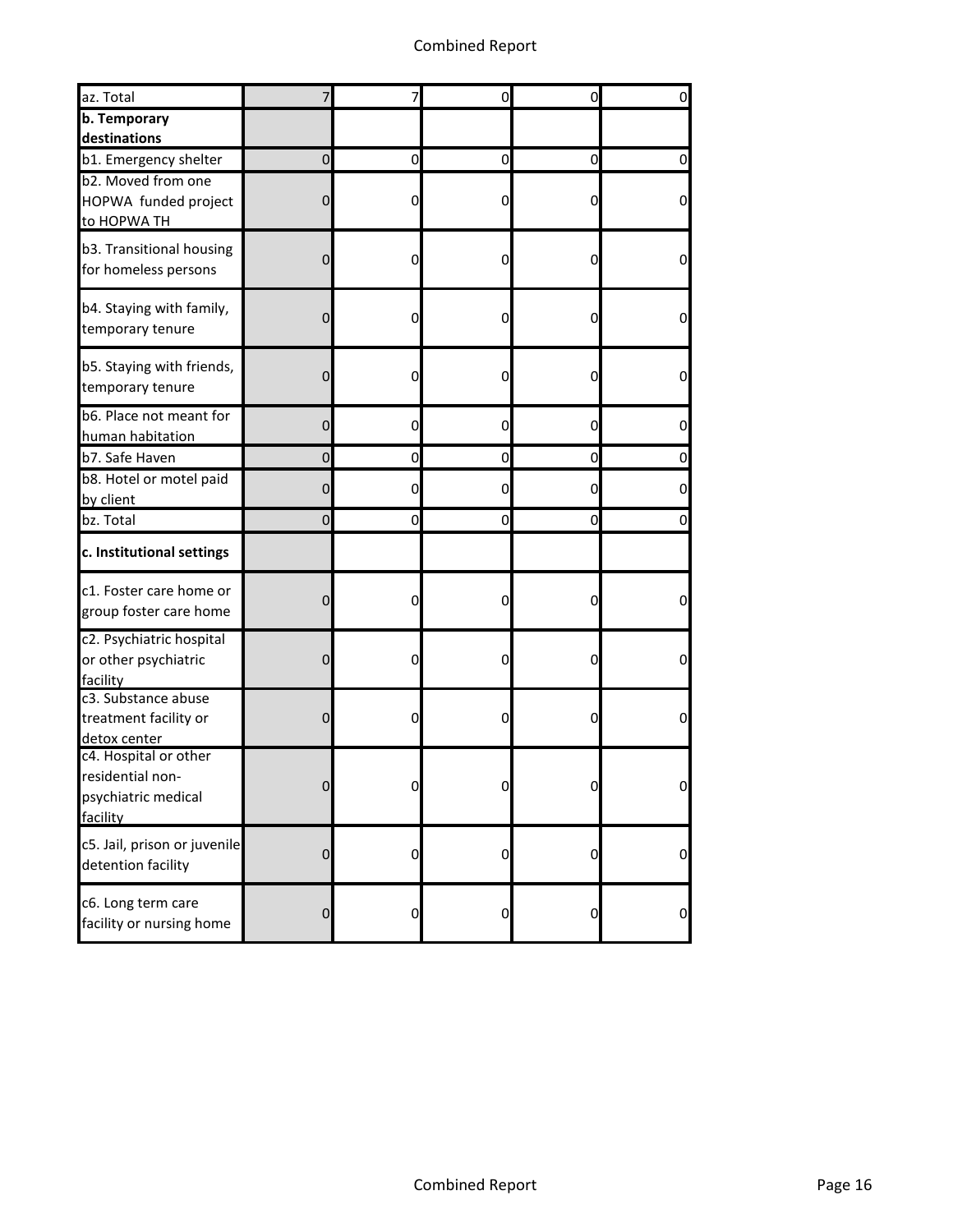| | | | | | |
|---|---|---|---|---|---|
| az. Total | 7 | 7 | 0 | 0 | 0 |
| **b. Temporary destinations** | | | | | |
| b1. Emergency shelter | 0 | 0 | 0 | 0 | 0 |
| b2. Moved from one HOPWA funded project to HOPWA TH | 0 | 0 | 0 | 0 | 0 |
| b3. Transitional housing for homeless persons | 0 | 0 | 0 | 0 | 0 |
| b4. Staying with family, temporary tenure | 0 | 0 | 0 | 0 | 0 |
| b5. Staying with friends, temporary tenure | 0 | 0 | 0 | 0 | 0 |
| b6. Place not meant for human habitation | 0 | 0 | 0 | 0 | 0 |
| b7. Safe Haven | 0 | 0 | 0 | 0 | 0 |
| b8. Hotel or motel paid by client | 0 | 0 | 0 | 0 | 0 |
| bz. Total | 0 | 0 | 0 | 0 | 0 |
| **c. Institutional settings** | | | | | |
| c1. Foster care home or group foster care home | 0 | 0 | 0 | 0 | 0 |
| c2. Psychiatric hospital or other psychiatric facility | 0 | 0 | 0 | 0 | 0 |
| c3. Substance abuse treatment facility or detox center | 0 | 0 | 0 | 0 | 0 |
| c4. Hospital or other residential non-psychiatric medical facility | 0 | 0 | 0 | 0 | 0 |
| c5. Jail, prison or juvenile detention facility | 0 | 0 | 0 | 0 | 0 |
| c6. Long term care facility or nursing home | 0 | 0 | 0 | 0 | 0 |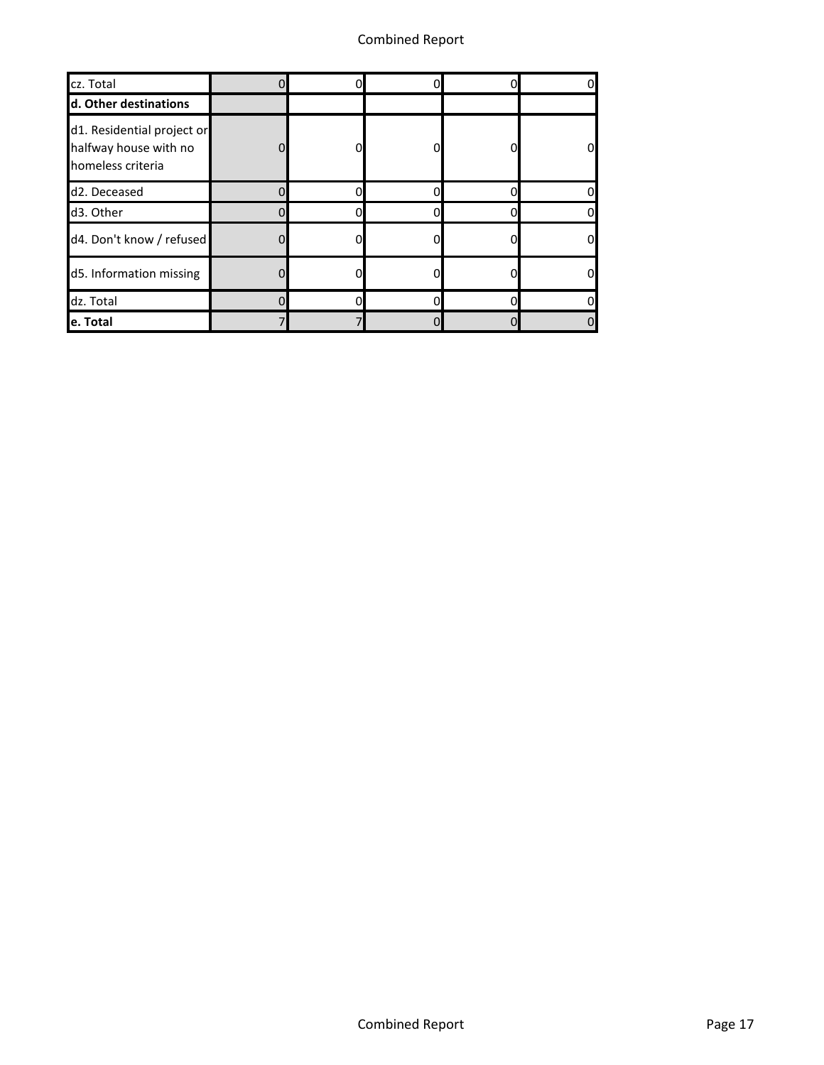| | | | | | |
|---|---|---|---|---|---|
| cz. Total | 0 | 0 | 0 | 0 | 0 |
| **d. Other destinations** | | | | | |
| d1. Residential project or halfway house with no homeless criteria | 0 | 0 | 0 | 0 | 0 |
| d2. Deceased | 0 | 0 | 0 | 0 | 0 |
| d3. Other | 0 | 0 | 0 | 0 | 0 |
| d4. Don't know / refused | 0 | 0 | 0 | 0 | 0 |
| d5. Information missing | 0 | 0 | 0 | 0 | 0 |
| dz. Total | 0 | 0 | 0 | 0 | 0 |
| **e. Total** | 7 | 7 | 0 | 0 | 0 |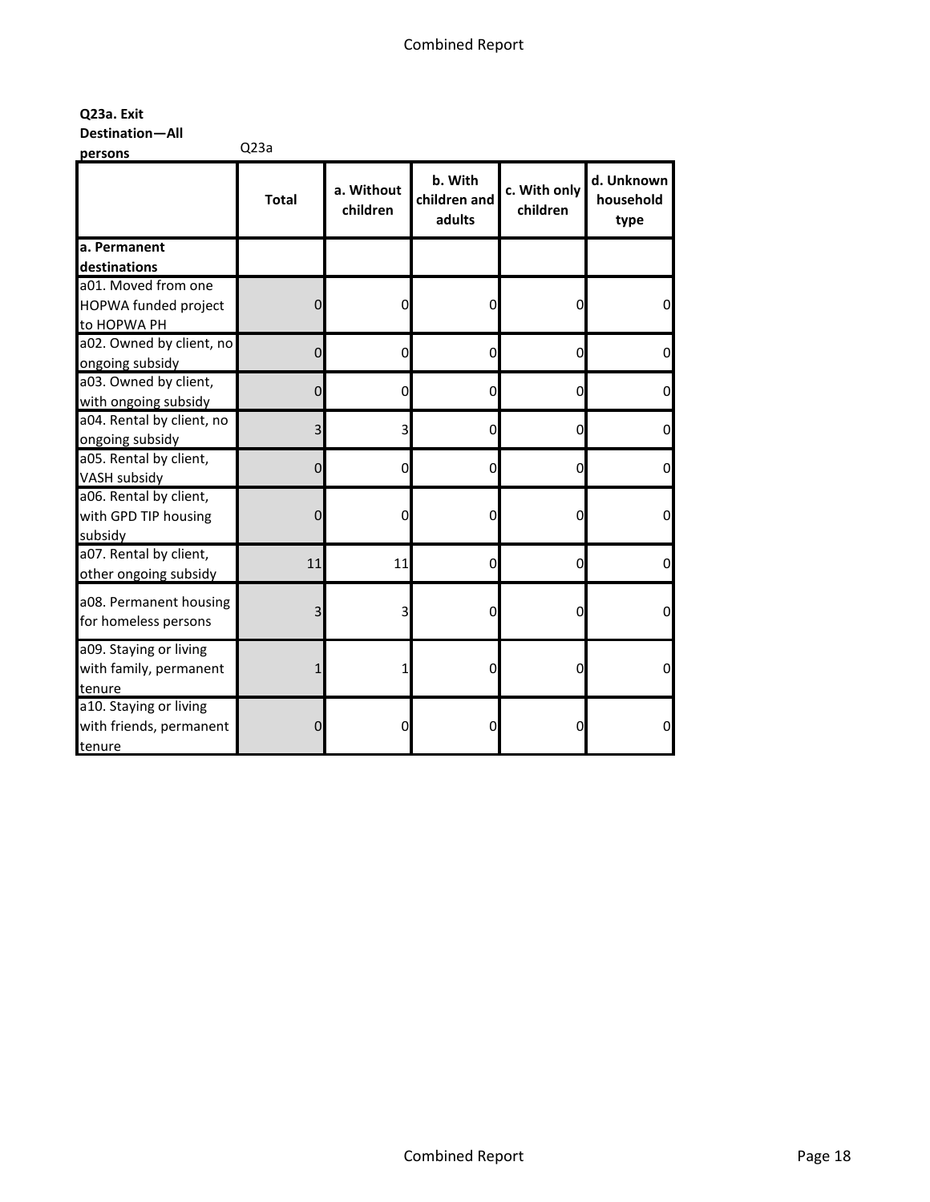**Q23a. Exit Destination—All persons**

Q23a

| | Total | a. Without children | b. With children and adults | c. With only children | d. Unknown household type |
|---|---|---|---|---|---|
| **a. Permanent destinations** | | | | | |
| a01. Moved from one HOPWA funded project to HOPWA PH | 0 | 0 | 0 | 0 | 0 |
| a02. Owned by client, no ongoing subsidy | 0 | 0 | 0 | 0 | 0 |
| a03. Owned by client, with ongoing subsidy | 0 | 0 | 0 | 0 | 0 |
| a04. Rental by client, no ongoing subsidy | 3 | 3 | 0 | 0 | 0 |
| a05. Rental by client, VASH subsidy | 0 | 0 | 0 | 0 | 0 |
| a06. Rental by client, with GPD TIP housing subsidy | 0 | 0 | 0 | 0 | 0 |
| a07. Rental by client, other ongoing subsidy | 11 | 11 | 0 | 0 | 0 |
| a08. Permanent housing for homeless persons | 3 | 3 | 0 | 0 | 0 |
| a09. Staying or living with family, permanent tenure | 1 | 1 | 0 | 0 | 0 |
| a10. Staying or living with friends, permanent tenure | 0 | 0 | 0 | 0 | 0 |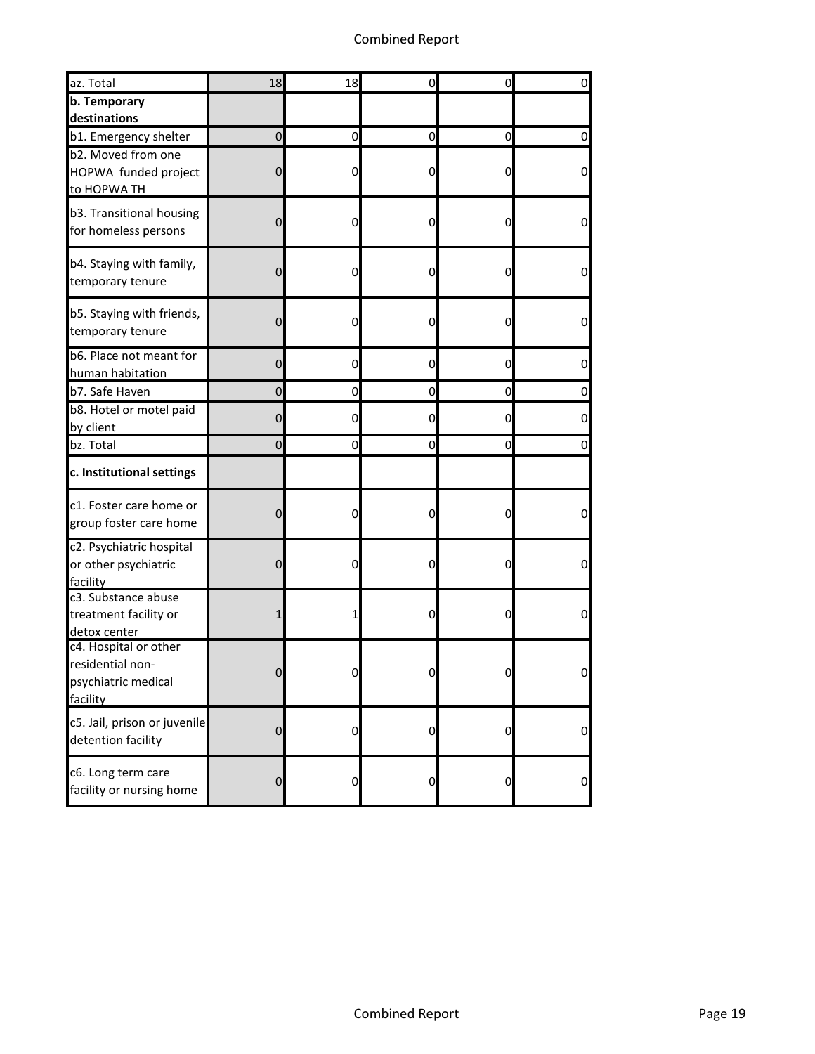| | | | | | |
|---|---|---|---|---|---|
| az. Total | 18 | 18 | 0 | 0 | 0 |
| **b. Temporary destinations** | | | | | |
| b1. Emergency shelter | 0 | 0 | 0 | 0 | 0 |
| b2. Moved from one HOPWA funded project to HOPWA TH | 0 | 0 | 0 | 0 | 0 |
| b3. Transitional housing for homeless persons | 0 | 0 | 0 | 0 | 0 |
| b4. Staying with family, temporary tenure | 0 | 0 | 0 | 0 | 0 |
| b5. Staying with friends, temporary tenure | 0 | 0 | 0 | 0 | 0 |
| b6. Place not meant for human habitation | 0 | 0 | 0 | 0 | 0 |
| b7. Safe Haven | 0 | 0 | 0 | 0 | 0 |
| b8. Hotel or motel paid by client | 0 | 0 | 0 | 0 | 0 |
| bz. Total | 0 | 0 | 0 | 0 | 0 |
| **c. Institutional settings** | | | | | |
| c1. Foster care home or group foster care home | 0 | 0 | 0 | 0 | 0 |
| c2. Psychiatric hospital or other psychiatric facility | 0 | 0 | 0 | 0 | 0 |
| c3. Substance abuse treatment facility or detox center | 1 | 1 | 0 | 0 | 0 |
| c4. Hospital or other residential non-psychiatric medical facility | 0 | 0 | 0 | 0 | 0 |
| c5. Jail, prison or juvenile detention facility | 0 | 0 | 0 | 0 | 0 |
| c6. Long term care facility or nursing home | 0 | 0 | 0 | 0 | 0 |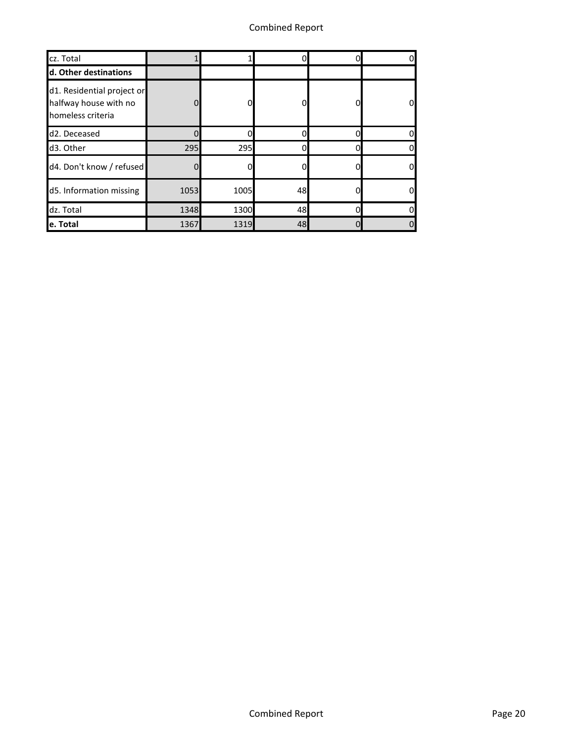| | | | | | |
|---|---|---|---|---|---|
| cz. Total | 1 | 1 | 0 | 0 | 0 |
| **d. Other destinations** | | | | | |
| d1. Residential project or halfway house with no homeless criteria | 0 | 0 | 0 | 0 | 0 |
| d2. Deceased | 0 | 0 | 0 | 0 | 0 |
| d3. Other | 295 | 295 | 0 | 0 | 0 |
| d4. Don't know / refused | 0 | 0 | 0 | 0 | 0 |
| d5. Information missing | 1053 | 1005 | 48 | 0 | 0 |
| dz. Total | 1348 | 1300 | 48 | 0 | 0 |
| **e. Total** | 1367 | 1319 | 48 | 0 | 0 |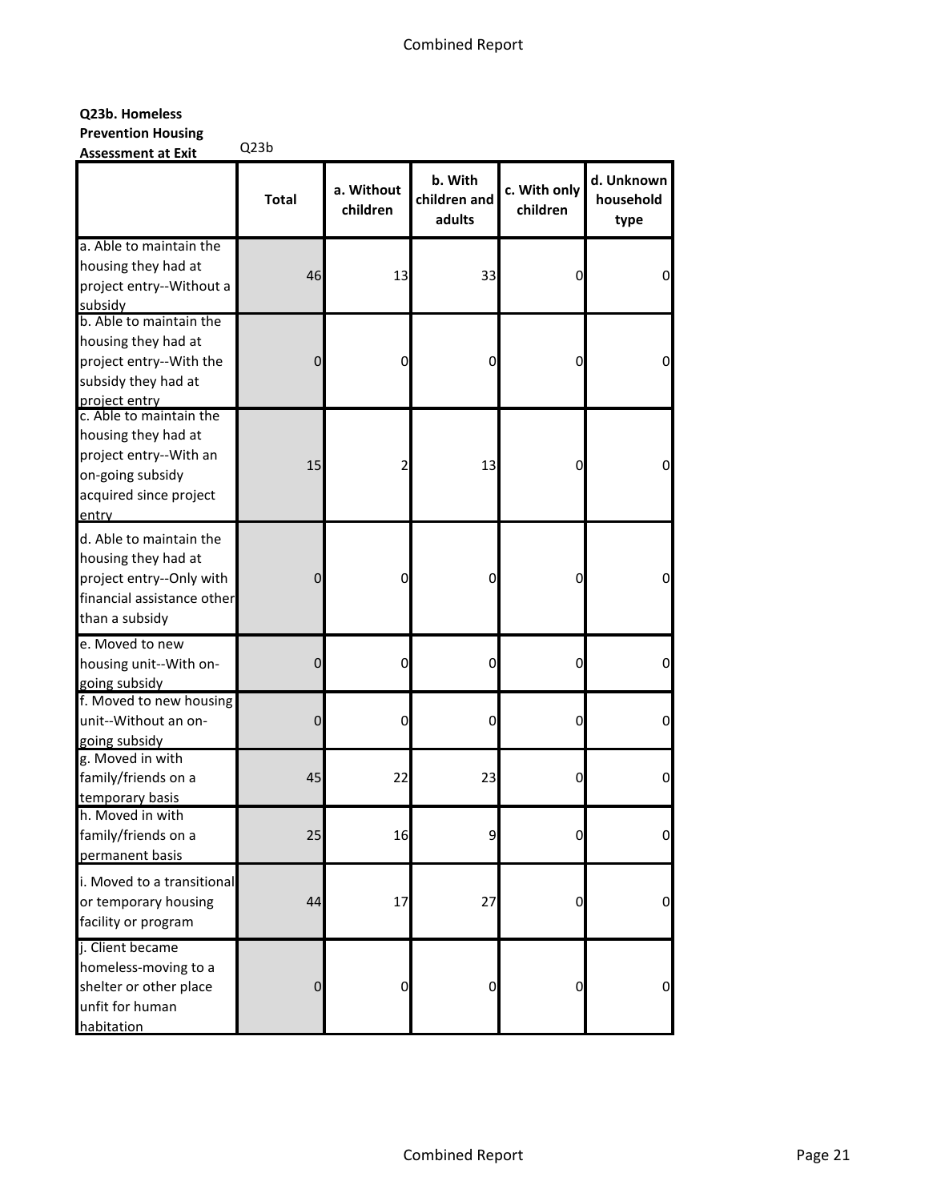**Q23b. Homeless Prevention Housing Assessment at Exit** Q23b

| | Total | a. Without children | b. With children and adults | c. With only children | d. Unknown household type |
|---|---|---|---|---|---|
| a. Able to maintain the housing they had at project entry--Without a subsidy | 46 | 13 | 33 | 0 | 0 |
| b. Able to maintain the housing they had at project entry--With the subsidy they had at project entry | 0 | 0 | 0 | 0 | 0 |
| c. Able to maintain the housing they had at project entry--With an on-going subsidy acquired since project entry | 15 | 2 | 13 | 0 | 0 |
| d. Able to maintain the housing they had at project entry--Only with financial assistance other than a subsidy | 0 | 0 | 0 | 0 | 0 |
| e. Moved to new housing unit--With on-going subsidy | 0 | 0 | 0 | 0 | 0 |
| f. Moved to new housing unit--Without an on-going subsidy | 0 | 0 | 0 | 0 | 0 |
| g. Moved in with family/friends on a temporary basis | 45 | 22 | 23 | 0 | 0 |
| h. Moved in with family/friends on a permanent basis | 25 | 16 | 9 | 0 | 0 |
| i. Moved to a transitional or temporary housing facility or program | 44 | 17 | 27 | 0 | 0 |
| j. Client became homeless-moving to a shelter or other place unfit for human habitation | 0 | 0 | 0 | 0 | 0 |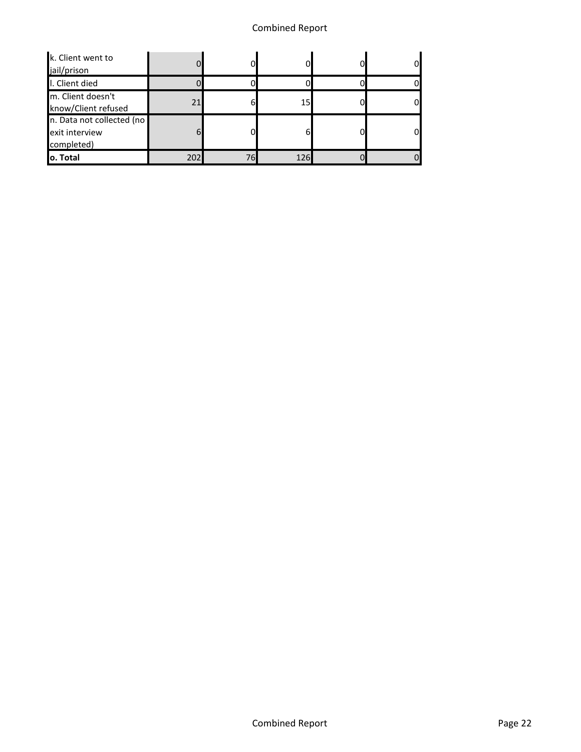|  |  |  |  |  |  |
|---|---|---|---|---|---|
| k. Client went to jail/prison | 0 | 0 | 0 | 0 | 0 |
| l. Client died | 0 | 0 | 0 | 0 | 0 |
| m. Client doesn't know/Client refused | 21 | 6 | 15 | 0 | 0 |
| n. Data not collected (no exit interview completed) | 6 | 0 | 6 | 0 | 0 |
| **o. Total** | 202 | 76 | 126 | 0 | 0 |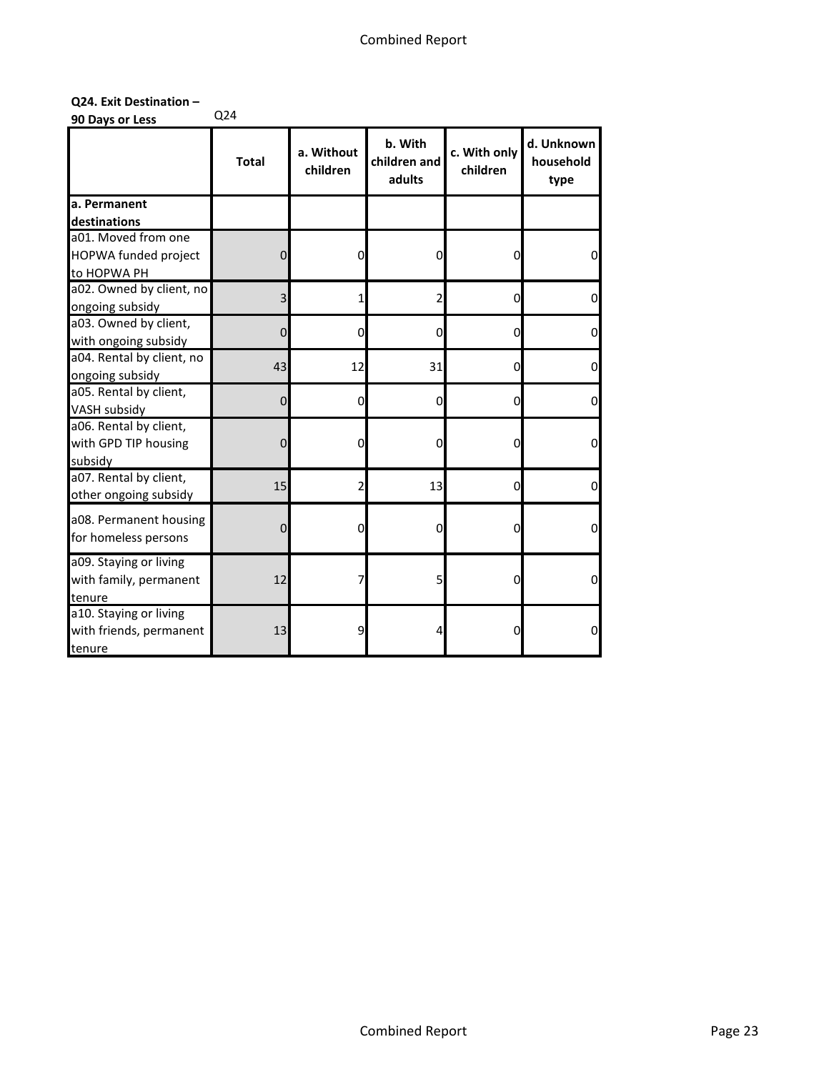**Q24. Exit Destination – 90 Days or Less**

Q24

| | Total | a. Without children | b. With children and adults | c. With only children | d. Unknown household type |
|---|---|---|---|---|---|
| **a. Permanent destinations** | | | | | |
| a01. Moved from one HOPWA funded project to HOPWA PH | 0 | 0 | 0 | 0 | 0 |
| a02. Owned by client, no ongoing subsidy | 3 | 1 | 2 | 0 | 0 |
| a03. Owned by client, with ongoing subsidy | 0 | 0 | 0 | 0 | 0 |
| a04. Rental by client, no ongoing subsidy | 43 | 12 | 31 | 0 | 0 |
| a05. Rental by client, VASH subsidy | 0 | 0 | 0 | 0 | 0 |
| a06. Rental by client, with GPD TIP housing subsidy | 0 | 0 | 0 | 0 | 0 |
| a07. Rental by client, other ongoing subsidy | 15 | 2 | 13 | 0 | 0 |
| a08. Permanent housing for homeless persons | 0 | 0 | 0 | 0 | 0 |
| a09. Staying or living with family, permanent tenure | 12 | 7 | 5 | 0 | 0 |
| a10. Staying or living with friends, permanent tenure | 13 | 9 | 4 | 0 | 0 |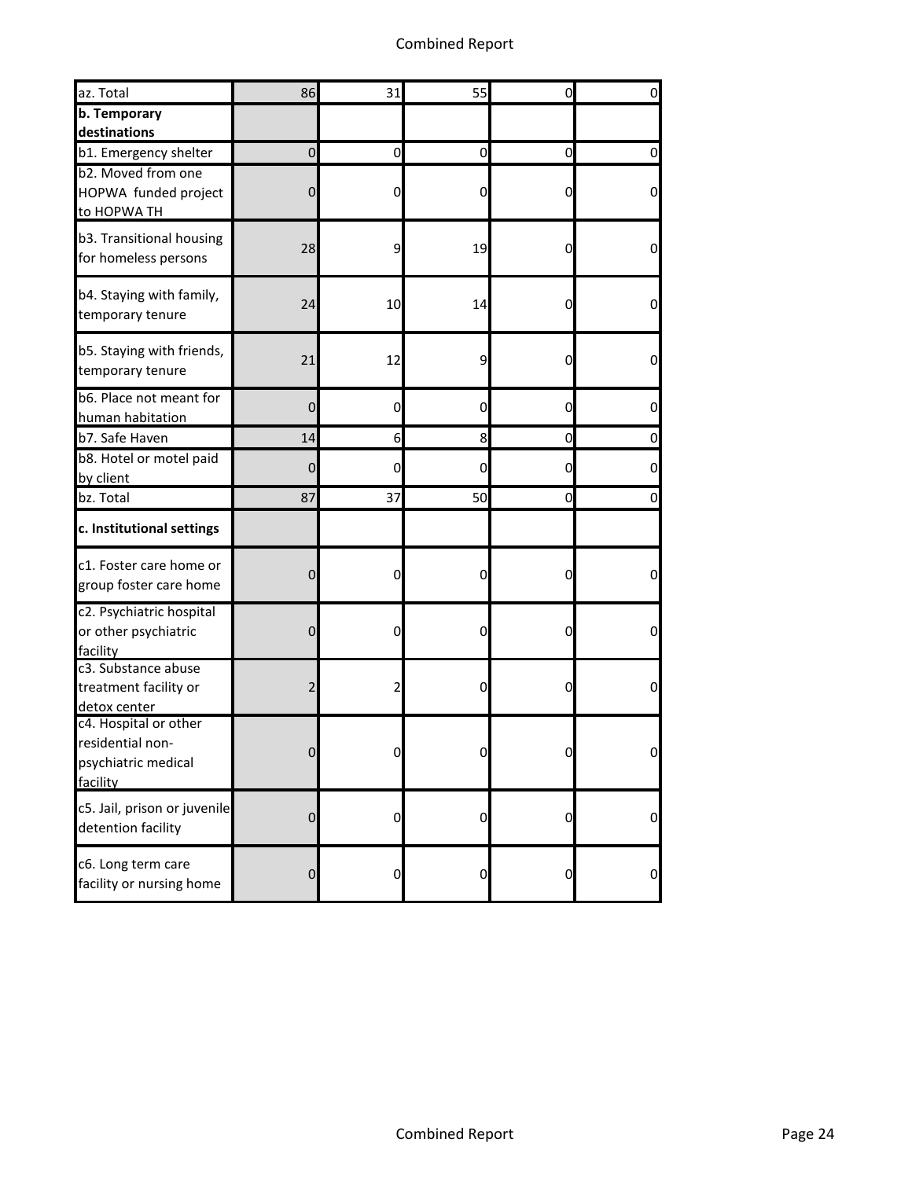| | | | | | |
|---|---|---|---|---|---|
| az. Total | 86 | 31 | 55 | 0 | 0 |
| **b. Temporary destinations** | | | | | |
| b1. Emergency shelter | 0 | 0 | 0 | 0 | 0 |
| b2. Moved from one HOPWA funded project to HOPWA TH | 0 | 0 | 0 | 0 | 0 |
| b3. Transitional housing for homeless persons | 28 | 9 | 19 | 0 | 0 |
| b4. Staying with family, temporary tenure | 24 | 10 | 14 | 0 | 0 |
| b5. Staying with friends, temporary tenure | 21 | 12 | 9 | 0 | 0 |
| b6. Place not meant for human habitation | 0 | 0 | 0 | 0 | 0 |
| b7. Safe Haven | 14 | 6 | 8 | 0 | 0 |
| b8. Hotel or motel paid by client | 0 | 0 | 0 | 0 | 0 |
| bz. Total | 87 | 37 | 50 | 0 | 0 |
| **c. Institutional settings** | | | | | |
| c1. Foster care home or group foster care home | 0 | 0 | 0 | 0 | 0 |
| c2. Psychiatric hospital or other psychiatric facility | 0 | 0 | 0 | 0 | 0 |
| c3. Substance abuse treatment facility or detox center | 2 | 2 | 0 | 0 | 0 |
| c4. Hospital or other residential non-psychiatric medical facility | 0 | 0 | 0 | 0 | 0 |
| c5. Jail, prison or juvenile detention facility | 0 | 0 | 0 | 0 | 0 |
| c6. Long term care facility or nursing home | 0 | 0 | 0 | 0 | 0 |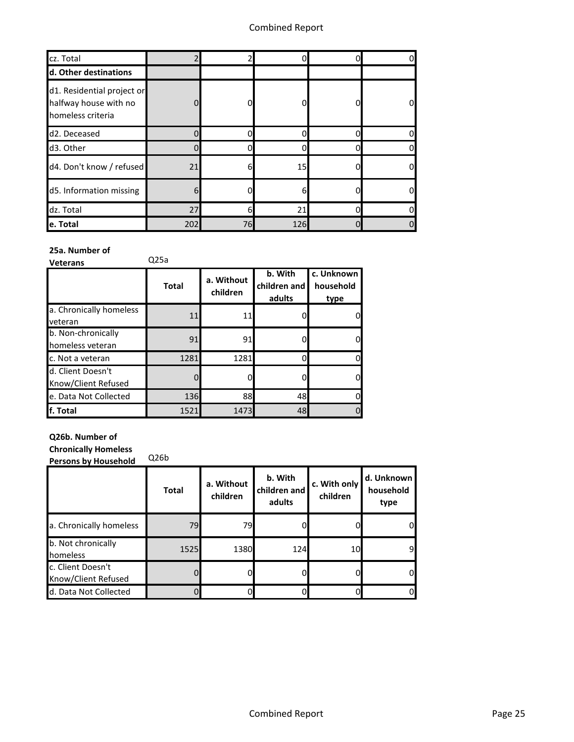| | | | | | |
|---|---|---|---|---|---|
| cz. Total | 2 | 2 | 0 | 0 | 0 |
| **d. Other destinations** | | | | | |
| d1. Residential project or halfway house with no homeless criteria | 0 | 0 | 0 | 0 | 0 |
| d2. Deceased | 0 | 0 | 0 | 0 | 0 |
| d3. Other | 0 | 0 | 0 | 0 | 0 |
| d4. Don't know / refused | 21 | 6 | 15 | 0 | 0 |
| d5. Information missing | 6 | 0 | 6 | 0 | 0 |
| dz. Total | 27 | 6 | 21 | 0 | 0 |
| **e. Total** | 202 | 76 | 126 | 0 | 0 |

**25a. Number of Veterans** Q25a

| | Total | a. Without children | b. With children and adults | c. Unknown household type |
|---|---|---|---|---|
| a. Chronically homeless veteran | 11 | 11 | 0 | 0 |
| b. Non-chronically homeless veteran | 91 | 91 | 0 | 0 |
| c. Not a veteran | 1281 | 1281 | 0 | 0 |
| d. Client Doesn't Know/Client Refused | 0 | 0 | 0 | 0 |
| e. Data Not Collected | 136 | 88 | 48 | 0 |
| **f. Total** | 1521 | 1473 | 48 | 0 |

**Q26b. Number of Chronically Homeless Persons by Household** Q26b

| | Total | a. Without children | b. With children and adults | c. With only children | d. Unknown household type |
|---|---|---|---|---|---|
| a. Chronically homeless | 79 | 79 | 0 | 0 | 0 |
| b. Not chronically homeless | 1525 | 1380 | 124 | 10 | 9 |
| c. Client Doesn't Know/Client Refused | 0 | 0 | 0 | 0 | 0 |
| d. Data Not Collected | 0 | 0 | 0 | 0 | 0 |